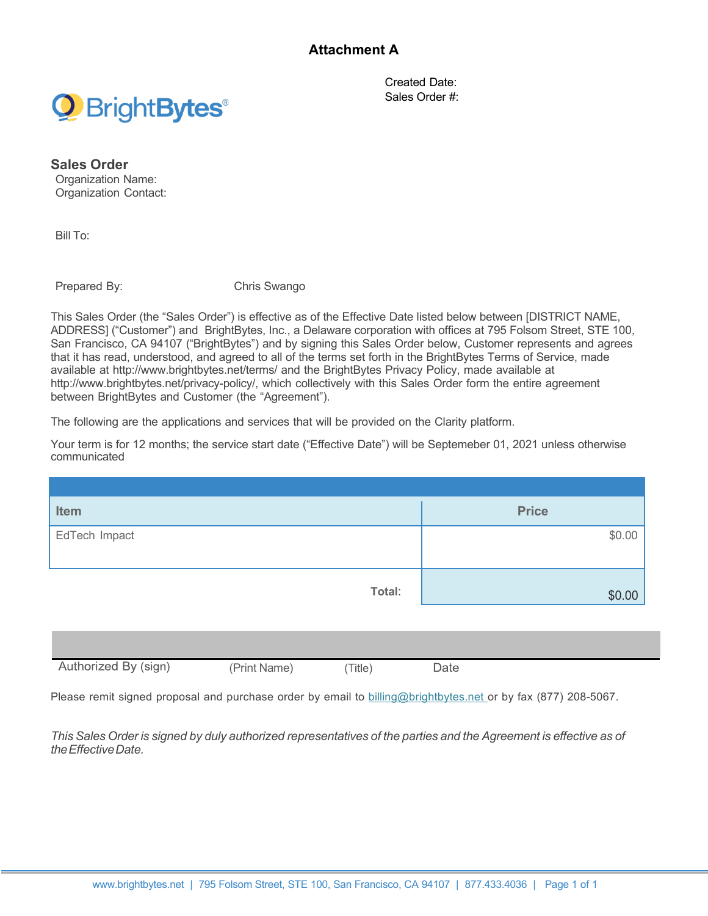# Attachment A

Created Date:
Sales Order #:

BrightBytes®

## Sales Order

Organization Name:
Organization Contact:

Bill To:

Prepared By: Chris Swango

This Sales Order (the "Sales Order") is effective as of the Effective Date listed below between [DISTRICT NAME, ADDRESS] ("Customer") and BrightBytes, Inc., a Delaware corporation with offices at 795 Folsom Street, STE 100, San Francisco, CA 94107 ("BrightBytes") and by signing this Sales Order below, Customer represents and agrees that it has read, understood, and agreed to all of the terms set forth in the BrightBytes Terms of Service, made available at http://www.brightbytes.net/terms/ and the BrightBytes Privacy Policy, made available at http://www.brightbytes.net/privacy-policy/, which collectively with this Sales Order form the entire agreement between BrightBytes and Customer (the "Agreement").

The following are the applications and services that will be provided on the Clarity platform.

Your term is for 12 months; the service start date ("Effective Date") will be Septemeber 01, 2021 unless otherwise communicated

| Item | Price |
|---|---|
| EdTech Impact | $0.00 |
| Total: | $0.00 |

| Authorized By (sign) | (Print Name) | (Title) | Date |
|---|---|---|---|

Please remit signed proposal and purchase order by email to billing@brightbytes.net or by fax (877) 208-5067.

*This Sales Order is signed by duly authorized representatives of the parties and the Agreement is effective as of the Effective Date.*

www.brightbytes.net | 795 Folsom Street, STE 100, San Francisco, CA 94107 | 877.433.4036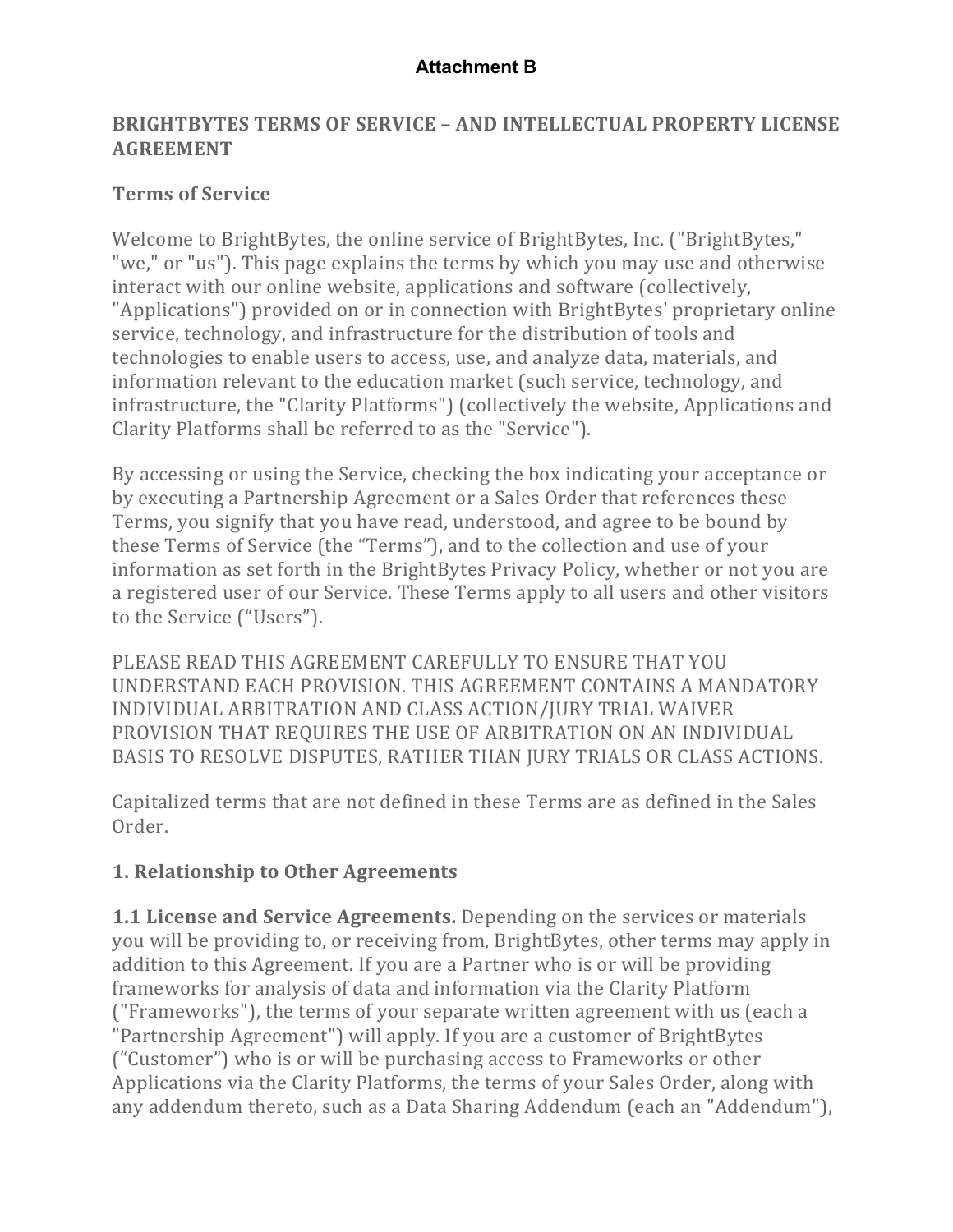**Attachment B**

## BRIGHTBYTES TERMS OF SERVICE – AND INTELLECTUAL PROPERTY LICENSE AGREEMENT

### Terms of Service

Welcome to BrightBytes, the online service of BrightBytes, Inc. ("BrightBytes," "we," or "us"). This page explains the terms by which you may use and otherwise interact with our online website, applications and software (collectively, "Applications") provided on or in connection with BrightBytes' proprietary online service, technology, and infrastructure for the distribution of tools and technologies to enable users to access, use, and analyze data, materials, and information relevant to the education market (such service, technology, and infrastructure, the "Clarity Platforms") (collectively the website, Applications and Clarity Platforms shall be referred to as the "Service").

By accessing or using the Service, checking the box indicating your acceptance or by executing a Partnership Agreement or a Sales Order that references these Terms, you signify that you have read, understood, and agree to be bound by these Terms of Service (the "Terms"), and to the collection and use of your information as set forth in the BrightBytes Privacy Policy, whether or not you are a registered user of our Service. These Terms apply to all users and other visitors to the Service ("Users").

PLEASE READ THIS AGREEMENT CAREFULLY TO ENSURE THAT YOU UNDERSTAND EACH PROVISION. THIS AGREEMENT CONTAINS A MANDATORY INDIVIDUAL ARBITRATION AND CLASS ACTION/JURY TRIAL WAIVER PROVISION THAT REQUIRES THE USE OF ARBITRATION ON AN INDIVIDUAL BASIS TO RESOLVE DISPUTES, RATHER THAN JURY TRIALS OR CLASS ACTIONS.

Capitalized terms that are not defined in these Terms are as defined in the Sales Order.

### 1. Relationship to Other Agreements

**1.1 License and Service Agreements.** Depending on the services or materials you will be providing to, or receiving from, BrightBytes, other terms may apply in addition to this Agreement. If you are a Partner who is or will be providing frameworks for analysis of data and information via the Clarity Platform ("Frameworks"), the terms of your separate written agreement with us (each a "Partnership Agreement") will apply. If you are a customer of BrightBytes ("Customer") who is or will be purchasing access to Frameworks or other Applications via the Clarity Platforms, the terms of your Sales Order, along with any addendum thereto, such as a Data Sharing Addendum (each an "Addendum"),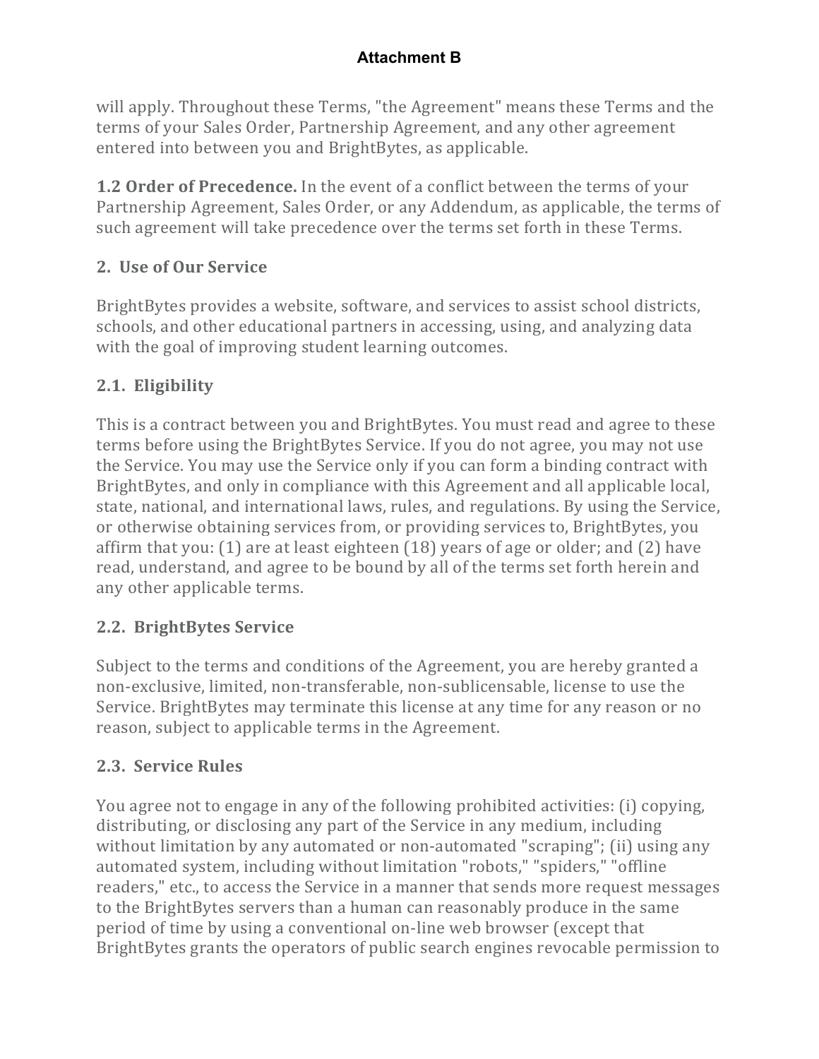will apply. Throughout these Terms, "the Agreement" means these Terms and the terms of your Sales Order, Partnership Agreement, and any other agreement entered into between you and BrightBytes, as applicable.

**1.2 Order of Precedence.** In the event of a conflict between the terms of your Partnership Agreement, Sales Order, or any Addendum, as applicable, the terms of such agreement will take precedence over the terms set forth in these Terms.

## 2. Use of Our Service

BrightBytes provides a website, software, and services to assist school districts, schools, and other educational partners in accessing, using, and analyzing data with the goal of improving student learning outcomes.

### 2.1. Eligibility

This is a contract between you and BrightBytes. You must read and agree to these terms before using the BrightBytes Service. If you do not agree, you may not use the Service. You may use the Service only if you can form a binding contract with BrightBytes, and only in compliance with this Agreement and all applicable local, state, national, and international laws, rules, and regulations. By using the Service, or otherwise obtaining services from, or providing services to, BrightBytes, you affirm that you: (1) are at least eighteen (18) years of age or older; and (2) have read, understand, and agree to be bound by all of the terms set forth herein and any other applicable terms.

### 2.2. BrightBytes Service

Subject to the terms and conditions of the Agreement, you are hereby granted a non-exclusive, limited, non-transferable, non-sublicensable, license to use the Service. BrightBytes may terminate this license at any time for any reason or no reason, subject to applicable terms in the Agreement.

### 2.3. Service Rules

You agree not to engage in any of the following prohibited activities: (i) copying, distributing, or disclosing any part of the Service in any medium, including without limitation by any automated or non-automated "scraping"; (ii) using any automated system, including without limitation "robots," "spiders," "offline readers," etc., to access the Service in a manner that sends more request messages to the BrightBytes servers than a human can reasonably produce in the same period of time by using a conventional on-line web browser (except that BrightBytes grants the operators of public search engines revocable permission to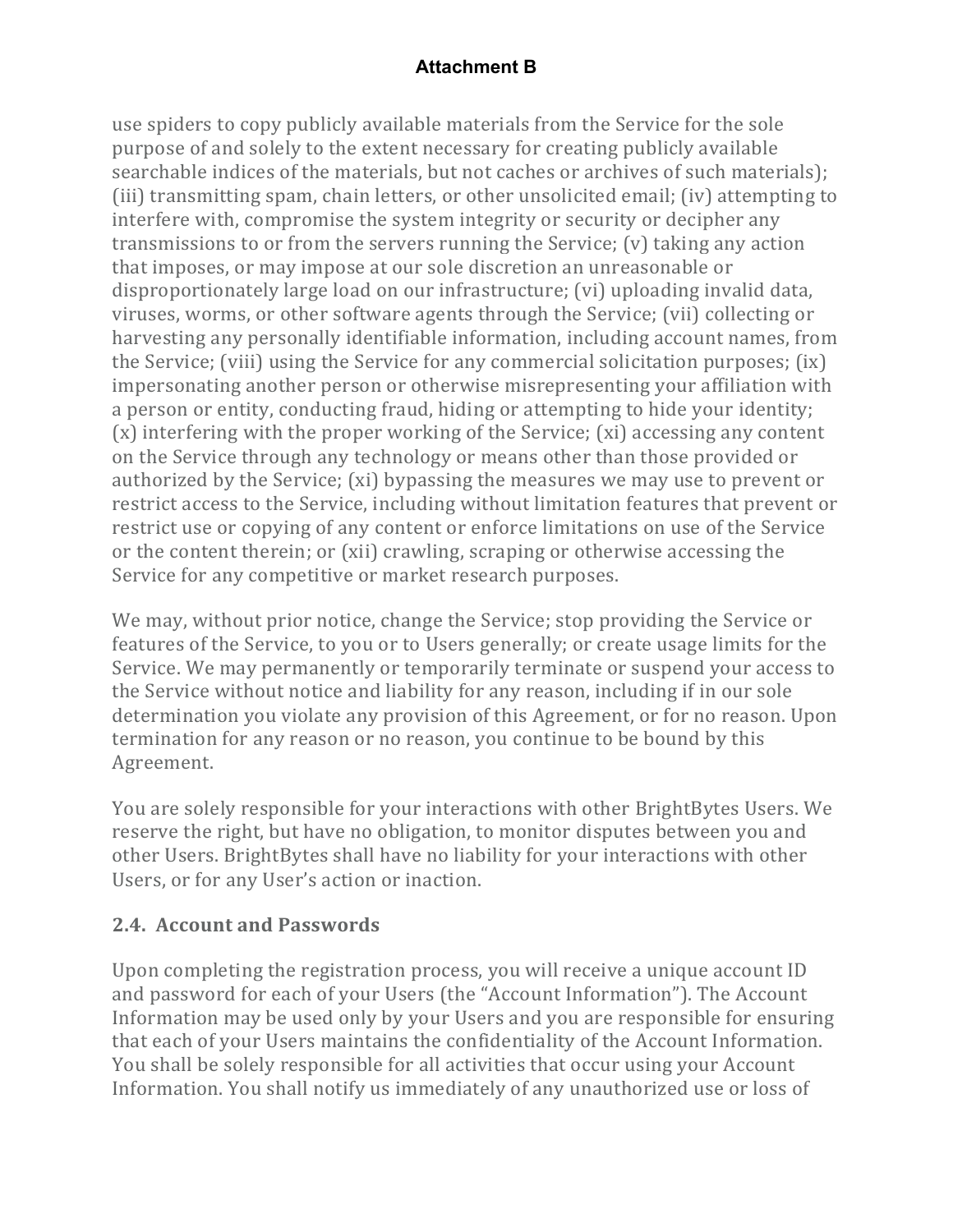use spiders to copy publicly available materials from the Service for the sole purpose of and solely to the extent necessary for creating publicly available searchable indices of the materials, but not caches or archives of such materials); (iii) transmitting spam, chain letters, or other unsolicited email; (iv) attempting to interfere with, compromise the system integrity or security or decipher any transmissions to or from the servers running the Service; (v) taking any action that imposes, or may impose at our sole discretion an unreasonable or disproportionately large load on our infrastructure; (vi) uploading invalid data, viruses, worms, or other software agents through the Service; (vii) collecting or harvesting any personally identifiable information, including account names, from the Service; (viii) using the Service for any commercial solicitation purposes; (ix) impersonating another person or otherwise misrepresenting your affiliation with a person or entity, conducting fraud, hiding or attempting to hide your identity; (x) interfering with the proper working of the Service; (xi) accessing any content on the Service through any technology or means other than those provided or authorized by the Service; (xi) bypassing the measures we may use to prevent or restrict access to the Service, including without limitation features that prevent or restrict use or copying of any content or enforce limitations on use of the Service or the content therein; or (xii) crawling, scraping or otherwise accessing the Service for any competitive or market research purposes.

We may, without prior notice, change the Service; stop providing the Service or features of the Service, to you or to Users generally; or create usage limits for the Service. We may permanently or temporarily terminate or suspend your access to the Service without notice and liability for any reason, including if in our sole determination you violate any provision of this Agreement, or for no reason. Upon termination for any reason or no reason, you continue to be bound by this Agreement.

You are solely responsible for your interactions with other BrightBytes Users. We reserve the right, but have no obligation, to monitor disputes between you and other Users. BrightBytes shall have no liability for your interactions with other Users, or for any User's action or inaction.

### 2.4. Account and Passwords

Upon completing the registration process, you will receive a unique account ID and password for each of your Users (the "Account Information"). The Account Information may be used only by your Users and you are responsible for ensuring that each of your Users maintains the confidentiality of the Account Information. You shall be solely responsible for all activities that occur using your Account Information. You shall notify us immediately of any unauthorized use or loss of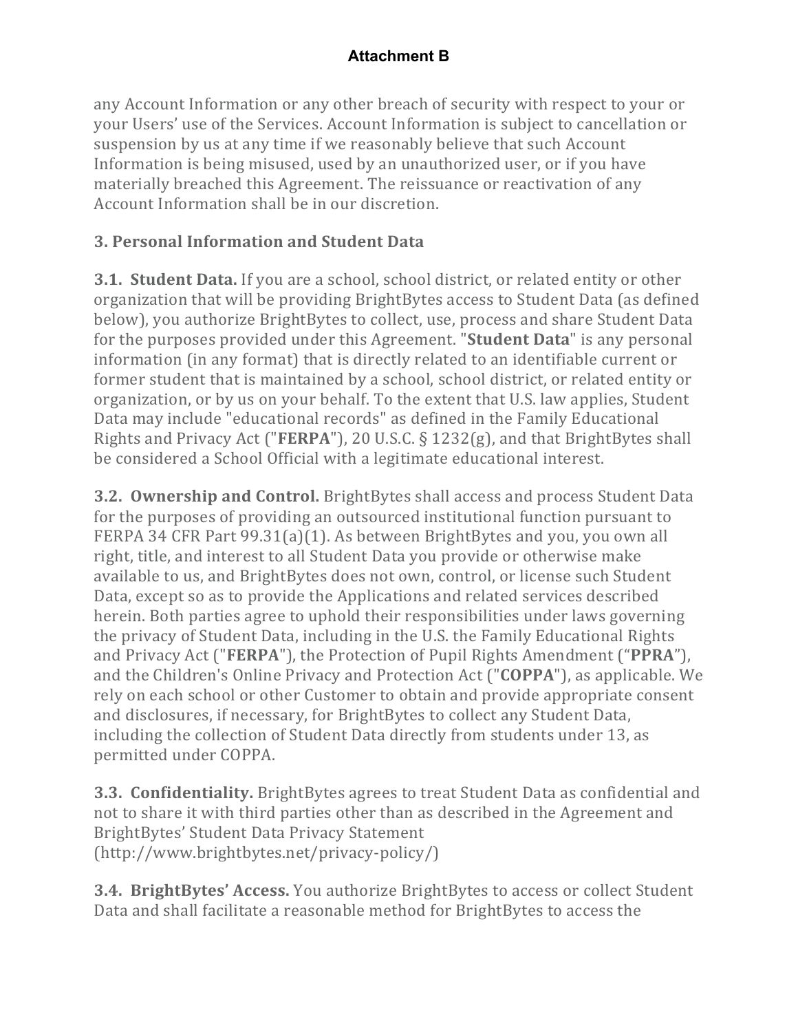any Account Information or any other breach of security with respect to your or your Users' use of the Services. Account Information is subject to cancellation or suspension by us at any time if we reasonably believe that such Account Information is being misused, used by an unauthorized user, or if you have materially breached this Agreement. The reissuance or reactivation of any Account Information shall be in our discretion.

### 3. Personal Information and Student Data

**3.1. Student Data.** If you are a school, school district, or related entity or other organization that will be providing BrightBytes access to Student Data (as defined below), you authorize BrightBytes to collect, use, process and share Student Data for the purposes provided under this Agreement. "**Student Data**" is any personal information (in any format) that is directly related to an identifiable current or former student that is maintained by a school, school district, or related entity or organization, or by us on your behalf. To the extent that U.S. law applies, Student Data may include "educational records" as defined in the Family Educational Rights and Privacy Act ("**FERPA**"), 20 U.S.C. § 1232(g), and that BrightBytes shall be considered a School Official with a legitimate educational interest.

**3.2. Ownership and Control.** BrightBytes shall access and process Student Data for the purposes of providing an outsourced institutional function pursuant to FERPA 34 CFR Part 99.31(a)(1). As between BrightBytes and you, you own all right, title, and interest to all Student Data you provide or otherwise make available to us, and BrightBytes does not own, control, or license such Student Data, except so as to provide the Applications and related services described herein. Both parties agree to uphold their responsibilities under laws governing the privacy of Student Data, including in the U.S. the Family Educational Rights and Privacy Act ("**FERPA**"), the Protection of Pupil Rights Amendment ("**PPRA**"), and the Children's Online Privacy and Protection Act ("**COPPA**"), as applicable. We rely on each school or other Customer to obtain and provide appropriate consent and disclosures, if necessary, for BrightBytes to collect any Student Data, including the collection of Student Data directly from students under 13, as permitted under COPPA.

**3.3. Confidentiality.** BrightBytes agrees to treat Student Data as confidential and not to share it with third parties other than as described in the Agreement and BrightBytes' Student Data Privacy Statement (http://www.brightbytes.net/privacy-policy/)

**3.4. BrightBytes' Access.** You authorize BrightBytes to access or collect Student Data and shall facilitate a reasonable method for BrightBytes to access the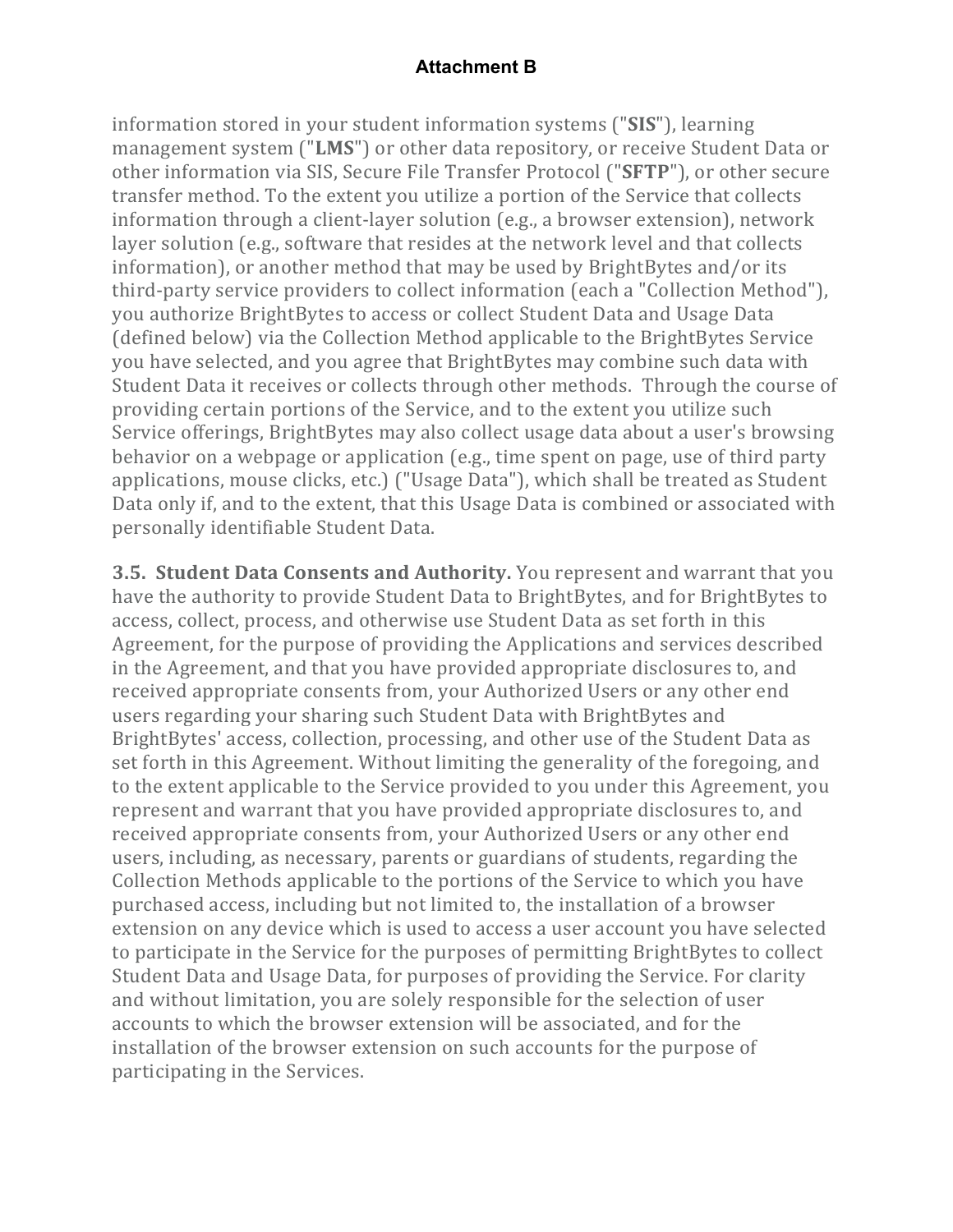information stored in your student information systems ("**SIS**"), learning management system ("**LMS**") or other data repository, or receive Student Data or other information via SIS, Secure File Transfer Protocol ("**SFTP**"), or other secure transfer method. To the extent you utilize a portion of the Service that collects information through a client-layer solution (e.g., a browser extension), network layer solution (e.g., software that resides at the network level and that collects information), or another method that may be used by BrightBytes and/or its third-party service providers to collect information (each a "Collection Method"), you authorize BrightBytes to access or collect Student Data and Usage Data (defined below) via the Collection Method applicable to the BrightBytes Service you have selected, and you agree that BrightBytes may combine such data with Student Data it receives or collects through other methods. Through the course of providing certain portions of the Service, and to the extent you utilize such Service offerings, BrightBytes may also collect usage data about a user's browsing behavior on a webpage or application (e.g., time spent on page, use of third party applications, mouse clicks, etc.) ("Usage Data"), which shall be treated as Student Data only if, and to the extent, that this Usage Data is combined or associated with personally identifiable Student Data.

**3.5. Student Data Consents and Authority.** You represent and warrant that you have the authority to provide Student Data to BrightBytes, and for BrightBytes to access, collect, process, and otherwise use Student Data as set forth in this Agreement, for the purpose of providing the Applications and services described in the Agreement, and that you have provided appropriate disclosures to, and received appropriate consents from, your Authorized Users or any other end users regarding your sharing such Student Data with BrightBytes and BrightBytes' access, collection, processing, and other use of the Student Data as set forth in this Agreement. Without limiting the generality of the foregoing, and to the extent applicable to the Service provided to you under this Agreement, you represent and warrant that you have provided appropriate disclosures to, and received appropriate consents from, your Authorized Users or any other end users, including, as necessary, parents or guardians of students, regarding the Collection Methods applicable to the portions of the Service to which you have purchased access, including but not limited to, the installation of a browser extension on any device which is used to access a user account you have selected to participate in the Service for the purposes of permitting BrightBytes to collect Student Data and Usage Data, for purposes of providing the Service. For clarity and without limitation, you are solely responsible for the selection of user accounts to which the browser extension will be associated, and for the installation of the browser extension on such accounts for the purpose of participating in the Services.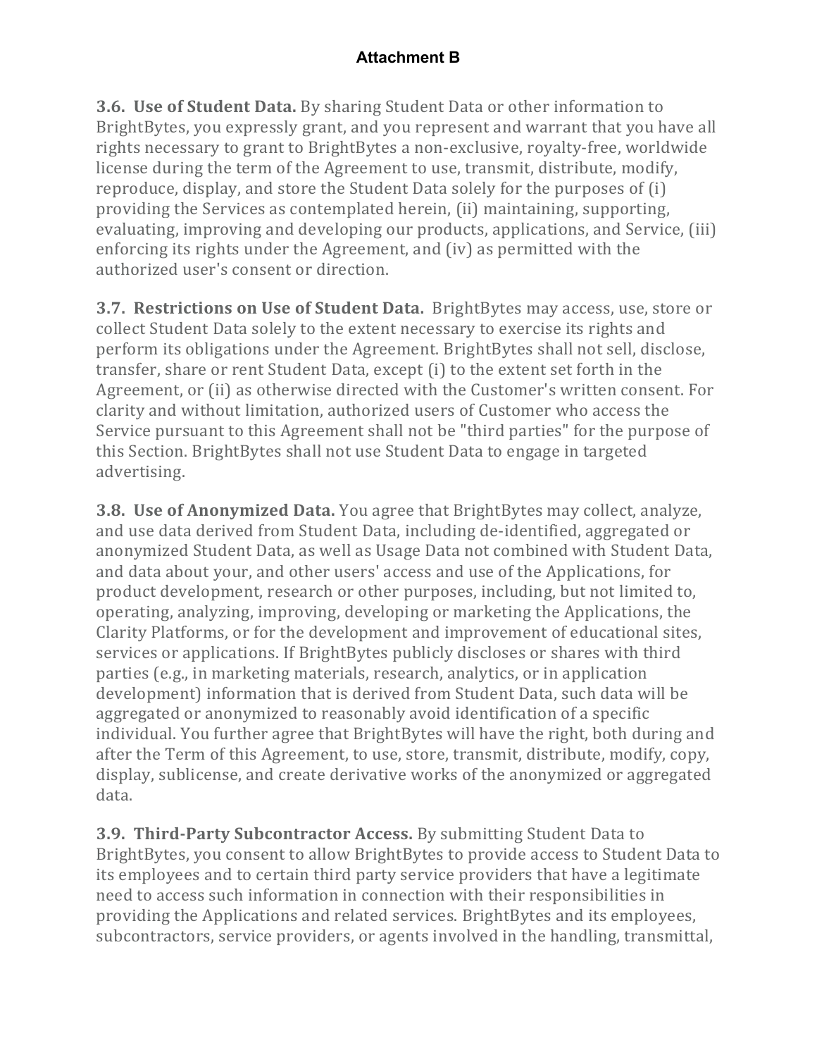# Attachment B

**3.6. Use of Student Data.** By sharing Student Data or other information to BrightBytes, you expressly grant, and you represent and warrant that you have all rights necessary to grant to BrightBytes a non-exclusive, royalty-free, worldwide license during the term of the Agreement to use, transmit, distribute, modify, reproduce, display, and store the Student Data solely for the purposes of (i) providing the Services as contemplated herein, (ii) maintaining, supporting, evaluating, improving and developing our products, applications, and Service, (iii) enforcing its rights under the Agreement, and (iv) as permitted with the authorized user's consent or direction.

**3.7. Restrictions on Use of Student Data.** BrightBytes may access, use, store or collect Student Data solely to the extent necessary to exercise its rights and perform its obligations under the Agreement. BrightBytes shall not sell, disclose, transfer, share or rent Student Data, except (i) to the extent set forth in the Agreement, or (ii) as otherwise directed with the Customer's written consent. For clarity and without limitation, authorized users of Customer who access the Service pursuant to this Agreement shall not be "third parties" for the purpose of this Section. BrightBytes shall not use Student Data to engage in targeted advertising.

**3.8. Use of Anonymized Data.** You agree that BrightBytes may collect, analyze, and use data derived from Student Data, including de-identified, aggregated or anonymized Student Data, as well as Usage Data not combined with Student Data, and data about your, and other users' access and use of the Applications, for product development, research or other purposes, including, but not limited to, operating, analyzing, improving, developing or marketing the Applications, the Clarity Platforms, or for the development and improvement of educational sites, services or applications. If BrightBytes publicly discloses or shares with third parties (e.g., in marketing materials, research, analytics, or in application development) information that is derived from Student Data, such data will be aggregated or anonymized to reasonably avoid identification of a specific individual. You further agree that BrightBytes will have the right, both during and after the Term of this Agreement, to use, store, transmit, distribute, modify, copy, display, sublicense, and create derivative works of the anonymized or aggregated data.

**3.9. Third-Party Subcontractor Access.** By submitting Student Data to BrightBytes, you consent to allow BrightBytes to provide access to Student Data to its employees and to certain third party service providers that have a legitimate need to access such information in connection with their responsibilities in providing the Applications and related services. BrightBytes and its employees, subcontractors, service providers, or agents involved in the handling, transmittal,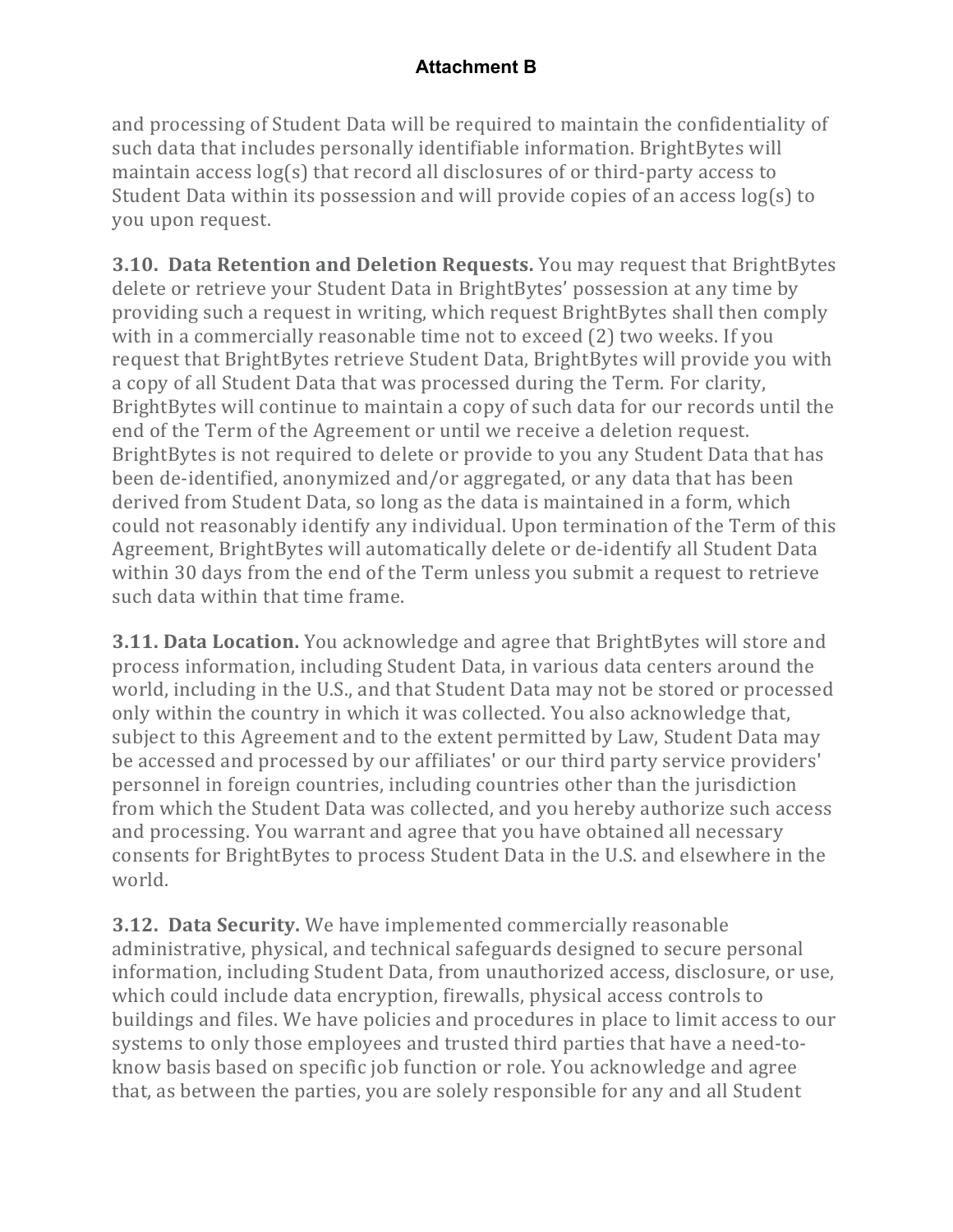and processing of Student Data will be required to maintain the confidentiality of such data that includes personally identifiable information. BrightBytes will maintain access log(s) that record all disclosures of or third-party access to Student Data within its possession and will provide copies of an access log(s) to you upon request.

**3.10. Data Retention and Deletion Requests.** You may request that BrightBytes delete or retrieve your Student Data in BrightBytes' possession at any time by providing such a request in writing, which request BrightBytes shall then comply with in a commercially reasonable time not to exceed (2) two weeks. If you request that BrightBytes retrieve Student Data, BrightBytes will provide you with a copy of all Student Data that was processed during the Term. For clarity, BrightBytes will continue to maintain a copy of such data for our records until the end of the Term of the Agreement or until we receive a deletion request. BrightBytes is not required to delete or provide to you any Student Data that has been de-identified, anonymized and/or aggregated, or any data that has been derived from Student Data, so long as the data is maintained in a form, which could not reasonably identify any individual. Upon termination of the Term of this Agreement, BrightBytes will automatically delete or de-identify all Student Data within 30 days from the end of the Term unless you submit a request to retrieve such data within that time frame.

**3.11. Data Location.** You acknowledge and agree that BrightBytes will store and process information, including Student Data, in various data centers around the world, including in the U.S., and that Student Data may not be stored or processed only within the country in which it was collected. You also acknowledge that, subject to this Agreement and to the extent permitted by Law, Student Data may be accessed and processed by our affiliates' or our third party service providers' personnel in foreign countries, including countries other than the jurisdiction from which the Student Data was collected, and you hereby authorize such access and processing. You warrant and agree that you have obtained all necessary consents for BrightBytes to process Student Data in the U.S. and elsewhere in the world.

**3.12. Data Security.** We have implemented commercially reasonable administrative, physical, and technical safeguards designed to secure personal information, including Student Data, from unauthorized access, disclosure, or use, which could include data encryption, firewalls, physical access controls to buildings and files. We have policies and procedures in place to limit access to our systems to only those employees and trusted third parties that have a need-to-know basis based on specific job function or role. You acknowledge and agree that, as between the parties, you are solely responsible for any and all Student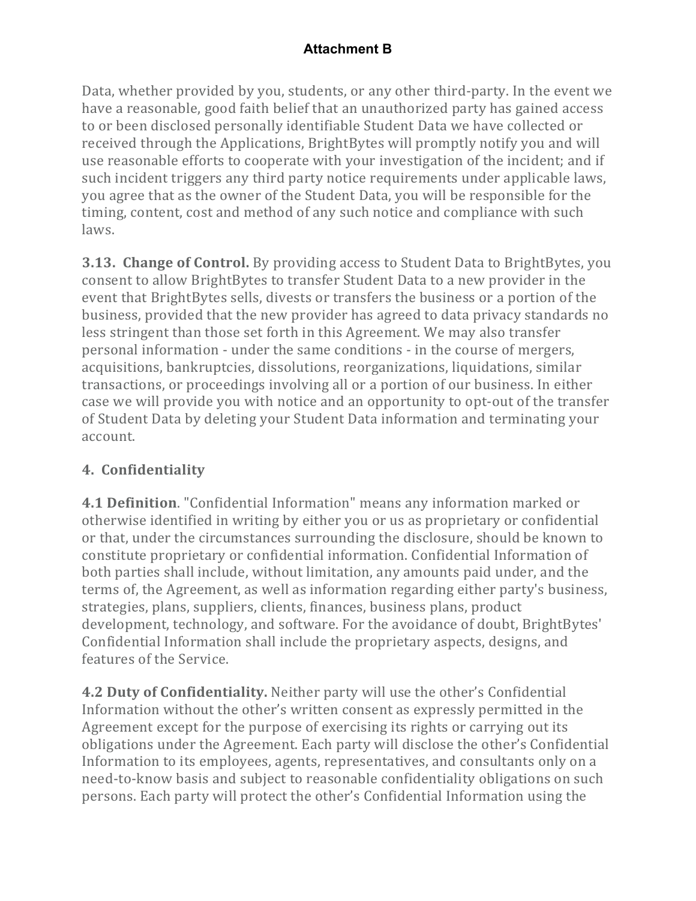Data, whether provided by you, students, or any other third-party. In the event we have a reasonable, good faith belief that an unauthorized party has gained access to or been disclosed personally identifiable Student Data we have collected or received through the Applications, BrightBytes will promptly notify you and will use reasonable efforts to cooperate with your investigation of the incident; and if such incident triggers any third party notice requirements under applicable laws, you agree that as the owner of the Student Data, you will be responsible for the timing, content, cost and method of any such notice and compliance with such laws.

**3.13. Change of Control.** By providing access to Student Data to BrightBytes, you consent to allow BrightBytes to transfer Student Data to a new provider in the event that BrightBytes sells, divests or transfers the business or a portion of the business, provided that the new provider has agreed to data privacy standards no less stringent than those set forth in this Agreement. We may also transfer personal information - under the same conditions - in the course of mergers, acquisitions, bankruptcies, dissolutions, reorganizations, liquidations, similar transactions, or proceedings involving all or a portion of our business. In either case we will provide you with notice and an opportunity to opt-out of the transfer of Student Data by deleting your Student Data information and terminating your account.

## 4. Confidentiality

**4.1 Definition**. "Confidential Information" means any information marked or otherwise identified in writing by either you or us as proprietary or confidential or that, under the circumstances surrounding the disclosure, should be known to constitute proprietary or confidential information. Confidential Information of both parties shall include, without limitation, any amounts paid under, and the terms of, the Agreement, as well as information regarding either party's business, strategies, plans, suppliers, clients, finances, business plans, product development, technology, and software. For the avoidance of doubt, BrightBytes' Confidential Information shall include the proprietary aspects, designs, and features of the Service.

**4.2 Duty of Confidentiality.** Neither party will use the other's Confidential Information without the other's written consent as expressly permitted in the Agreement except for the purpose of exercising its rights or carrying out its obligations under the Agreement. Each party will disclose the other's Confidential Information to its employees, agents, representatives, and consultants only on a need-to-know basis and subject to reasonable confidentiality obligations on such persons. Each party will protect the other's Confidential Information using the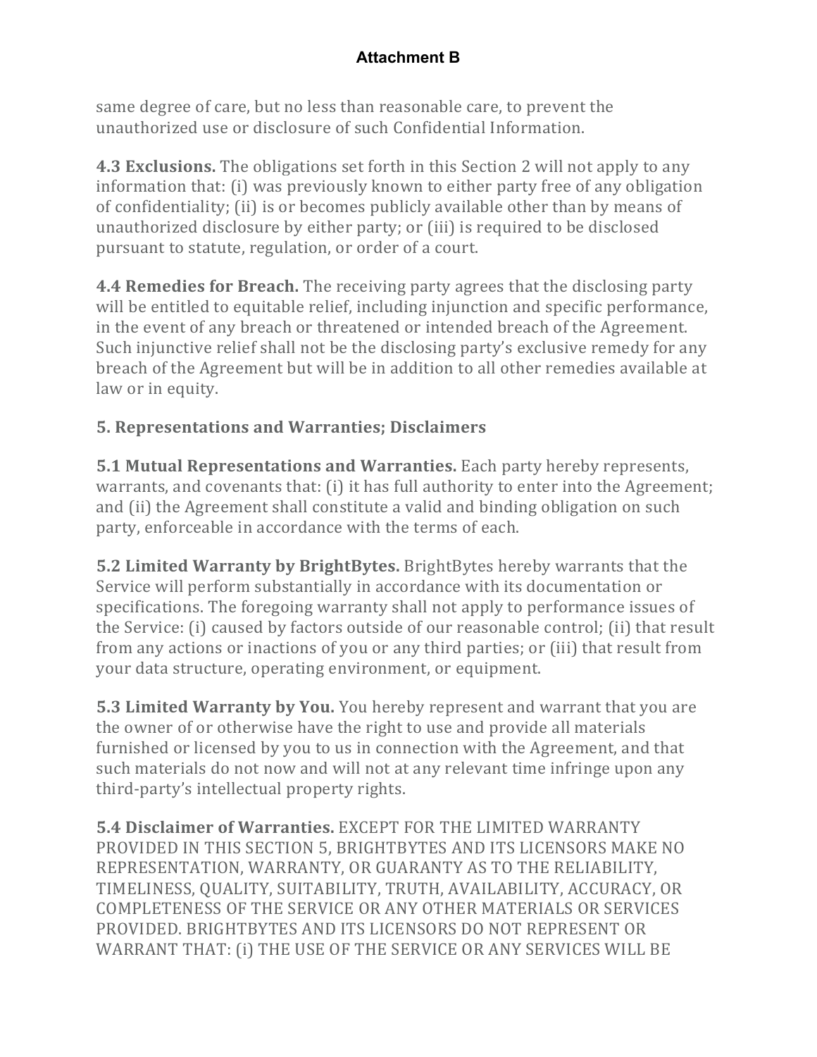same degree of care, but no less than reasonable care, to prevent the unauthorized use or disclosure of such Confidential Information.

**4.3 Exclusions.** The obligations set forth in this Section 2 will not apply to any information that: (i) was previously known to either party free of any obligation of confidentiality; (ii) is or becomes publicly available other than by means of unauthorized disclosure by either party; or (iii) is required to be disclosed pursuant to statute, regulation, or order of a court.

**4.4 Remedies for Breach.** The receiving party agrees that the disclosing party will be entitled to equitable relief, including injunction and specific performance, in the event of any breach or threatened or intended breach of the Agreement. Such injunctive relief shall not be the disclosing party's exclusive remedy for any breach of the Agreement but will be in addition to all other remedies available at law or in equity.

## 5. Representations and Warranties; Disclaimers

**5.1 Mutual Representations and Warranties.** Each party hereby represents, warrants, and covenants that: (i) it has full authority to enter into the Agreement; and (ii) the Agreement shall constitute a valid and binding obligation on such party, enforceable in accordance with the terms of each.

**5.2 Limited Warranty by BrightBytes.** BrightBytes hereby warrants that the Service will perform substantially in accordance with its documentation or specifications. The foregoing warranty shall not apply to performance issues of the Service: (i) caused by factors outside of our reasonable control; (ii) that result from any actions or inactions of you or any third parties; or (iii) that result from your data structure, operating environment, or equipment.

**5.3 Limited Warranty by You.** You hereby represent and warrant that you are the owner of or otherwise have the right to use and provide all materials furnished or licensed by you to us in connection with the Agreement, and that such materials do not now and will not at any relevant time infringe upon any third-party's intellectual property rights.

**5.4 Disclaimer of Warranties.** EXCEPT FOR THE LIMITED WARRANTY PROVIDED IN THIS SECTION 5, BRIGHTBYTES AND ITS LICENSORS MAKE NO REPRESENTATION, WARRANTY, OR GUARANTY AS TO THE RELIABILITY, TIMELINESS, QUALITY, SUITABILITY, TRUTH, AVAILABILITY, ACCURACY, OR COMPLETENESS OF THE SERVICE OR ANY OTHER MATERIALS OR SERVICES PROVIDED. BRIGHTBYTES AND ITS LICENSORS DO NOT REPRESENT OR WARRANT THAT: (i) THE USE OF THE SERVICE OR ANY SERVICES WILL BE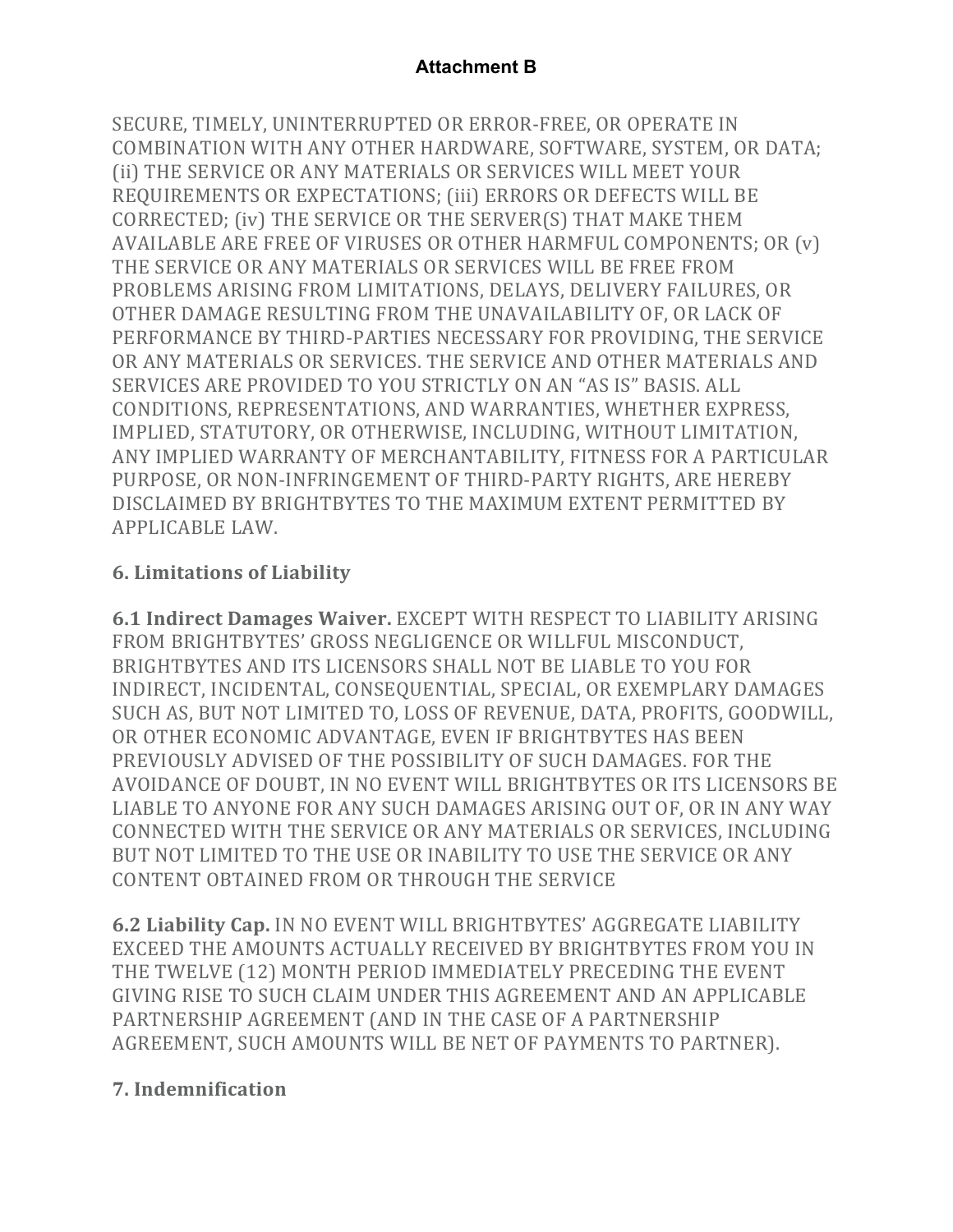SECURE, TIMELY, UNINTERRUPTED OR ERROR-FREE, OR OPERATE IN COMBINATION WITH ANY OTHER HARDWARE, SOFTWARE, SYSTEM, OR DATA; (ii) THE SERVICE OR ANY MATERIALS OR SERVICES WILL MEET YOUR REQUIREMENTS OR EXPECTATIONS; (iii) ERRORS OR DEFECTS WILL BE CORRECTED; (iv) THE SERVICE OR THE SERVER(S) THAT MAKE THEM AVAILABLE ARE FREE OF VIRUSES OR OTHER HARMFUL COMPONENTS; OR (v) THE SERVICE OR ANY MATERIALS OR SERVICES WILL BE FREE FROM PROBLEMS ARISING FROM LIMITATIONS, DELAYS, DELIVERY FAILURES, OR OTHER DAMAGE RESULTING FROM THE UNAVAILABILITY OF, OR LACK OF PERFORMANCE BY THIRD-PARTIES NECESSARY FOR PROVIDING, THE SERVICE OR ANY MATERIALS OR SERVICES. THE SERVICE AND OTHER MATERIALS AND SERVICES ARE PROVIDED TO YOU STRICTLY ON AN "AS IS" BASIS. ALL CONDITIONS, REPRESENTATIONS, AND WARRANTIES, WHETHER EXPRESS, IMPLIED, STATUTORY, OR OTHERWISE, INCLUDING, WITHOUT LIMITATION, ANY IMPLIED WARRANTY OF MERCHANTABILITY, FITNESS FOR A PARTICULAR PURPOSE, OR NON-INFRINGEMENT OF THIRD-PARTY RIGHTS, ARE HEREBY DISCLAIMED BY BRIGHTBYTES TO THE MAXIMUM EXTENT PERMITTED BY APPLICABLE LAW.

## 6. Limitations of Liability

**6.1 Indirect Damages Waiver.** EXCEPT WITH RESPECT TO LIABILITY ARISING FROM BRIGHTBYTES' GROSS NEGLIGENCE OR WILLFUL MISCONDUCT, BRIGHTBYTES AND ITS LICENSORS SHALL NOT BE LIABLE TO YOU FOR INDIRECT, INCIDENTAL, CONSEQUENTIAL, SPECIAL, OR EXEMPLARY DAMAGES SUCH AS, BUT NOT LIMITED TO, LOSS OF REVENUE, DATA, PROFITS, GOODWILL, OR OTHER ECONOMIC ADVANTAGE, EVEN IF BRIGHTBYTES HAS BEEN PREVIOUSLY ADVISED OF THE POSSIBILITY OF SUCH DAMAGES. FOR THE AVOIDANCE OF DOUBT, IN NO EVENT WILL BRIGHTBYTES OR ITS LICENSORS BE LIABLE TO ANYONE FOR ANY SUCH DAMAGES ARISING OUT OF, OR IN ANY WAY CONNECTED WITH THE SERVICE OR ANY MATERIALS OR SERVICES, INCLUDING BUT NOT LIMITED TO THE USE OR INABILITY TO USE THE SERVICE OR ANY CONTENT OBTAINED FROM OR THROUGH THE SERVICE

**6.2 Liability Cap.** IN NO EVENT WILL BRIGHTBYTES' AGGREGATE LIABILITY EXCEED THE AMOUNTS ACTUALLY RECEIVED BY BRIGHTBYTES FROM YOU IN THE TWELVE (12) MONTH PERIOD IMMEDIATELY PRECEDING THE EVENT GIVING RISE TO SUCH CLAIM UNDER THIS AGREEMENT AND AN APPLICABLE PARTNERSHIP AGREEMENT (AND IN THE CASE OF A PARTNERSHIP AGREEMENT, SUCH AMOUNTS WILL BE NET OF PAYMENTS TO PARTNER).

## 7. Indemnification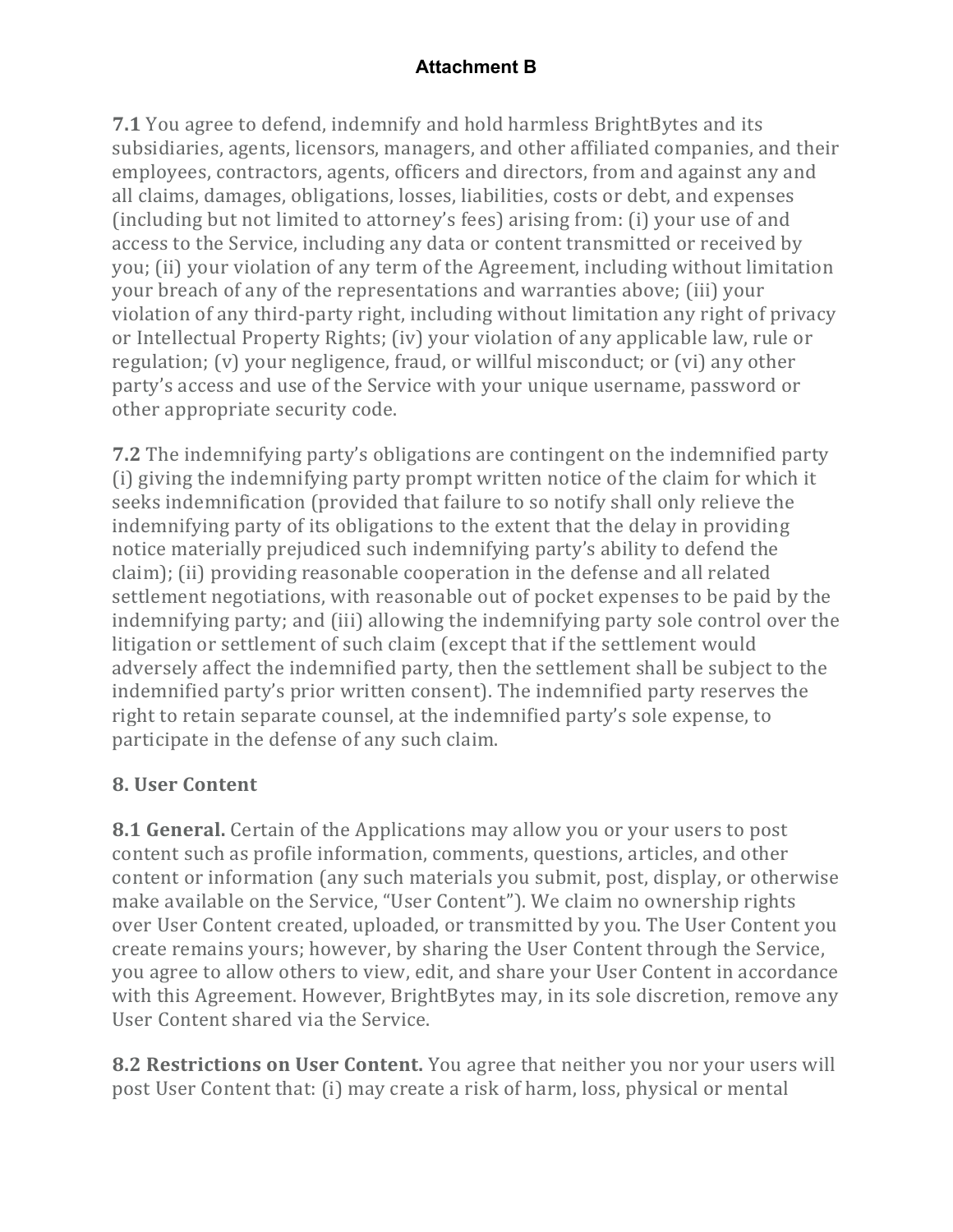**Attachment B**

**7.1** You agree to defend, indemnify and hold harmless BrightBytes and its subsidiaries, agents, licensors, managers, and other affiliated companies, and their employees, contractors, agents, officers and directors, from and against any and all claims, damages, obligations, losses, liabilities, costs or debt, and expenses (including but not limited to attorney's fees) arising from: (i) your use of and access to the Service, including any data or content transmitted or received by you; (ii) your violation of any term of the Agreement, including without limitation your breach of any of the representations and warranties above; (iii) your violation of any third-party right, including without limitation any right of privacy or Intellectual Property Rights; (iv) your violation of any applicable law, rule or regulation; (v) your negligence, fraud, or willful misconduct; or (vi) any other party's access and use of the Service with your unique username, password or other appropriate security code.

**7.2** The indemnifying party's obligations are contingent on the indemnified party (i) giving the indemnifying party prompt written notice of the claim for which it seeks indemnification (provided that failure to so notify shall only relieve the indemnifying party of its obligations to the extent that the delay in providing notice materially prejudiced such indemnifying party's ability to defend the claim); (ii) providing reasonable cooperation in the defense and all related settlement negotiations, with reasonable out of pocket expenses to be paid by the indemnifying party; and (iii) allowing the indemnifying party sole control over the litigation or settlement of such claim (except that if the settlement would adversely affect the indemnified party, then the settlement shall be subject to the indemnified party's prior written consent). The indemnified party reserves the right to retain separate counsel, at the indemnified party's sole expense, to participate in the defense of any such claim.

## 8. User Content

**8.1 General.** Certain of the Applications may allow you or your users to post content such as profile information, comments, questions, articles, and other content or information (any such materials you submit, post, display, or otherwise make available on the Service, "User Content"). We claim no ownership rights over User Content created, uploaded, or transmitted by you. The User Content you create remains yours; however, by sharing the User Content through the Service, you agree to allow others to view, edit, and share your User Content in accordance with this Agreement. However, BrightBytes may, in its sole discretion, remove any User Content shared via the Service.

**8.2 Restrictions on User Content.** You agree that neither you nor your users will post User Content that: (i) may create a risk of harm, loss, physical or mental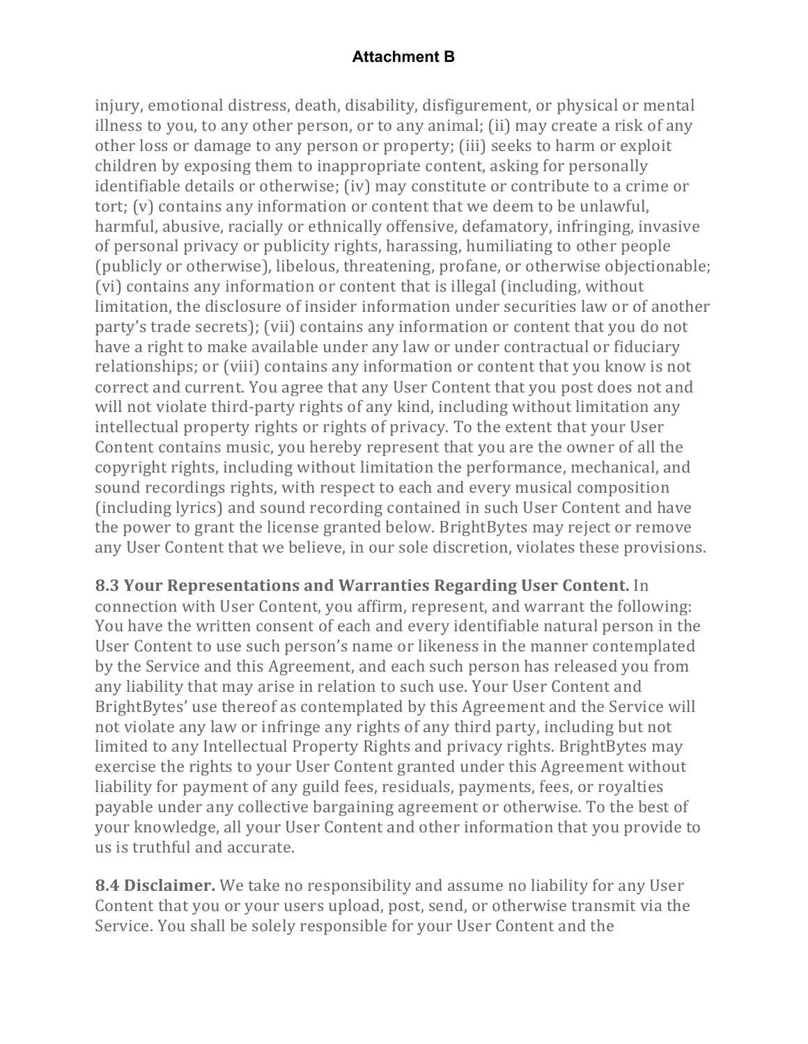injury, emotional distress, death, disability, disfigurement, or physical or mental illness to you, to any other person, or to any animal; (ii) may create a risk of any other loss or damage to any person or property; (iii) seeks to harm or exploit children by exposing them to inappropriate content, asking for personally identifiable details or otherwise; (iv) may constitute or contribute to a crime or tort; (v) contains any information or content that we deem to be unlawful, harmful, abusive, racially or ethnically offensive, defamatory, infringing, invasive of personal privacy or publicity rights, harassing, humiliating to other people (publicly or otherwise), libelous, threatening, profane, or otherwise objectionable; (vi) contains any information or content that is illegal (including, without limitation, the disclosure of insider information under securities law or of another party's trade secrets); (vii) contains any information or content that you do not have a right to make available under any law or under contractual or fiduciary relationships; or (viii) contains any information or content that you know is not correct and current. You agree that any User Content that you post does not and will not violate third-party rights of any kind, including without limitation any intellectual property rights or rights of privacy. To the extent that your User Content contains music, you hereby represent that you are the owner of all the copyright rights, including without limitation the performance, mechanical, and sound recordings rights, with respect to each and every musical composition (including lyrics) and sound recording contained in such User Content and have the power to grant the license granted below. BrightBytes may reject or remove any User Content that we believe, in our sole discretion, violates these provisions.

**8.3 Your Representations and Warranties Regarding User Content.** In connection with User Content, you affirm, represent, and warrant the following: You have the written consent of each and every identifiable natural person in the User Content to use such person's name or likeness in the manner contemplated by the Service and this Agreement, and each such person has released you from any liability that may arise in relation to such use. Your User Content and BrightBytes' use thereof as contemplated by this Agreement and the Service will not violate any law or infringe any rights of any third party, including but not limited to any Intellectual Property Rights and privacy rights. BrightBytes may exercise the rights to your User Content granted under this Agreement without liability for payment of any guild fees, residuals, payments, fees, or royalties payable under any collective bargaining agreement or otherwise. To the best of your knowledge, all your User Content and other information that you provide to us is truthful and accurate.

**8.4 Disclaimer.** We take no responsibility and assume no liability for any User Content that you or your users upload, post, send, or otherwise transmit via the Service. You shall be solely responsible for your User Content and the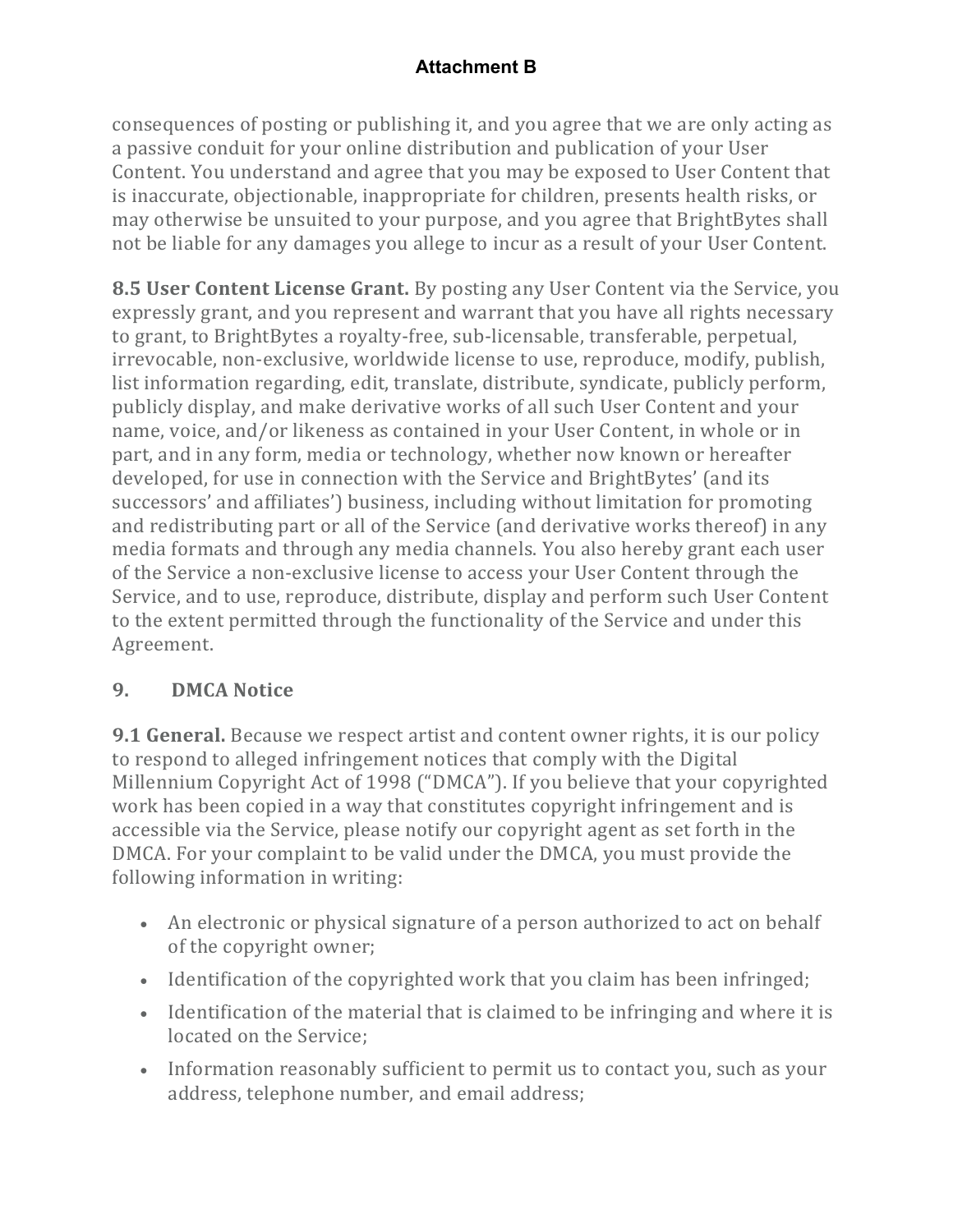consequences of posting or publishing it, and you agree that we are only acting as a passive conduit for your online distribution and publication of your User Content. You understand and agree that you may be exposed to User Content that is inaccurate, objectionable, inappropriate for children, presents health risks, or may otherwise be unsuited to your purpose, and you agree that BrightBytes shall not be liable for any damages you allege to incur as a result of your User Content.

**8.5 User Content License Grant.** By posting any User Content via the Service, you expressly grant, and you represent and warrant that you have all rights necessary to grant, to BrightBytes a royalty-free, sub-licensable, transferable, perpetual, irrevocable, non-exclusive, worldwide license to use, reproduce, modify, publish, list information regarding, edit, translate, distribute, syndicate, publicly perform, publicly display, and make derivative works of all such User Content and your name, voice, and/or likeness as contained in your User Content, in whole or in part, and in any form, media or technology, whether now known or hereafter developed, for use in connection with the Service and BrightBytes' (and its successors' and affiliates') business, including without limitation for promoting and redistributing part or all of the Service (and derivative works thereof) in any media formats and through any media channels. You also hereby grant each user of the Service a non-exclusive license to access your User Content through the Service, and to use, reproduce, distribute, display and perform such User Content to the extent permitted through the functionality of the Service and under this Agreement.

## 9. DMCA Notice

**9.1 General.** Because we respect artist and content owner rights, it is our policy to respond to alleged infringement notices that comply with the Digital Millennium Copyright Act of 1998 ("DMCA"). If you believe that your copyrighted work has been copied in a way that constitutes copyright infringement and is accessible via the Service, please notify our copyright agent as set forth in the DMCA. For your complaint to be valid under the DMCA, you must provide the following information in writing:

- An electronic or physical signature of a person authorized to act on behalf of the copyright owner;
- Identification of the copyrighted work that you claim has been infringed;
- Identification of the material that is claimed to be infringing and where it is located on the Service;
- Information reasonably sufficient to permit us to contact you, such as your address, telephone number, and email address;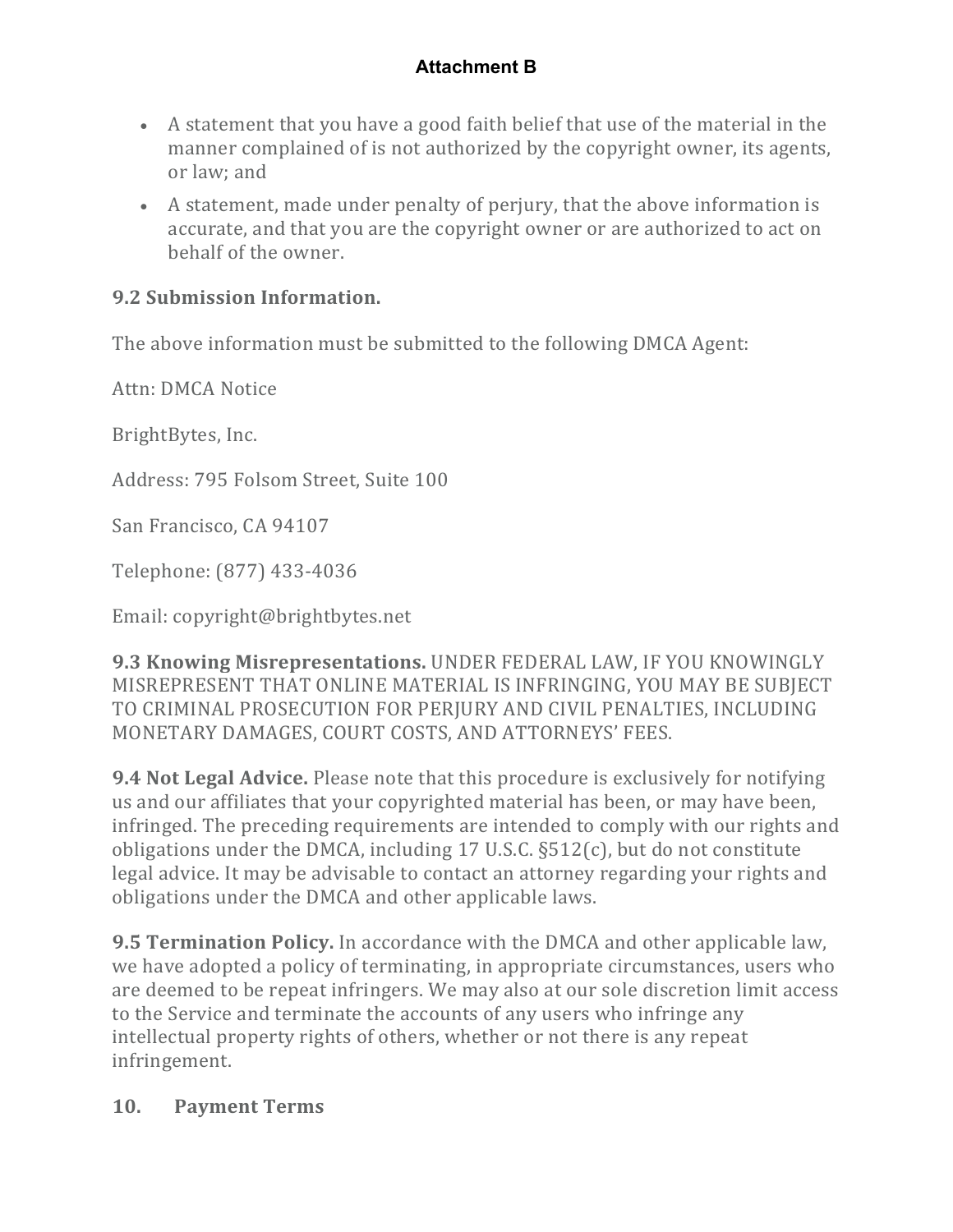**Attachment B**

- A statement that you have a good faith belief that use of the material in the manner complained of is not authorized by the copyright owner, its agents, or law; and
- A statement, made under penalty of perjury, that the above information is accurate, and that you are the copyright owner or are authorized to act on behalf of the owner.

**9.2 Submission Information.**

The above information must be submitted to the following DMCA Agent:

Attn: DMCA Notice

BrightBytes, Inc.

Address: 795 Folsom Street, Suite 100

San Francisco, CA 94107

Telephone: (877) 433-4036

Email: copyright@brightbytes.net

**9.3 Knowing Misrepresentations.** UNDER FEDERAL LAW, IF YOU KNOWINGLY MISREPRESENT THAT ONLINE MATERIAL IS INFRINGING, YOU MAY BE SUBJECT TO CRIMINAL PROSECUTION FOR PERJURY AND CIVIL PENALTIES, INCLUDING MONETARY DAMAGES, COURT COSTS, AND ATTORNEYS' FEES.

**9.4 Not Legal Advice.** Please note that this procedure is exclusively for notifying us and our affiliates that your copyrighted material has been, or may have been, infringed. The preceding requirements are intended to comply with our rights and obligations under the DMCA, including 17 U.S.C. §512(c), but do not constitute legal advice. It may be advisable to contact an attorney regarding your rights and obligations under the DMCA and other applicable laws.

**9.5 Termination Policy.** In accordance with the DMCA and other applicable law, we have adopted a policy of terminating, in appropriate circumstances, users who are deemed to be repeat infringers. We may also at our sole discretion limit access to the Service and terminate the accounts of any users who infringe any intellectual property rights of others, whether or not there is any repeat infringement.

## 10. Payment Terms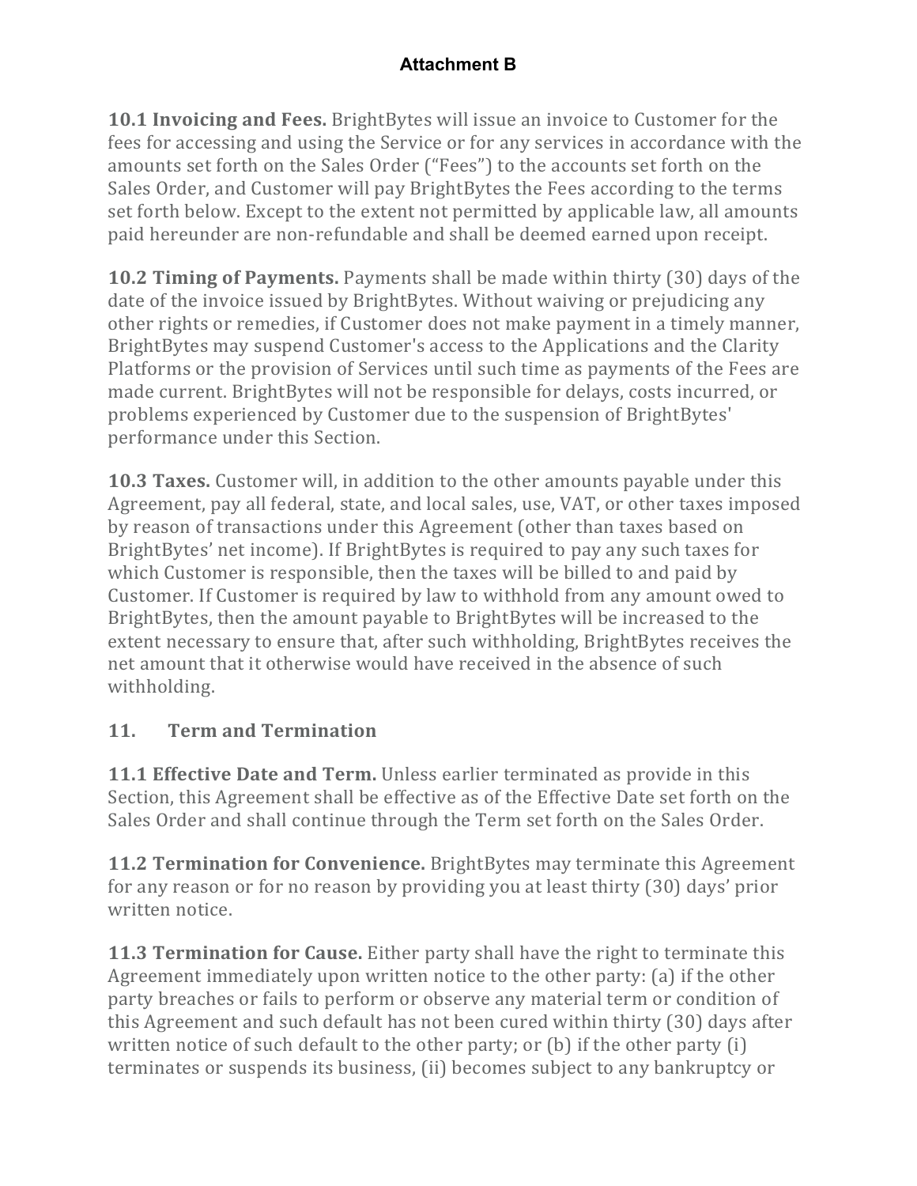**Attachment B**

**10.1 Invoicing and Fees.** BrightBytes will issue an invoice to Customer for the fees for accessing and using the Service or for any services in accordance with the amounts set forth on the Sales Order ("Fees") to the accounts set forth on the Sales Order, and Customer will pay BrightBytes the Fees according to the terms set forth below. Except to the extent not permitted by applicable law, all amounts paid hereunder are non-refundable and shall be deemed earned upon receipt.

**10.2 Timing of Payments.** Payments shall be made within thirty (30) days of the date of the invoice issued by BrightBytes. Without waiving or prejudicing any other rights or remedies, if Customer does not make payment in a timely manner, BrightBytes may suspend Customer's access to the Applications and the Clarity Platforms or the provision of Services until such time as payments of the Fees are made current. BrightBytes will not be responsible for delays, costs incurred, or problems experienced by Customer due to the suspension of BrightBytes' performance under this Section.

**10.3 Taxes.** Customer will, in addition to the other amounts payable under this Agreement, pay all federal, state, and local sales, use, VAT, or other taxes imposed by reason of transactions under this Agreement (other than taxes based on BrightBytes' net income). If BrightBytes is required to pay any such taxes for which Customer is responsible, then the taxes will be billed to and paid by Customer. If Customer is required by law to withhold from any amount owed to BrightBytes, then the amount payable to BrightBytes will be increased to the extent necessary to ensure that, after such withholding, BrightBytes receives the net amount that it otherwise would have received in the absence of such withholding.

## 11. Term and Termination

**11.1 Effective Date and Term.** Unless earlier terminated as provide in this Section, this Agreement shall be effective as of the Effective Date set forth on the Sales Order and shall continue through the Term set forth on the Sales Order.

**11.2 Termination for Convenience.** BrightBytes may terminate this Agreement for any reason or for no reason by providing you at least thirty (30) days' prior written notice.

**11.3 Termination for Cause.** Either party shall have the right to terminate this Agreement immediately upon written notice to the other party: (a) if the other party breaches or fails to perform or observe any material term or condition of this Agreement and such default has not been cured within thirty (30) days after written notice of such default to the other party; or (b) if the other party (i) terminates or suspends its business, (ii) becomes subject to any bankruptcy or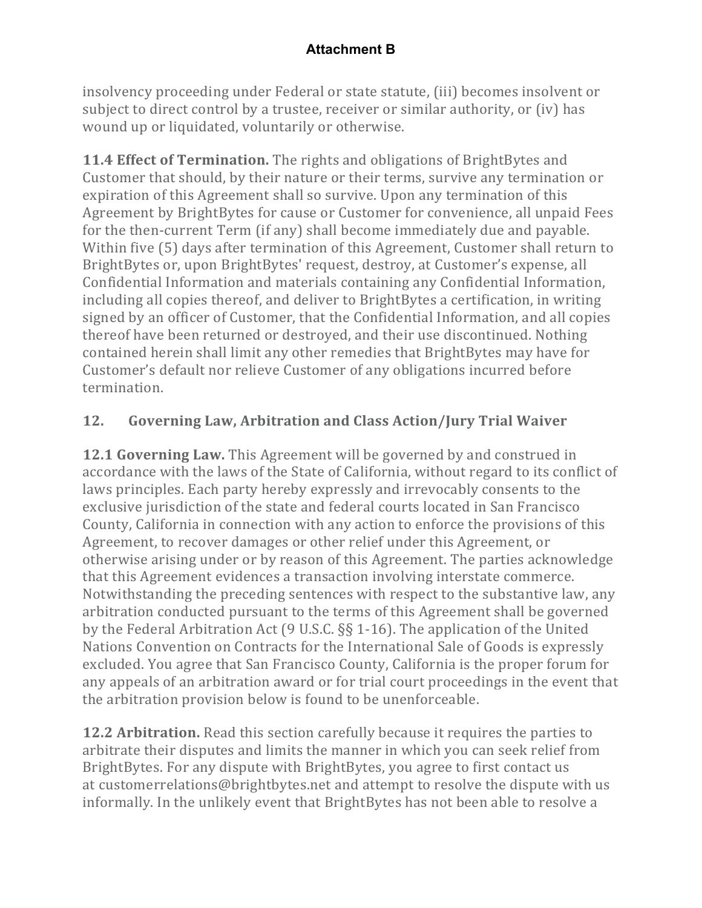insolvency proceeding under Federal or state statute, (iii) becomes insolvent or subject to direct control by a trustee, receiver or similar authority, or (iv) has wound up or liquidated, voluntarily or otherwise.

**11.4 Effect of Termination.** The rights and obligations of BrightBytes and Customer that should, by their nature or their terms, survive any termination or expiration of this Agreement shall so survive. Upon any termination of this Agreement by BrightBytes for cause or Customer for convenience, all unpaid Fees for the then-current Term (if any) shall become immediately due and payable. Within five (5) days after termination of this Agreement, Customer shall return to BrightBytes or, upon BrightBytes' request, destroy, at Customer's expense, all Confidential Information and materials containing any Confidential Information, including all copies thereof, and deliver to BrightBytes a certification, in writing signed by an officer of Customer, that the Confidential Information, and all copies thereof have been returned or destroyed, and their use discontinued. Nothing contained herein shall limit any other remedies that BrightBytes may have for Customer's default nor relieve Customer of any obligations incurred before termination.

## 12. Governing Law, Arbitration and Class Action/Jury Trial Waiver

**12.1 Governing Law.** This Agreement will be governed by and construed in accordance with the laws of the State of California, without regard to its conflict of laws principles. Each party hereby expressly and irrevocably consents to the exclusive jurisdiction of the state and federal courts located in San Francisco County, California in connection with any action to enforce the provisions of this Agreement, to recover damages or other relief under this Agreement, or otherwise arising under or by reason of this Agreement. The parties acknowledge that this Agreement evidences a transaction involving interstate commerce. Notwithstanding the preceding sentences with respect to the substantive law, any arbitration conducted pursuant to the terms of this Agreement shall be governed by the Federal Arbitration Act (9 U.S.C. §§ 1-16). The application of the United Nations Convention on Contracts for the International Sale of Goods is expressly excluded. You agree that San Francisco County, California is the proper forum for any appeals of an arbitration award or for trial court proceedings in the event that the arbitration provision below is found to be unenforceable.

**12.2 Arbitration.** Read this section carefully because it requires the parties to arbitrate their disputes and limits the manner in which you can seek relief from BrightBytes. For any dispute with BrightBytes, you agree to first contact us at customerrelations@brightbytes.net and attempt to resolve the dispute with us informally. In the unlikely event that BrightBytes has not been able to resolve a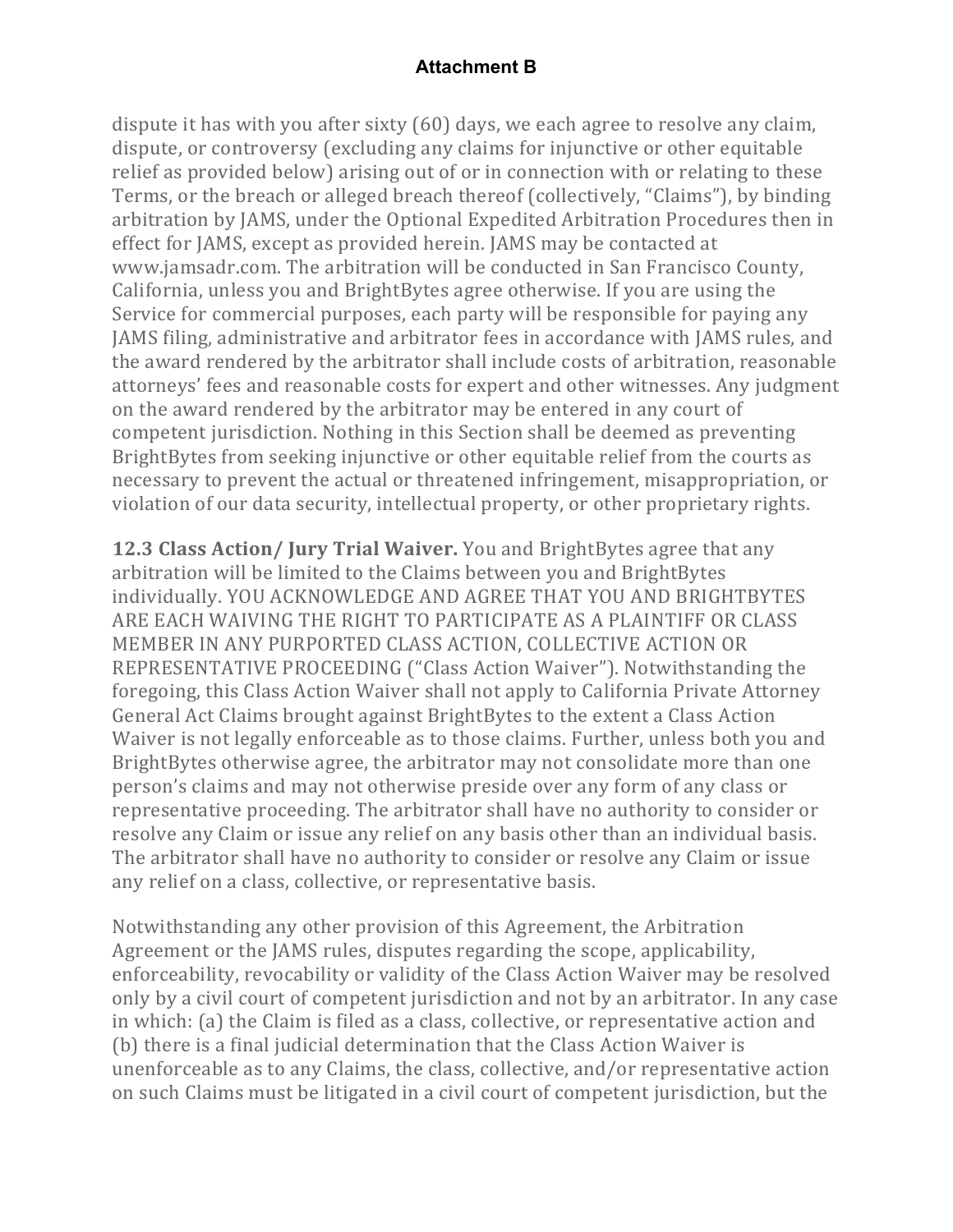dispute it has with you after sixty (60) days, we each agree to resolve any claim, dispute, or controversy (excluding any claims for injunctive or other equitable relief as provided below) arising out of or in connection with or relating to these Terms, or the breach or alleged breach thereof (collectively, "Claims"), by binding arbitration by JAMS, under the Optional Expedited Arbitration Procedures then in effect for JAMS, except as provided herein. JAMS may be contacted at www.jamsadr.com. The arbitration will be conducted in San Francisco County, California, unless you and BrightBytes agree otherwise. If you are using the Service for commercial purposes, each party will be responsible for paying any JAMS filing, administrative and arbitrator fees in accordance with JAMS rules, and the award rendered by the arbitrator shall include costs of arbitration, reasonable attorneys' fees and reasonable costs for expert and other witnesses. Any judgment on the award rendered by the arbitrator may be entered in any court of competent jurisdiction. Nothing in this Section shall be deemed as preventing BrightBytes from seeking injunctive or other equitable relief from the courts as necessary to prevent the actual or threatened infringement, misappropriation, or violation of our data security, intellectual property, or other proprietary rights.

**12.3 Class Action/ Jury Trial Waiver.** You and BrightBytes agree that any arbitration will be limited to the Claims between you and BrightBytes individually. YOU ACKNOWLEDGE AND AGREE THAT YOU AND BRIGHTBYTES ARE EACH WAIVING THE RIGHT TO PARTICIPATE AS A PLAINTIFF OR CLASS MEMBER IN ANY PURPORTED CLASS ACTION, COLLECTIVE ACTION OR REPRESENTATIVE PROCEEDING ("Class Action Waiver"). Notwithstanding the foregoing, this Class Action Waiver shall not apply to California Private Attorney General Act Claims brought against BrightBytes to the extent a Class Action Waiver is not legally enforceable as to those claims. Further, unless both you and BrightBytes otherwise agree, the arbitrator may not consolidate more than one person's claims and may not otherwise preside over any form of any class or representative proceeding. The arbitrator shall have no authority to consider or resolve any Claim or issue any relief on any basis other than an individual basis. The arbitrator shall have no authority to consider or resolve any Claim or issue any relief on a class, collective, or representative basis.

Notwithstanding any other provision of this Agreement, the Arbitration Agreement or the JAMS rules, disputes regarding the scope, applicability, enforceability, revocability or validity of the Class Action Waiver may be resolved only by a civil court of competent jurisdiction and not by an arbitrator. In any case in which: (a) the Claim is filed as a class, collective, or representative action and (b) there is a final judicial determination that the Class Action Waiver is unenforceable as to any Claims, the class, collective, and/or representative action on such Claims must be litigated in a civil court of competent jurisdiction, but the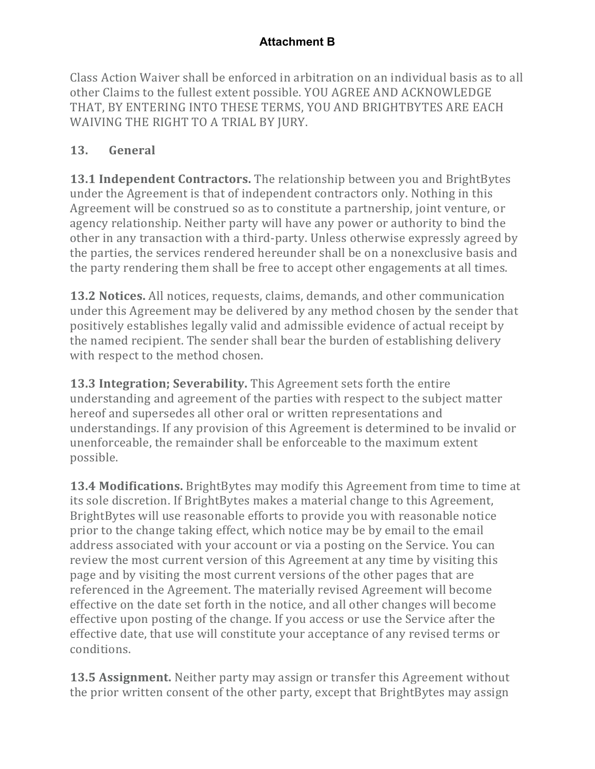Class Action Waiver shall be enforced in arbitration on an individual basis as to all other Claims to the fullest extent possible. YOU AGREE AND ACKNOWLEDGE THAT, BY ENTERING INTO THESE TERMS, YOU AND BRIGHTBYTES ARE EACH WAIVING THE RIGHT TO A TRIAL BY JURY.

## 13. General

**13.1 Independent Contractors.** The relationship between you and BrightBytes under the Agreement is that of independent contractors only. Nothing in this Agreement will be construed so as to constitute a partnership, joint venture, or agency relationship. Neither party will have any power or authority to bind the other in any transaction with a third-party. Unless otherwise expressly agreed by the parties, the services rendered hereunder shall be on a nonexclusive basis and the party rendering them shall be free to accept other engagements at all times.

**13.2 Notices.** All notices, requests, claims, demands, and other communication under this Agreement may be delivered by any method chosen by the sender that positively establishes legally valid and admissible evidence of actual receipt by the named recipient. The sender shall bear the burden of establishing delivery with respect to the method chosen.

**13.3 Integration; Severability.** This Agreement sets forth the entire understanding and agreement of the parties with respect to the subject matter hereof and supersedes all other oral or written representations and understandings. If any provision of this Agreement is determined to be invalid or unenforceable, the remainder shall be enforceable to the maximum extent possible.

**13.4 Modifications.** BrightBytes may modify this Agreement from time to time at its sole discretion. If BrightBytes makes a material change to this Agreement, BrightBytes will use reasonable efforts to provide you with reasonable notice prior to the change taking effect, which notice may be by email to the email address associated with your account or via a posting on the Service. You can review the most current version of this Agreement at any time by visiting this page and by visiting the most current versions of the other pages that are referenced in the Agreement. The materially revised Agreement will become effective on the date set forth in the notice, and all other changes will become effective upon posting of the change. If you access or use the Service after the effective date, that use will constitute your acceptance of any revised terms or conditions.

**13.5 Assignment.** Neither party may assign or transfer this Agreement without the prior written consent of the other party, except that BrightBytes may assign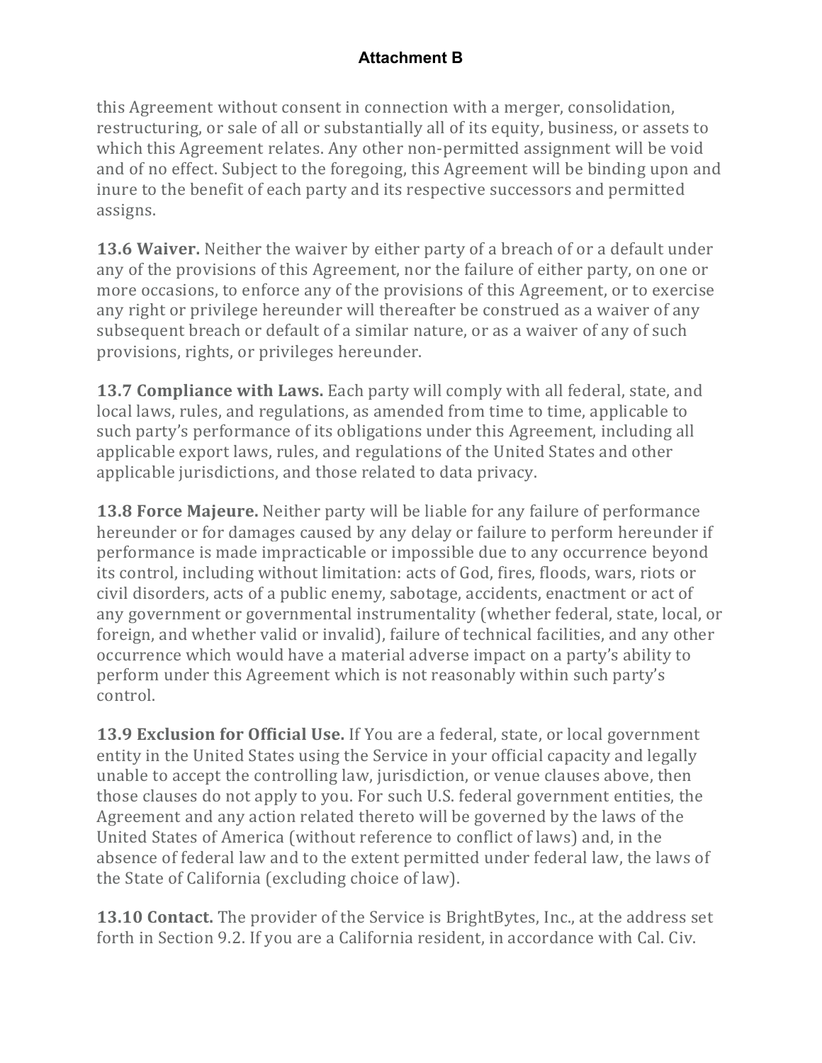this Agreement without consent in connection with a merger, consolidation, restructuring, or sale of all or substantially all of its equity, business, or assets to which this Agreement relates. Any other non-permitted assignment will be void and of no effect. Subject to the foregoing, this Agreement will be binding upon and inure to the benefit of each party and its respective successors and permitted assigns.

**13.6 Waiver.** Neither the waiver by either party of a breach of or a default under any of the provisions of this Agreement, nor the failure of either party, on one or more occasions, to enforce any of the provisions of this Agreement, or to exercise any right or privilege hereunder will thereafter be construed as a waiver of any subsequent breach or default of a similar nature, or as a waiver of any of such provisions, rights, or privileges hereunder.

**13.7 Compliance with Laws.** Each party will comply with all federal, state, and local laws, rules, and regulations, as amended from time to time, applicable to such party's performance of its obligations under this Agreement, including all applicable export laws, rules, and regulations of the United States and other applicable jurisdictions, and those related to data privacy.

**13.8 Force Majeure.** Neither party will be liable for any failure of performance hereunder or for damages caused by any delay or failure to perform hereunder if performance is made impracticable or impossible due to any occurrence beyond its control, including without limitation: acts of God, fires, floods, wars, riots or civil disorders, acts of a public enemy, sabotage, accidents, enactment or act of any government or governmental instrumentality (whether federal, state, local, or foreign, and whether valid or invalid), failure of technical facilities, and any other occurrence which would have a material adverse impact on a party's ability to perform under this Agreement which is not reasonably within such party's control.

**13.9 Exclusion for Official Use.** If You are a federal, state, or local government entity in the United States using the Service in your official capacity and legally unable to accept the controlling law, jurisdiction, or venue clauses above, then those clauses do not apply to you. For such U.S. federal government entities, the Agreement and any action related thereto will be governed by the laws of the United States of America (without reference to conflict of laws) and, in the absence of federal law and to the extent permitted under federal law, the laws of the State of California (excluding choice of law).

**13.10 Contact.** The provider of the Service is BrightBytes, Inc., at the address set forth in Section 9.2. If you are a California resident, in accordance with Cal. Civ.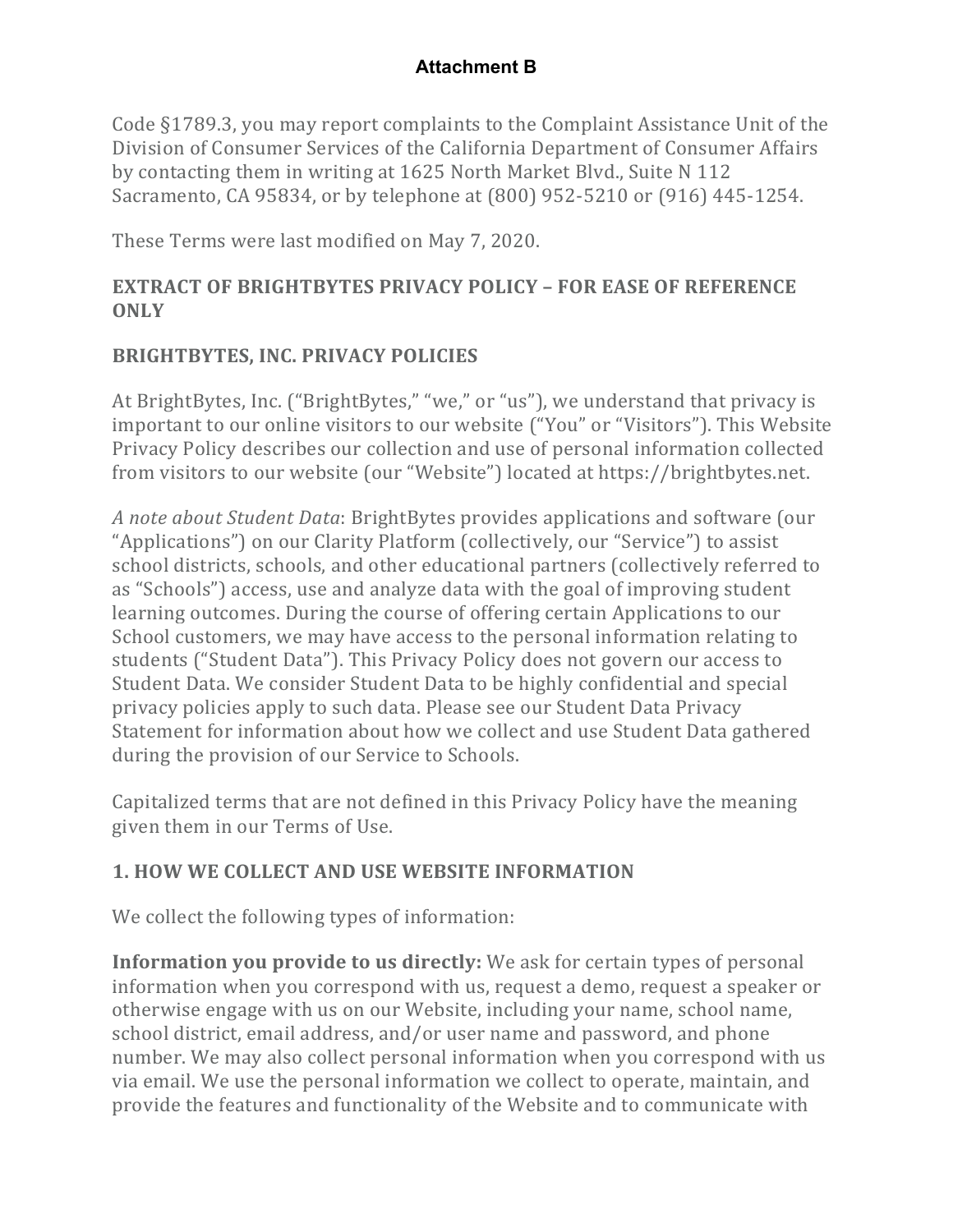**Attachment B**

Code §1789.3, you may report complaints to the Complaint Assistance Unit of the Division of Consumer Services of the California Department of Consumer Affairs by contacting them in writing at 1625 North Market Blvd., Suite N 112 Sacramento, CA 95834, or by telephone at (800) 952-5210 or (916) 445-1254.

These Terms were last modified on May 7, 2020.

## EXTRACT OF BRIGHTBYTES PRIVACY POLICY – FOR EASE OF REFERENCE ONLY

## BRIGHTBYTES, INC. PRIVACY POLICIES

At BrightBytes, Inc. ("BrightBytes," "we," or "us"), we understand that privacy is important to our online visitors to our website ("You" or "Visitors"). This Website Privacy Policy describes our collection and use of personal information collected from visitors to our website (our "Website") located at https://brightbytes.net.

*A note about Student Data*: BrightBytes provides applications and software (our "Applications") on our Clarity Platform (collectively, our "Service") to assist school districts, schools, and other educational partners (collectively referred to as "Schools") access, use and analyze data with the goal of improving student learning outcomes. During the course of offering certain Applications to our School customers, we may have access to the personal information relating to students ("Student Data"). This Privacy Policy does not govern our access to Student Data. We consider Student Data to be highly confidential and special privacy policies apply to such data. Please see our Student Data Privacy Statement for information about how we collect and use Student Data gathered during the provision of our Service to Schools.

Capitalized terms that are not defined in this Privacy Policy have the meaning given them in our Terms of Use.

## 1. HOW WE COLLECT AND USE WEBSITE INFORMATION

We collect the following types of information:

**Information you provide to us directly:** We ask for certain types of personal information when you correspond with us, request a demo, request a speaker or otherwise engage with us on our Website, including your name, school name, school district, email address, and/or user name and password, and phone number. We may also collect personal information when you correspond with us via email. We use the personal information we collect to operate, maintain, and provide the features and functionality of the Website and to communicate with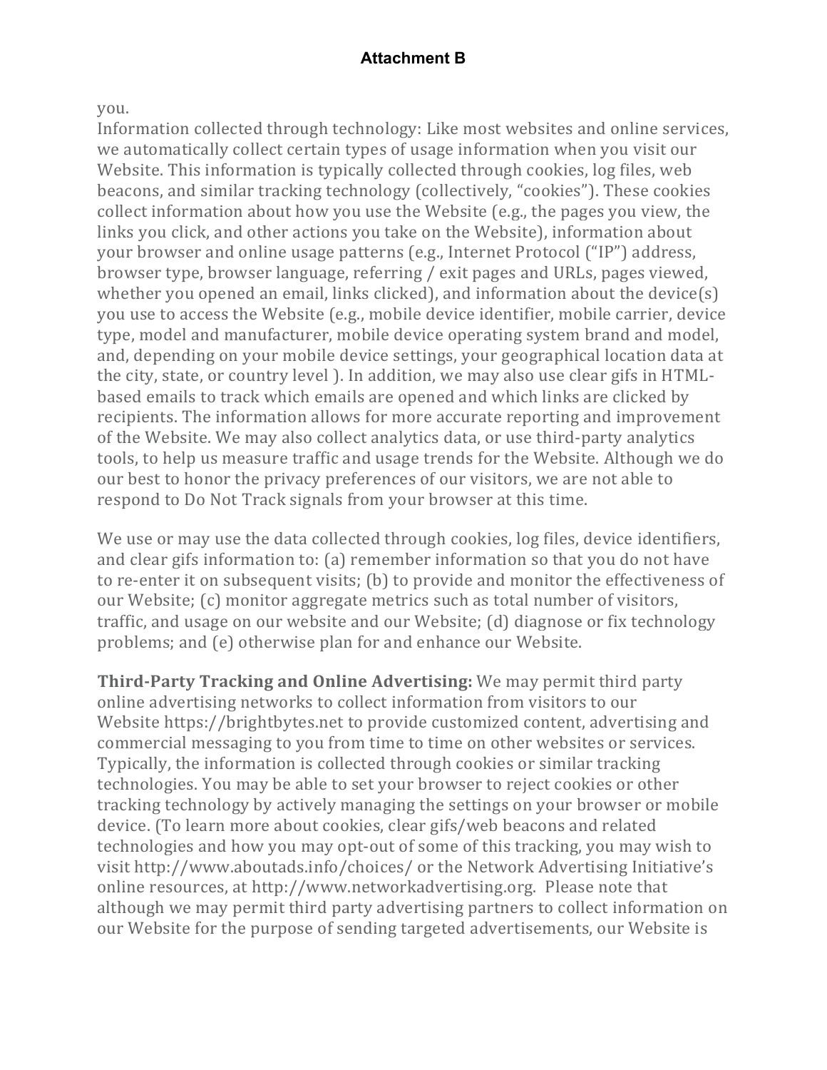you.
Information collected through technology: Like most websites and online services, we automatically collect certain types of usage information when you visit our Website. This information is typically collected through cookies, log files, web beacons, and similar tracking technology (collectively, "cookies"). These cookies collect information about how you use the Website (e.g., the pages you view, the links you click, and other actions you take on the Website), information about your browser and online usage patterns (e.g., Internet Protocol ("IP") address, browser type, browser language, referring / exit pages and URLs, pages viewed, whether you opened an email, links clicked), and information about the device(s) you use to access the Website (e.g., mobile device identifier, mobile carrier, device type, model and manufacturer, mobile device operating system brand and model, and, depending on your mobile device settings, your geographical location data at the city, state, or country level ). In addition, we may also use clear gifs in HTML-based emails to track which emails are opened and which links are clicked by recipients. The information allows for more accurate reporting and improvement of the Website. We may also collect analytics data, or use third-party analytics tools, to help us measure traffic and usage trends for the Website. Although we do our best to honor the privacy preferences of our visitors, we are not able to respond to Do Not Track signals from your browser at this time.

We use or may use the data collected through cookies, log files, device identifiers, and clear gifs information to: (a) remember information so that you do not have to re-enter it on subsequent visits; (b) to provide and monitor the effectiveness of our Website; (c) monitor aggregate metrics such as total number of visitors, traffic, and usage on our website and our Website; (d) diagnose or fix technology problems; and (e) otherwise plan for and enhance our Website.

**Third-Party Tracking and Online Advertising:** We may permit third party online advertising networks to collect information from visitors to our Website https://brightbytes.net to provide customized content, advertising and commercial messaging to you from time to time on other websites or services. Typically, the information is collected through cookies or similar tracking technologies. You may be able to set your browser to reject cookies or other tracking technology by actively managing the settings on your browser or mobile device. (To learn more about cookies, clear gifs/web beacons and related technologies and how you may opt-out of some of this tracking, you may wish to visit http://www.aboutads.info/choices/ or the Network Advertising Initiative's online resources, at http://www.networkadvertising.org. Please note that although we may permit third party advertising partners to collect information on our Website for the purpose of sending targeted advertisements, our Website is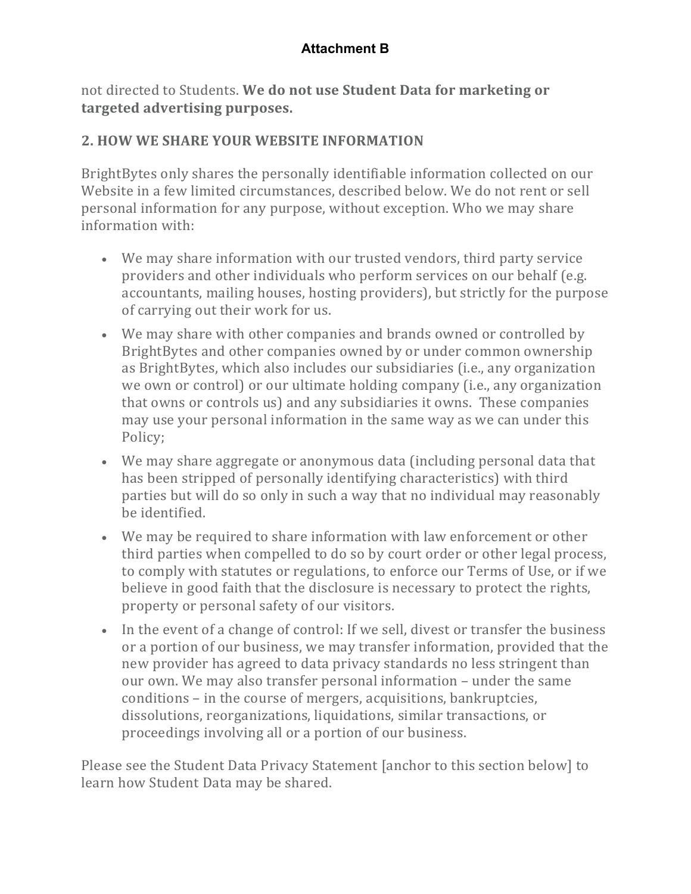# Attachment B

not directed to Students. **We do not use Student Data for marketing or targeted advertising purposes.**

## 2. HOW WE SHARE YOUR WEBSITE INFORMATION

BrightBytes only shares the personally identifiable information collected on our Website in a few limited circumstances, described below. We do not rent or sell personal information for any purpose, without exception. Who we may share information with:

- We may share information with our trusted vendors, third party service providers and other individuals who perform services on our behalf (e.g. accountants, mailing houses, hosting providers), but strictly for the purpose of carrying out their work for us.
- We may share with other companies and brands owned or controlled by BrightBytes and other companies owned by or under common ownership as BrightBytes, which also includes our subsidiaries (i.e., any organization we own or control) or our ultimate holding company (i.e., any organization that owns or controls us) and any subsidiaries it owns. These companies may use your personal information in the same way as we can under this Policy;
- We may share aggregate or anonymous data (including personal data that has been stripped of personally identifying characteristics) with third parties but will do so only in such a way that no individual may reasonably be identified.
- We may be required to share information with law enforcement or other third parties when compelled to do so by court order or other legal process, to comply with statutes or regulations, to enforce our Terms of Use, or if we believe in good faith that the disclosure is necessary to protect the rights, property or personal safety of our visitors.
- In the event of a change of control: If we sell, divest or transfer the business or a portion of our business, we may transfer information, provided that the new provider has agreed to data privacy standards no less stringent than our own. We may also transfer personal information – under the same conditions – in the course of mergers, acquisitions, bankruptcies, dissolutions, reorganizations, liquidations, similar transactions, or proceedings involving all or a portion of our business.

Please see the Student Data Privacy Statement [anchor to this section below] to learn how Student Data may be shared.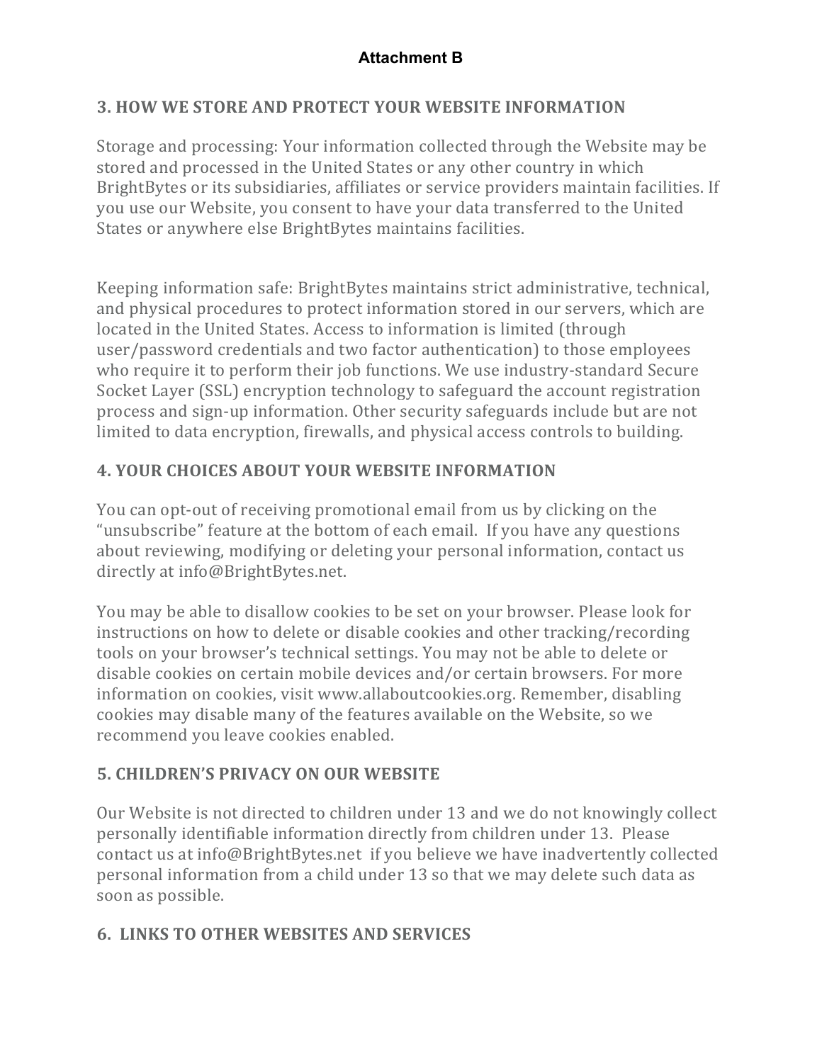**Attachment B**

## 3. HOW WE STORE AND PROTECT YOUR WEBSITE INFORMATION

Storage and processing: Your information collected through the Website may be stored and processed in the United States or any other country in which BrightBytes or its subsidiaries, affiliates or service providers maintain facilities. If you use our Website, you consent to have your data transferred to the United States or anywhere else BrightBytes maintains facilities.

Keeping information safe: BrightBytes maintains strict administrative, technical, and physical procedures to protect information stored in our servers, which are located in the United States. Access to information is limited (through user/password credentials and two factor authentication) to those employees who require it to perform their job functions. We use industry-standard Secure Socket Layer (SSL) encryption technology to safeguard the account registration process and sign-up information. Other security safeguards include but are not limited to data encryption, firewalls, and physical access controls to building.

## 4. YOUR CHOICES ABOUT YOUR WEBSITE INFORMATION

You can opt-out of receiving promotional email from us by clicking on the "unsubscribe" feature at the bottom of each email. If you have any questions about reviewing, modifying or deleting your personal information, contact us directly at info@BrightBytes.net.

You may be able to disallow cookies to be set on your browser. Please look for instructions on how to delete or disable cookies and other tracking/recording tools on your browser's technical settings. You may not be able to delete or disable cookies on certain mobile devices and/or certain browsers. For more information on cookies, visit www.allaboutcookies.org. Remember, disabling cookies may disable many of the features available on the Website, so we recommend you leave cookies enabled.

## 5. CHILDREN'S PRIVACY ON OUR WEBSITE

Our Website is not directed to children under 13 and we do not knowingly collect personally identifiable information directly from children under 13. Please contact us at info@BrightBytes.net if you believe we have inadvertently collected personal information from a child under 13 so that we may delete such data as soon as possible.

## 6. LINKS TO OTHER WEBSITES AND SERVICES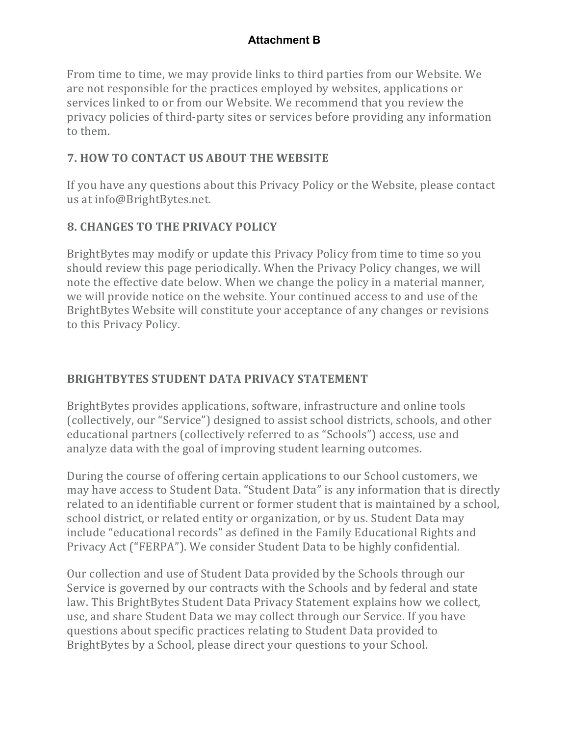**Attachment B**

From time to time, we may provide links to third parties from our Website. We are not responsible for the practices employed by websites, applications or services linked to or from our Website. We recommend that you review the privacy policies of third-party sites or services before providing any information to them.

## 7. HOW TO CONTACT US ABOUT THE WEBSITE

If you have any questions about this Privacy Policy or the Website, please contact us at info@BrightBytes.net.

## 8. CHANGES TO THE PRIVACY POLICY

BrightBytes may modify or update this Privacy Policy from time to time so you should review this page periodically. When the Privacy Policy changes, we will note the effective date below. When we change the policy in a material manner, we will provide notice on the website. Your continued access to and use of the BrightBytes Website will constitute your acceptance of any changes or revisions to this Privacy Policy.

## BRIGHTBYTES STUDENT DATA PRIVACY STATEMENT

BrightBytes provides applications, software, infrastructure and online tools (collectively, our "Service") designed to assist school districts, schools, and other educational partners (collectively referred to as "Schools") access, use and analyze data with the goal of improving student learning outcomes.

During the course of offering certain applications to our School customers, we may have access to Student Data. "Student Data" is any information that is directly related to an identifiable current or former student that is maintained by a school, school district, or related entity or organization, or by us. Student Data may include "educational records" as defined in the Family Educational Rights and Privacy Act ("FERPA"). We consider Student Data to be highly confidential.

Our collection and use of Student Data provided by the Schools through our Service is governed by our contracts with the Schools and by federal and state law. This BrightBytes Student Data Privacy Statement explains how we collect, use, and share Student Data we may collect through our Service. If you have questions about specific practices relating to Student Data provided to BrightBytes by a School, please direct your questions to your School.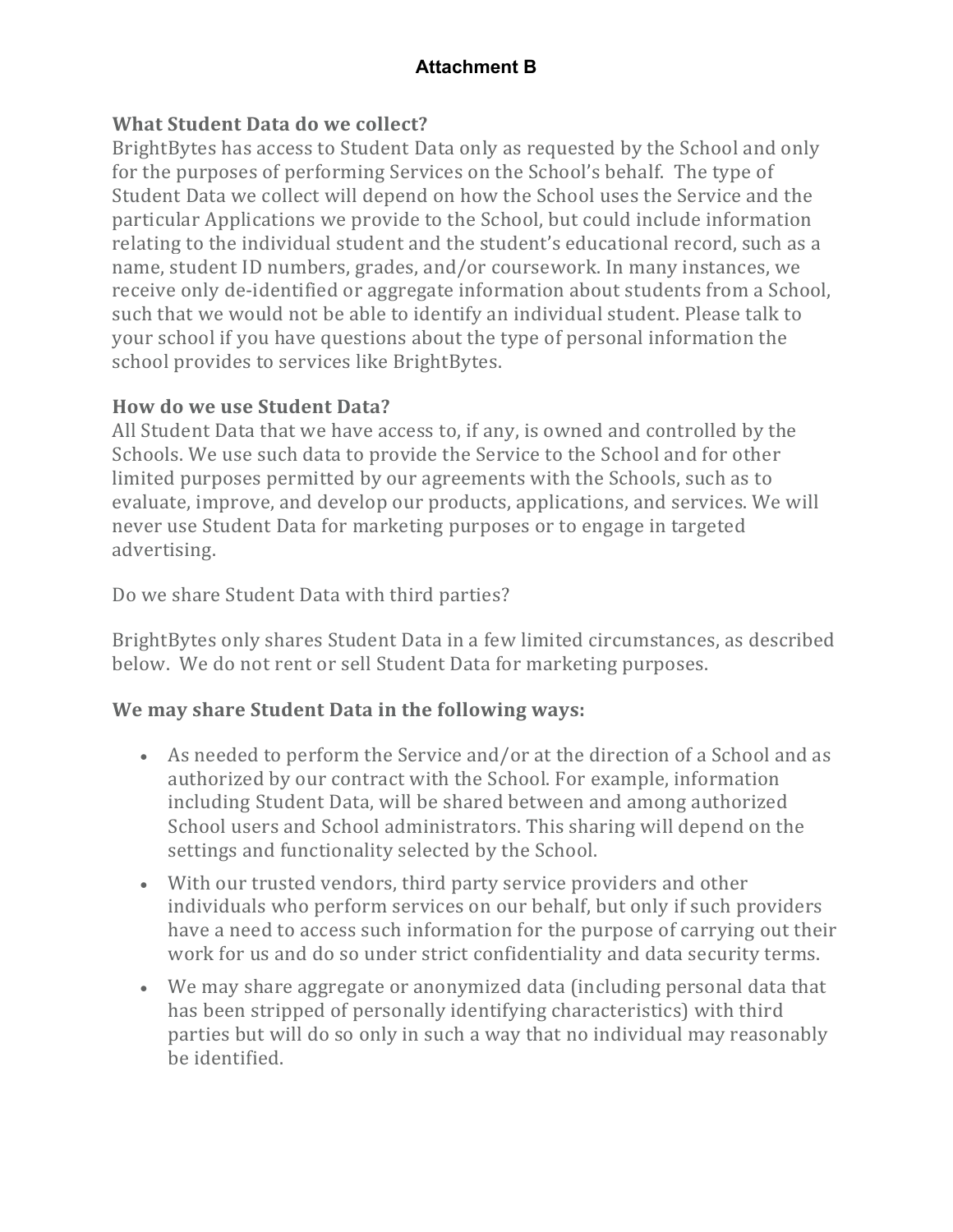## Attachment B

### What Student Data do we collect?

BrightBytes has access to Student Data only as requested by the School and only for the purposes of performing Services on the School's behalf. The type of Student Data we collect will depend on how the School uses the Service and the particular Applications we provide to the School, but could include information relating to the individual student and the student's educational record, such as a name, student ID numbers, grades, and/or coursework. In many instances, we receive only de-identified or aggregate information about students from a School, such that we would not be able to identify an individual student. Please talk to your school if you have questions about the type of personal information the school provides to services like BrightBytes.

### How do we use Student Data?

All Student Data that we have access to, if any, is owned and controlled by the Schools. We use such data to provide the Service to the School and for other limited purposes permitted by our agreements with the Schools, such as to evaluate, improve, and develop our products, applications, and services. We will never use Student Data for marketing purposes or to engage in targeted advertising.

Do we share Student Data with third parties?

BrightBytes only shares Student Data in a few limited circumstances, as described below. We do not rent or sell Student Data for marketing purposes.

### We may share Student Data in the following ways:

- As needed to perform the Service and/or at the direction of a School and as authorized by our contract with the School. For example, information including Student Data, will be shared between and among authorized School users and School administrators. This sharing will depend on the settings and functionality selected by the School.
- With our trusted vendors, third party service providers and other individuals who perform services on our behalf, but only if such providers have a need to access such information for the purpose of carrying out their work for us and do so under strict confidentiality and data security terms.
- We may share aggregate or anonymized data (including personal data that has been stripped of personally identifying characteristics) with third parties but will do so only in such a way that no individual may reasonably be identified.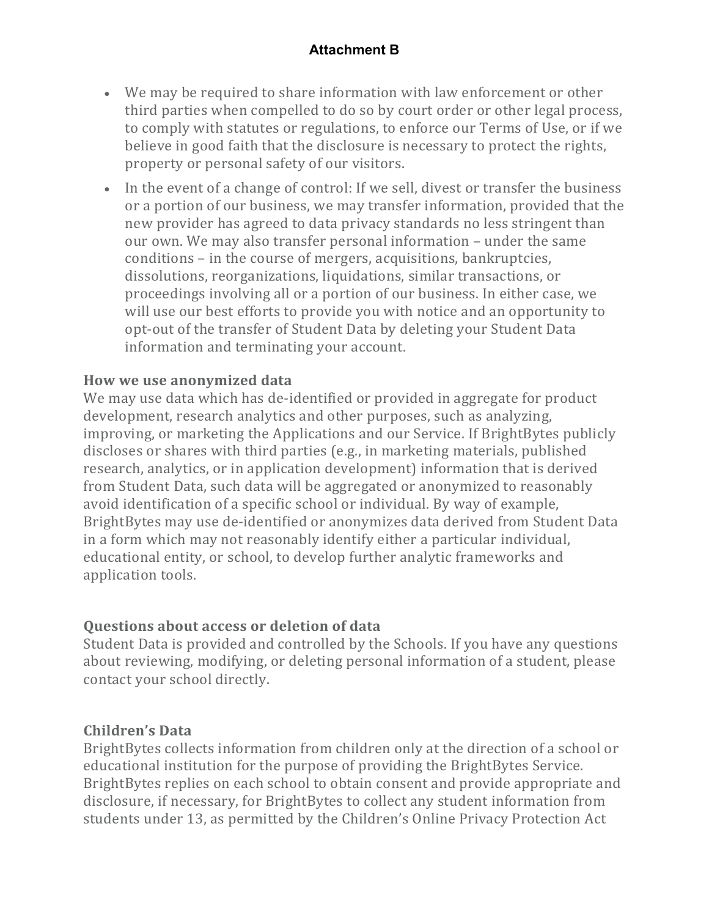**Attachment B**

- We may be required to share information with law enforcement or other third parties when compelled to do so by court order or other legal process, to comply with statutes or regulations, to enforce our Terms of Use, or if we believe in good faith that the disclosure is necessary to protect the rights, property or personal safety of our visitors.
- In the event of a change of control: If we sell, divest or transfer the business or a portion of our business, we may transfer information, provided that the new provider has agreed to data privacy standards no less stringent than our own. We may also transfer personal information – under the same conditions – in the course of mergers, acquisitions, bankruptcies, dissolutions, reorganizations, liquidations, similar transactions, or proceedings involving all or a portion of our business. In either case, we will use our best efforts to provide you with notice and an opportunity to opt-out of the transfer of Student Data by deleting your Student Data information and terminating your account.

**How we use anonymized data**
We may use data which has de-identified or provided in aggregate for product development, research analytics and other purposes, such as analyzing, improving, or marketing the Applications and our Service. If BrightBytes publicly discloses or shares with third parties (e.g., in marketing materials, published research, analytics, or in application development) information that is derived from Student Data, such data will be aggregated or anonymized to reasonably avoid identification of a specific school or individual. By way of example, BrightBytes may use de-identified or anonymizes data derived from Student Data in a form which may not reasonably identify either a particular individual, educational entity, or school, to develop further analytic frameworks and application tools.

**Questions about access or deletion of data**
Student Data is provided and controlled by the Schools. If you have any questions about reviewing, modifying, or deleting personal information of a student, please contact your school directly.

**Children's Data**
BrightBytes collects information from children only at the direction of a school or educational institution for the purpose of providing the BrightBytes Service. BrightBytes replies on each school to obtain consent and provide appropriate and disclosure, if necessary, for BrightBytes to collect any student information from students under 13, as permitted by the Children's Online Privacy Protection Act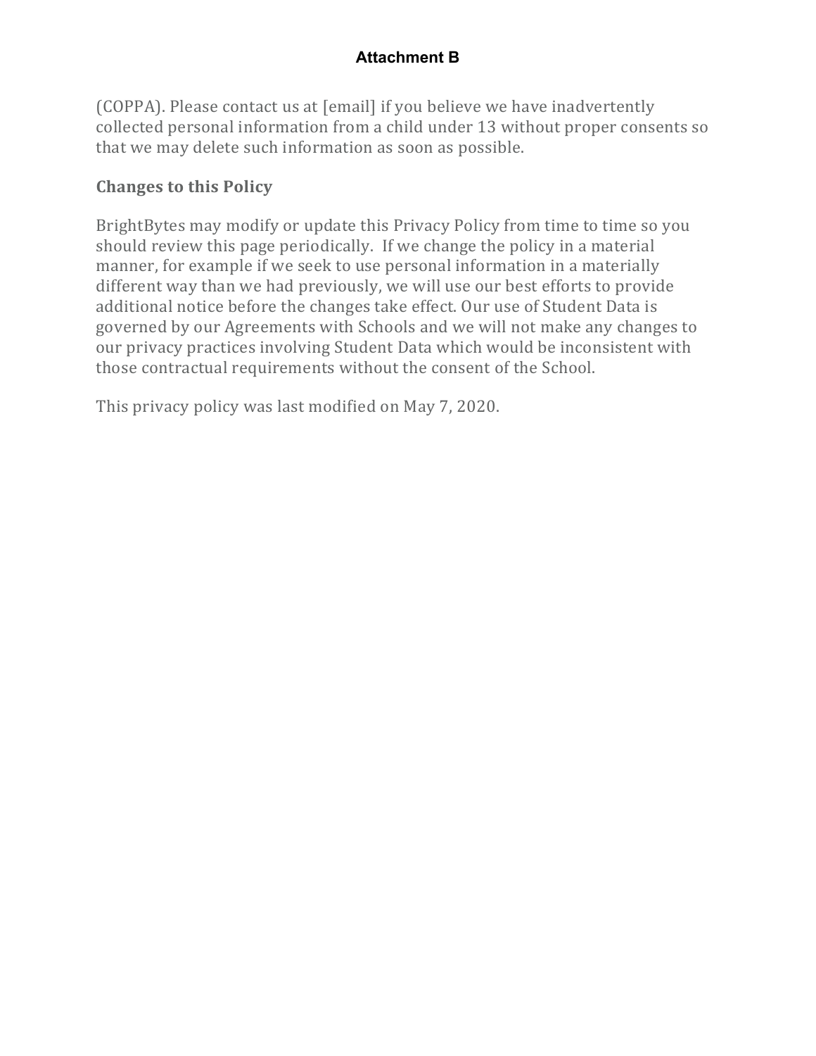# Attachment B

(COPPA). Please contact us at [email] if you believe we have inadvertently collected personal information from a child under 13 without proper consents so that we may delete such information as soon as possible.

## Changes to this Policy

BrightBytes may modify or update this Privacy Policy from time to time so you should review this page periodically. If we change the policy in a material manner, for example if we seek to use personal information in a materially different way than we had previously, we will use our best efforts to provide additional notice before the changes take effect. Our use of Student Data is governed by our Agreements with Schools and we will not make any changes to our privacy practices involving Student Data which would be inconsistent with those contractual requirements without the consent of the School.

This privacy policy was last modified on May 7, 2020.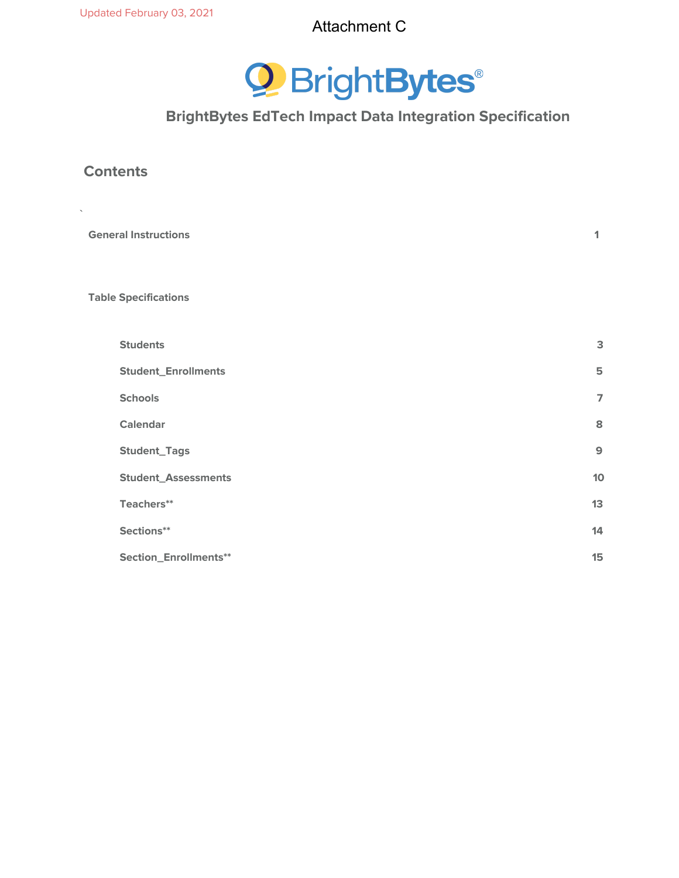Updated February 03, 2021

Attachment C

BrightBytes®

## BrightBytes EdTech Impact Data Integration Specification

## Contents

`

| | |
|---|---|
| **General Instructions** | **1** |
| **Table Specifications** | |
| **Students** | **3** |
| **Student_Enrollments** | **5** |
| **Schools** | **7** |
| **Calendar** | **8** |
| **Student_Tags** | **9** |
| **Student_Assessments** | **10** |
| **Teachers**** | **13** |
| **Sections**** | **14** |
| **Section_Enrollments**** | **15** |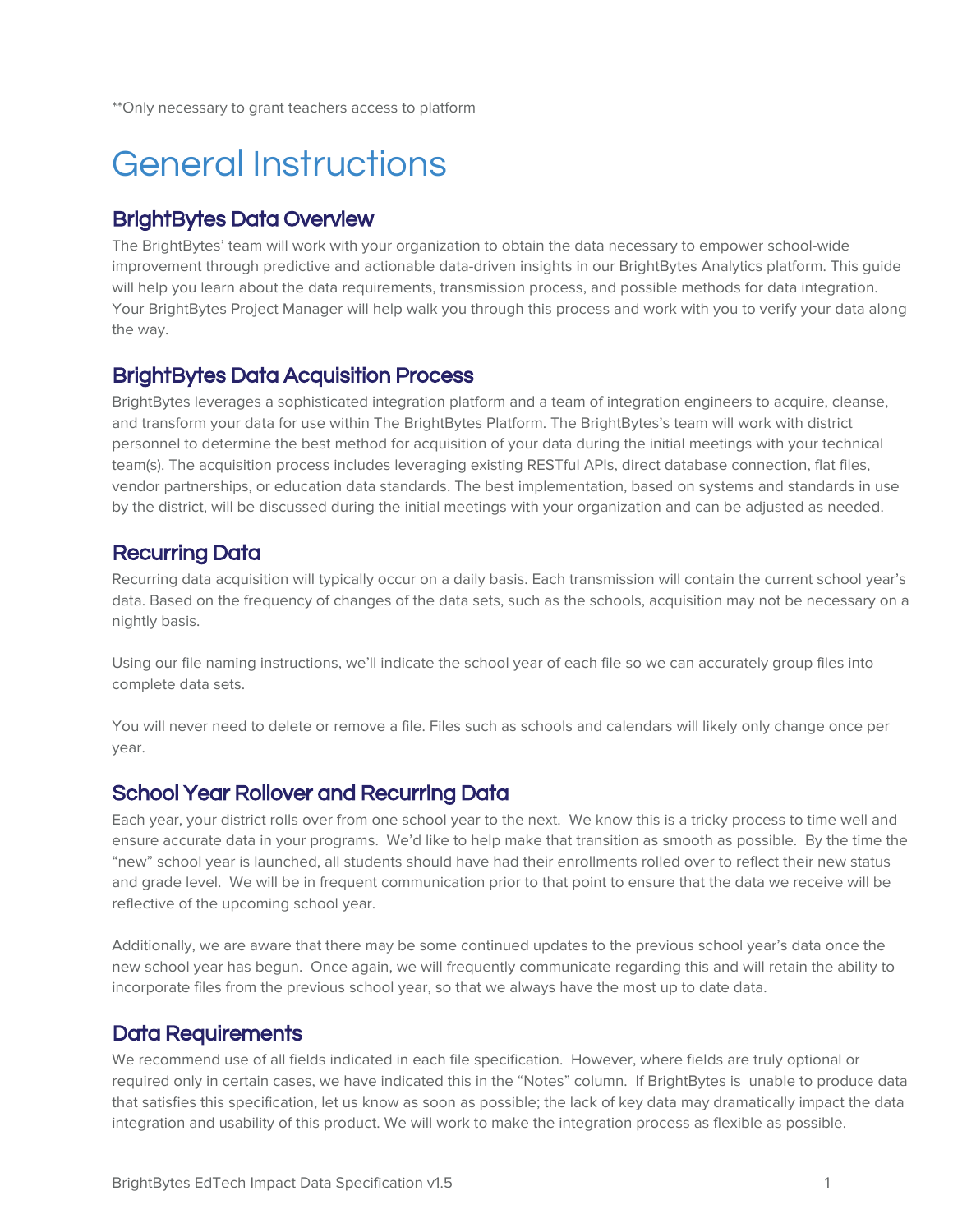**Only necessary to grant teachers access to platform

# General Instructions

## BrightBytes Data Overview

The BrightBytes' team will work with your organization to obtain the data necessary to empower school-wide improvement through predictive and actionable data-driven insights in our BrightBytes Analytics platform. This guide will help you learn about the data requirements, transmission process, and possible methods for data integration. Your BrightBytes Project Manager will help walk you through this process and work with you to verify your data along the way.

## BrightBytes Data Acquisition Process

BrightBytes leverages a sophisticated integration platform and a team of integration engineers to acquire, cleanse, and transform your data for use within The BrightBytes Platform. The BrightBytes's team will work with district personnel to determine the best method for acquisition of your data during the initial meetings with your technical team(s). The acquisition process includes leveraging existing RESTful APIs, direct database connection, flat files, vendor partnerships, or education data standards. The best implementation, based on systems and standards in use by the district, will be discussed during the initial meetings with your organization and can be adjusted as needed.

## Recurring Data

Recurring data acquisition will typically occur on a daily basis. Each transmission will contain the current school year's data. Based on the frequency of changes of the data sets, such as the schools, acquisition may not be necessary on a nightly basis.

Using our file naming instructions, we'll indicate the school year of each file so we can accurately group files into complete data sets.

You will never need to delete or remove a file. Files such as schools and calendars will likely only change once per year.

## School Year Rollover and Recurring Data

Each year, your district rolls over from one school year to the next. We know this is a tricky process to time well and ensure accurate data in your programs. We'd like to help make that transition as smooth as possible. By the time the "new" school year is launched, all students should have had their enrollments rolled over to reflect their new status and grade level. We will be in frequent communication prior to that point to ensure that the data we receive will be reflective of the upcoming school year.

Additionally, we are aware that there may be some continued updates to the previous school year's data once the new school year has begun. Once again, we will frequently communicate regarding this and will retain the ability to incorporate files from the previous school year, so that we always have the most up to date data.

## Data Requirements

We recommend use of all fields indicated in each file specification. However, where fields are truly optional or required only in certain cases, we have indicated this in the "Notes" column. If BrightBytes is unable to produce data that satisfies this specification, let us know as soon as possible; the lack of key data may dramatically impact the data integration and usability of this product. We will work to make the integration process as flexible as possible.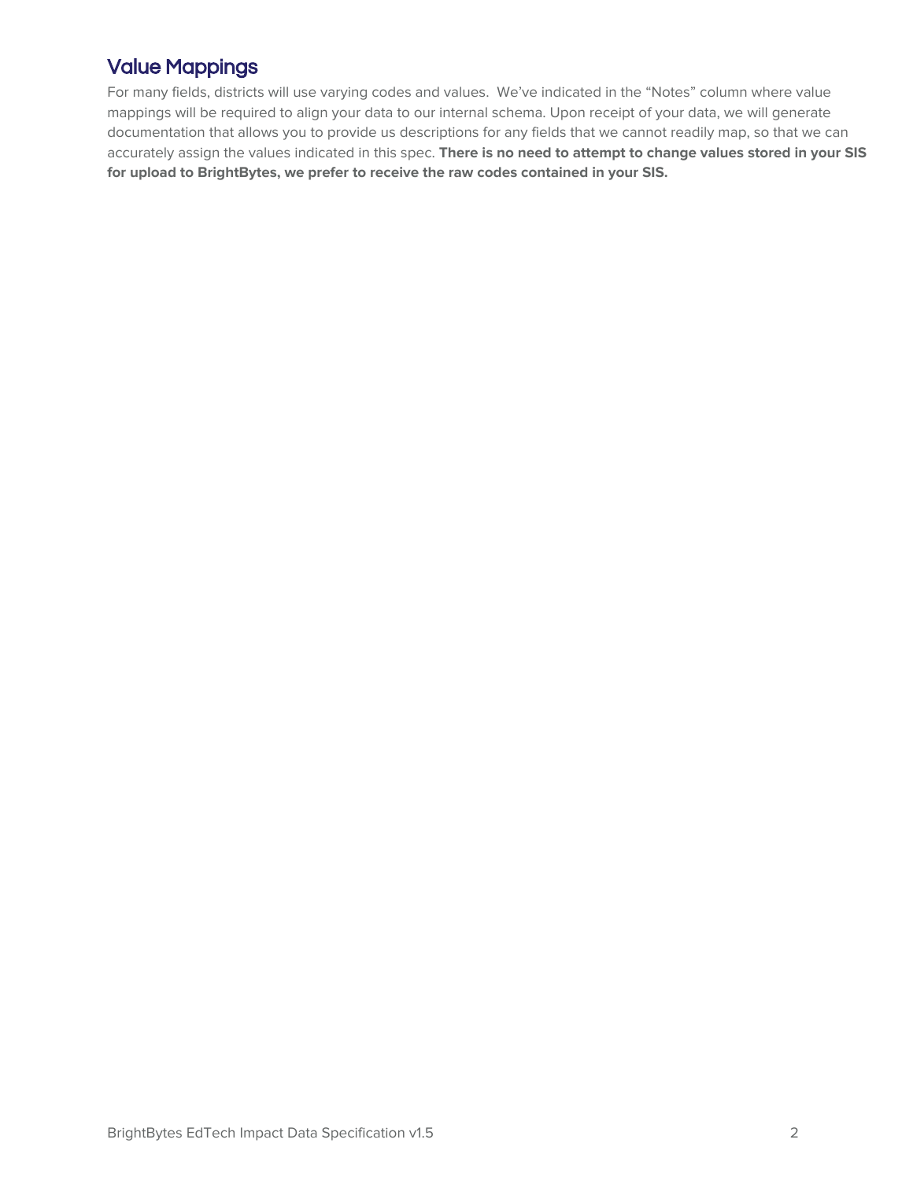## Value Mappings

For many fields, districts will use varying codes and values.  We've indicated in the "Notes" column where value mappings will be required to align your data to our internal schema. Upon receipt of your data, we will generate documentation that allows you to provide us descriptions for any fields that we cannot readily map, so that we can accurately assign the values indicated in this spec. **There is no need to attempt to change values stored in your SIS for upload to BrightBytes, we prefer to receive the raw codes contained in your SIS.**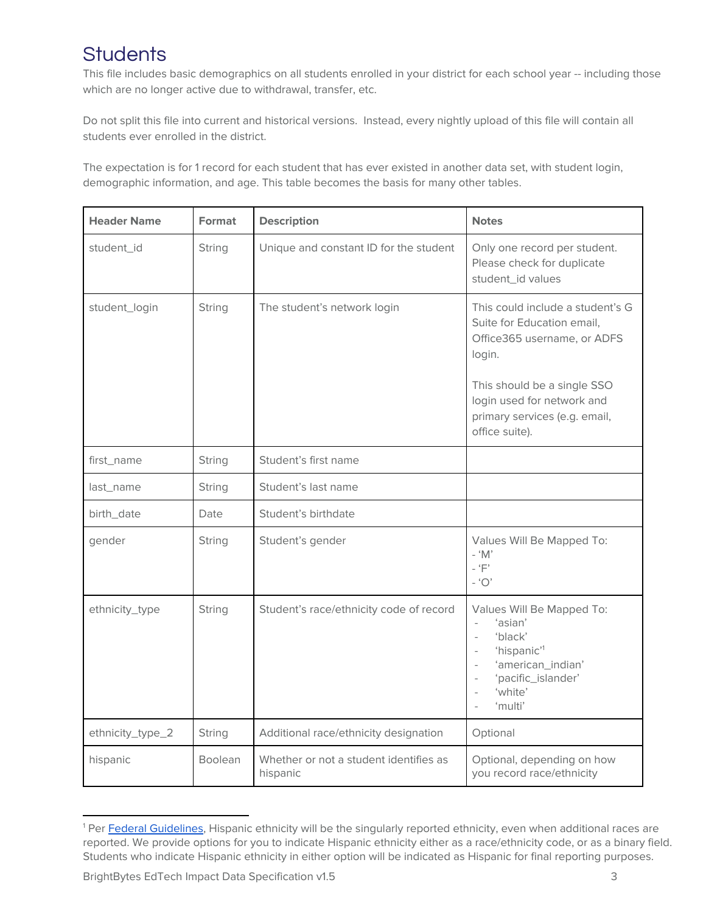# Students

This file includes basic demographics on all students enrolled in your district for each school year -- including those which are no longer active due to withdrawal, transfer, etc.

Do not split this file into current and historical versions. Instead, every nightly upload of this file will contain all students ever enrolled in the district.

The expectation is for 1 record for each student that has ever existed in another data set, with student login, demographic information, and age. This table becomes the basis for many other tables.

| Header Name | Format | Description | Notes |
|---|---|---|---|
| student_id | String | Unique and constant ID for the student | Only one record per student. Please check for duplicate student_id values |
| student_login | String | The student's network login | This could include a student's G Suite for Education email, Office365 username, or ADFS login.<br><br>This should be a single SSO login used for network and primary services (e.g. email, office suite). |
| first_name | String | Student's first name | |
| last_name | String | Student's last name | |
| birth_date | Date | Student's birthdate | |
| gender | String | Student's gender | Values Will Be Mapped To:<br>- 'M'<br>- 'F'<br>- 'O' |
| ethnicity_type | String | Student's race/ethnicity code of record | Values Will Be Mapped To:<br>- 'asian'<br>- 'black'<br>- 'hispanic'[1]<br>- 'american_indian'<br>- 'pacific_islander'<br>- 'white'<br>- 'multi' |
| ethnicity_type_2 | String | Additional race/ethnicity designation | Optional |
| hispanic | Boolean | Whether or not a student identifies as hispanic | Optional, depending on how you record race/ethnicity |

[1] Per Federal Guidelines, Hispanic ethnicity will be the singularly reported ethnicity, even when additional races are reported. We provide options for you to indicate Hispanic ethnicity either as a race/ethnicity code, or as a binary field. Students who indicate Hispanic ethnicity in either option will be indicated as Hispanic for final reporting purposes.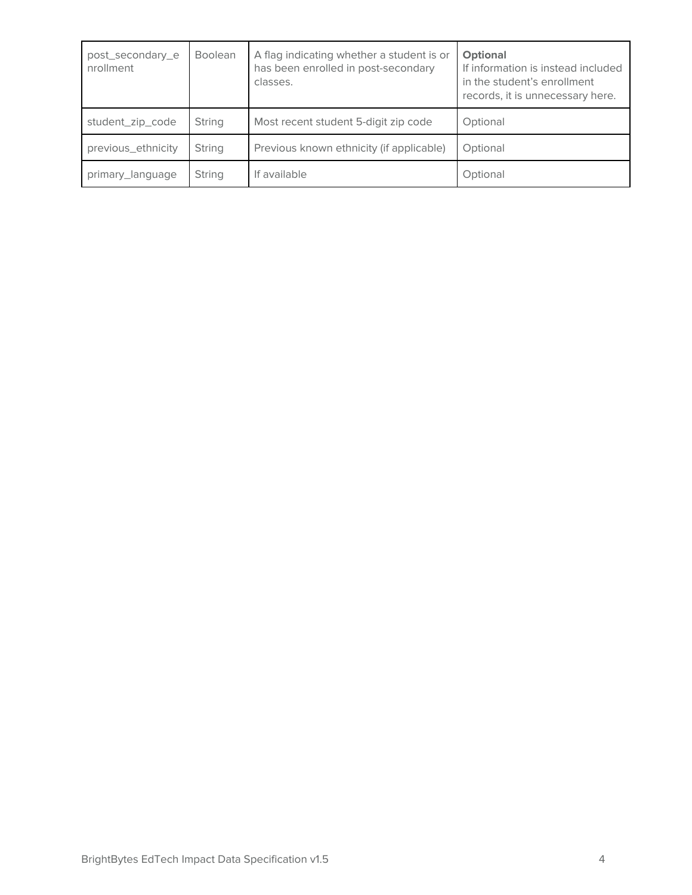| post_secondary_enrollment | Boolean | A flag indicating whether a student is or has been enrolled in post-secondary classes. | **Optional** If information is instead included in the student's enrollment records, it is unnecessary here. |
|---|---|---|---|
| student_zip_code | String | Most recent student 5-digit zip code | Optional |
| previous_ethnicity | String | Previous known ethnicity (if applicable) | Optional |
| primary_language | String | If available | Optional |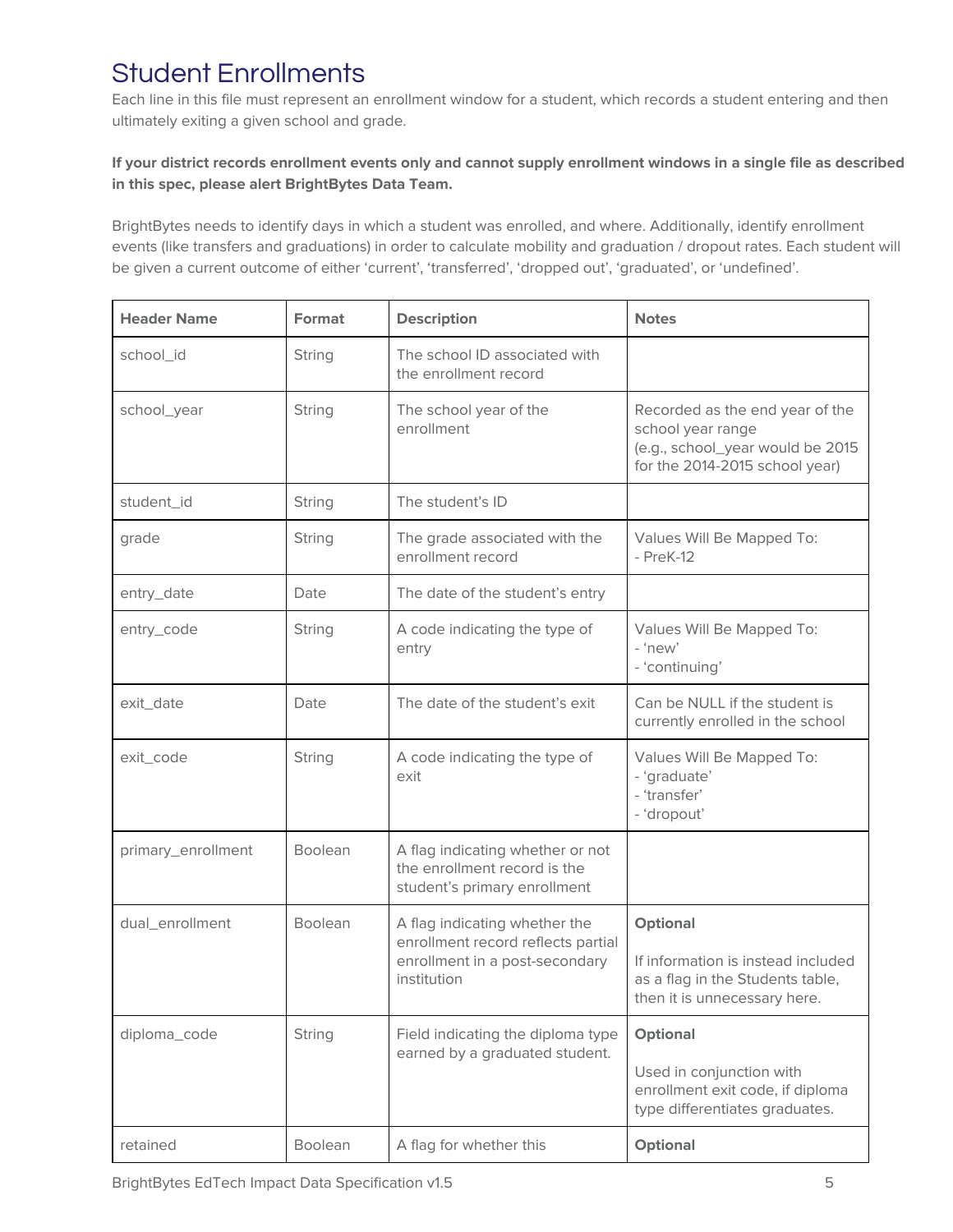# Student Enrollments

Each line in this file must represent an enrollment window for a student, which records a student entering and then ultimately exiting a given school and grade.

**If your district records enrollment events only and cannot supply enrollment windows in a single file as described in this spec, please alert BrightBytes Data Team.**

BrightBytes needs to identify days in which a student was enrolled, and where. Additionally, identify enrollment events (like transfers and graduations) in order to calculate mobility and graduation / dropout rates. Each student will be given a current outcome of either 'current', 'transferred', 'dropped out', 'graduated', or 'undefined'.

| Header Name | Format | Description | Notes |
|---|---|---|---|
| school_id | String | The school ID associated with the enrollment record | |
| school_year | String | The school year of the enrollment | Recorded as the end year of the school year range (e.g., school_year would be 2015 for the 2014-2015 school year) |
| student_id | String | The student's ID | |
| grade | String | The grade associated with the enrollment record | Values Will Be Mapped To:<br>- PreK-12 |
| entry_date | Date | The date of the student's entry | |
| entry_code | String | A code indicating the type of entry | Values Will Be Mapped To:<br>- 'new'<br>- 'continuing' |
| exit_date | Date | The date of the student's exit | Can be NULL if the student is currently enrolled in the school |
| exit_code | String | A code indicating the type of exit | Values Will Be Mapped To:<br>- 'graduate'<br>- 'transfer'<br>- 'dropout' |
| primary_enrollment | Boolean | A flag indicating whether or not the enrollment record is the student's primary enrollment | |
| dual_enrollment | Boolean | A flag indicating whether the enrollment record reflects partial enrollment in a post-secondary institution | **Optional**<br><br>If information is instead included as a flag in the Students table, then it is unnecessary here. |
| diploma_code | String | Field indicating the diploma type earned by a graduated student. | **Optional**<br><br>Used in conjunction with enrollment exit code, if diploma type differentiates graduates. |
| retained | Boolean | A flag for whether this | **Optional** |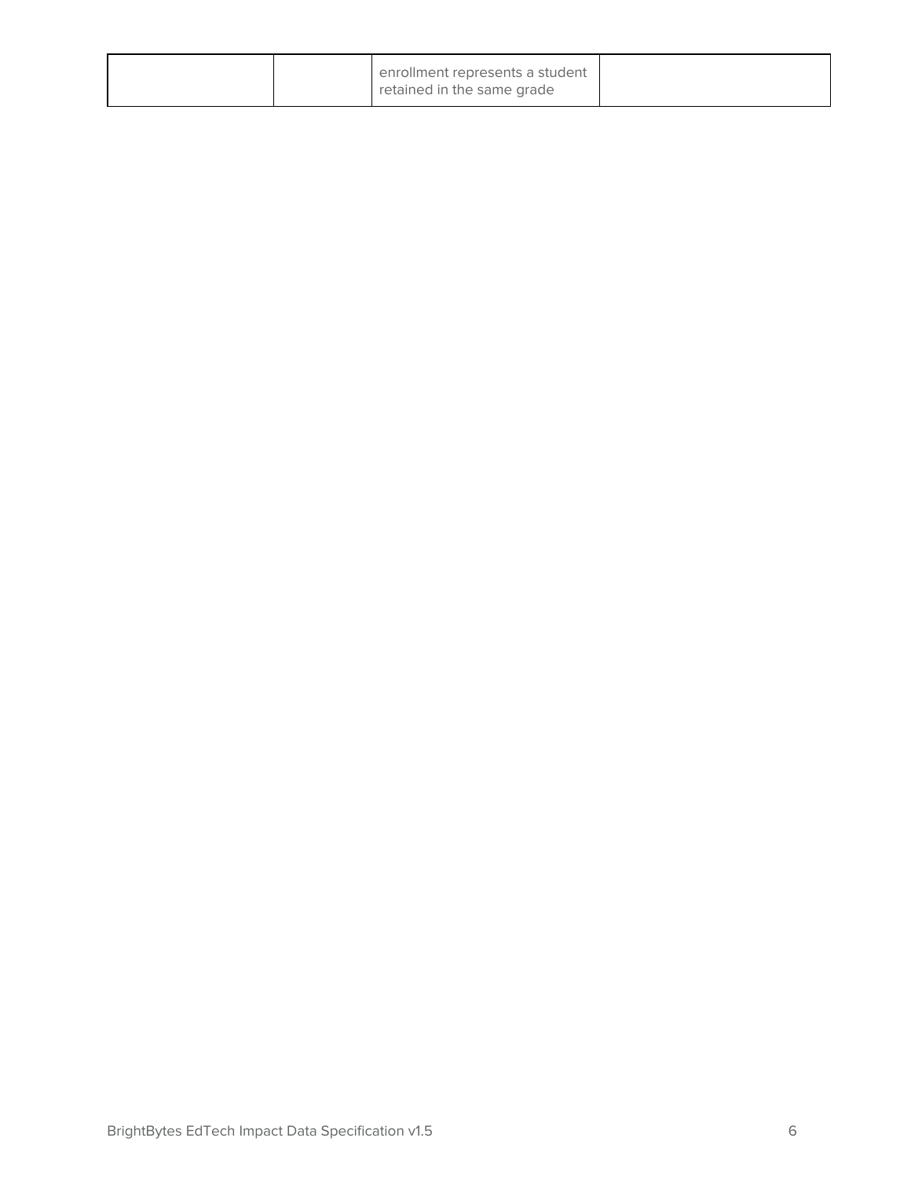| | | | |
|---|---|---|---|
| | | enrollment represents a student retained in the same grade | |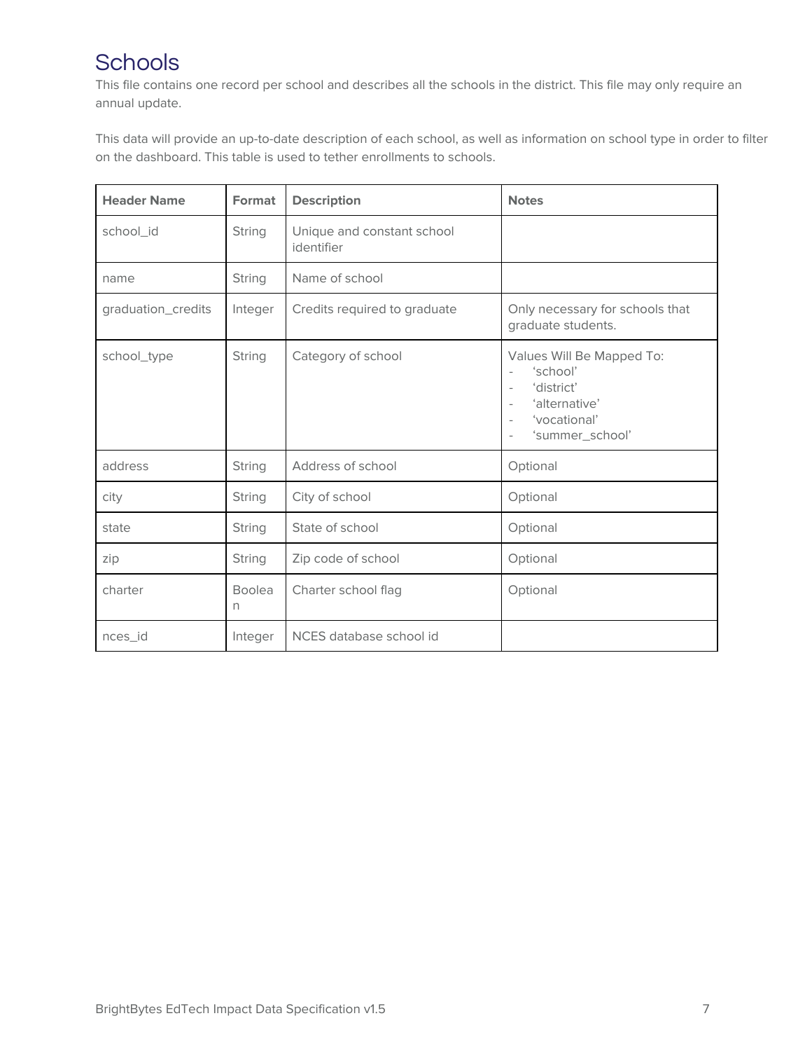# Schools

This file contains one record per school and describes all the schools in the district. This file may only require an annual update.

This data will provide an up-to-date description of each school, as well as information on school type in order to filter on the dashboard. This table is used to tether enrollments to schools.

| Header Name | Format | Description | Notes |
|---|---|---|---|
| school_id | String | Unique and constant school identifier | |
| name | String | Name of school | |
| graduation_credits | Integer | Credits required to graduate | Only necessary for schools that graduate students. |
| school_type | String | Category of school | Values Will Be Mapped To:<br>- 'school'<br>- 'district'<br>- 'alternative'<br>- 'vocational'<br>- 'summer_school' |
| address | String | Address of school | Optional |
| city | String | City of school | Optional |
| state | String | State of school | Optional |
| zip | String | Zip code of school | Optional |
| charter | Boolean | Charter school flag | Optional |
| nces_id | Integer | NCES database school id | |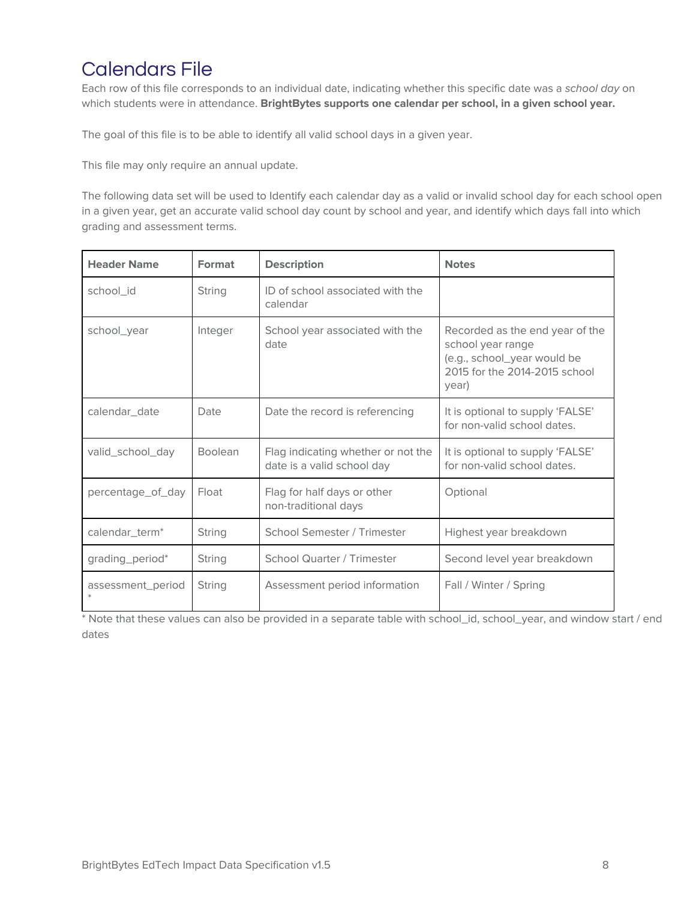# Calendars File

Each row of this file corresponds to an individual date, indicating whether this specific date was a *school day* on which students were in attendance. **BrightBytes supports one calendar per school, in a given school year.**

The goal of this file is to be able to identify all valid school days in a given year.

This file may only require an annual update.

The following data set will be used to Identify each calendar day as a valid or invalid school day for each school open in a given year, get an accurate valid school day count by school and year, and identify which days fall into which grading and assessment terms.

| Header Name | Format | Description | Notes |
|---|---|---|---|
| school_id | String | ID of school associated with the calendar | |
| school_year | Integer | School year associated with the date | Recorded as the end year of the school year range (e.g., school_year would be 2015 for the 2014-2015 school year) |
| calendar_date | Date | Date the record is referencing | It is optional to supply 'FALSE' for non-valid school dates. |
| valid_school_day | Boolean | Flag indicating whether or not the date is a valid school day | It is optional to supply 'FALSE' for non-valid school dates. |
| percentage_of_day | Float | Flag for half days or other non-traditional days | Optional |
| calendar_term* | String | School Semester / Trimester | Highest year breakdown |
| grading_period* | String | School Quarter / Trimester | Second level year breakdown |
| assessment_period* | String | Assessment period information | Fall / Winter / Spring |

* Note that these values can also be provided in a separate table with school_id, school_year, and window start / end dates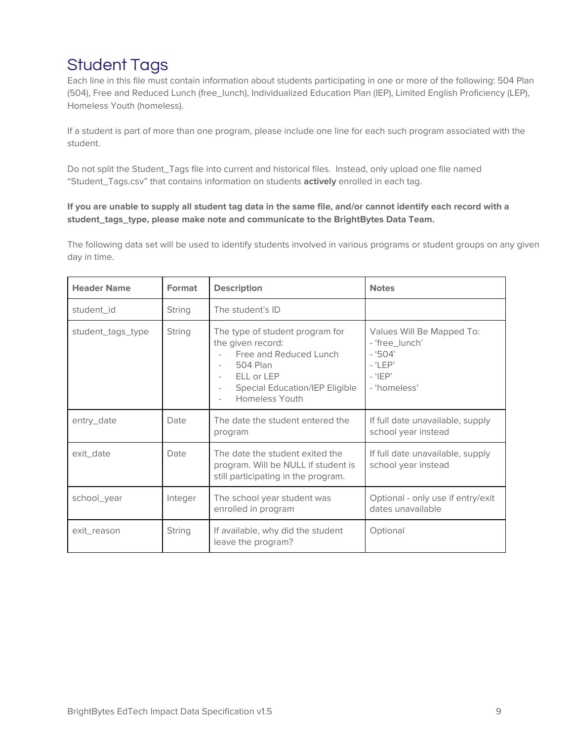# Student Tags

Each line in this file must contain information about students participating in one or more of the following: 504 Plan (504), Free and Reduced Lunch (free_lunch), Individualized Education Plan (IEP), Limited English Proficiency (LEP), Homeless Youth (homeless).

If a student is part of more than one program, please include one line for each such program associated with the student.

Do not split the Student_Tags file into current and historical files. Instead, only upload one file named "Student_Tags.csv" that contains information on students **actively** enrolled in each tag.

**If you are unable to supply all student tag data in the same file, and/or cannot identify each record with a student_tags_type, please make note and communicate to the BrightBytes Data Team.**

The following data set will be used to identify students involved in various programs or student groups on any given day in time.

| Header Name | Format | Description | Notes |
|---|---|---|---|
| student_id | String | The student's ID | |
| student_tags_type | String | The type of student program for the given record:<br>- Free and Reduced Lunch<br>- 504 Plan<br>- ELL or LEP<br>- Special Education/IEP Eligible<br>- Homeless Youth | Values Will Be Mapped To:<br>- 'free_lunch'<br>- '504'<br>- 'LEP'<br>- 'IEP'<br>- 'homeless' |
| entry_date | Date | The date the student entered the program | If full date unavailable, supply school year instead |
| exit_date | Date | The date the student exited the program. Will be NULL if student is still participating in the program. | If full date unavailable, supply school year instead |
| school_year | Integer | The school year student was enrolled in program | Optional - only use if entry/exit dates unavailable |
| exit_reason | String | If available, why did the student leave the program? | Optional |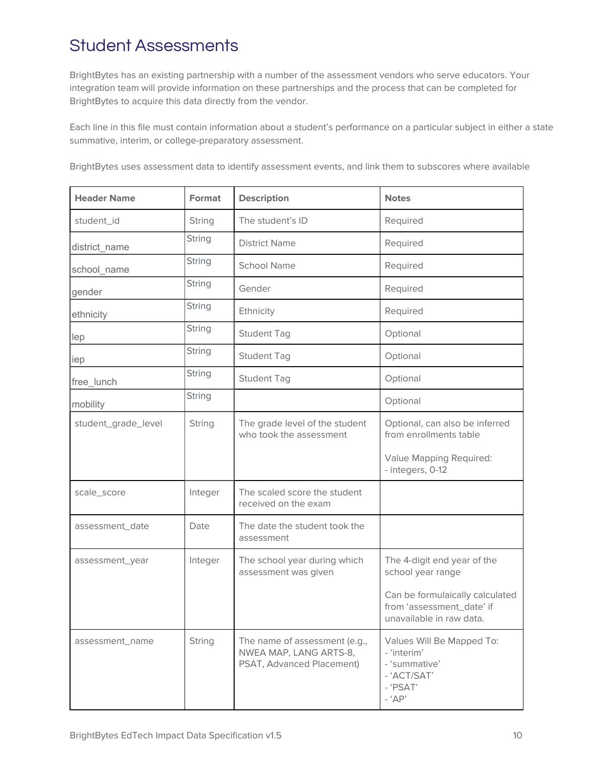# Student Assessments

BrightBytes has an existing partnership with a number of the assessment vendors who serve educators. Your integration team will provide information on these partnerships and the process that can be completed for BrightBytes to acquire this data directly from the vendor.

Each line in this file must contain information about a student's performance on a particular subject in either a state summative, interim, or college-preparatory assessment.

BrightBytes uses assessment data to identify assessment events, and link them to subscores where available

| Header Name | Format | Description | Notes |
|---|---|---|---|
| student_id | String | The student's ID | Required |
| district_name | String | District Name | Required |
| school_name | String | School Name | Required |
| gender | String | Gender | Required |
| ethnicity | String | Ethnicity | Required |
| lep | String | Student Tag | Optional |
| iep | String | Student Tag | Optional |
| free_lunch | String | Student Tag | Optional |
| mobility | String | | Optional |
| student_grade_level | String | The grade level of the student who took the assessment | Optional, can also be inferred from enrollments table<br><br>Value Mapping Required:<br>- integers, 0-12 |
| scale_score | Integer | The scaled score the student received on the exam | |
| assessment_date | Date | The date the student took the assessment | |
| assessment_year | Integer | The school year during which assessment was given | The 4-digit end year of the school year range<br><br>Can be formulaically calculated from 'assessment_date' if unavailable in raw data. |
| assessment_name | String | The name of assessment (e.g., NWEA MAP, LANG ARTS-8, PSAT, Advanced Placement) | Values Will Be Mapped To:<br>- 'interim'<br>- 'summative'<br>- 'ACT/SAT'<br>- 'PSAT'<br>- 'AP' |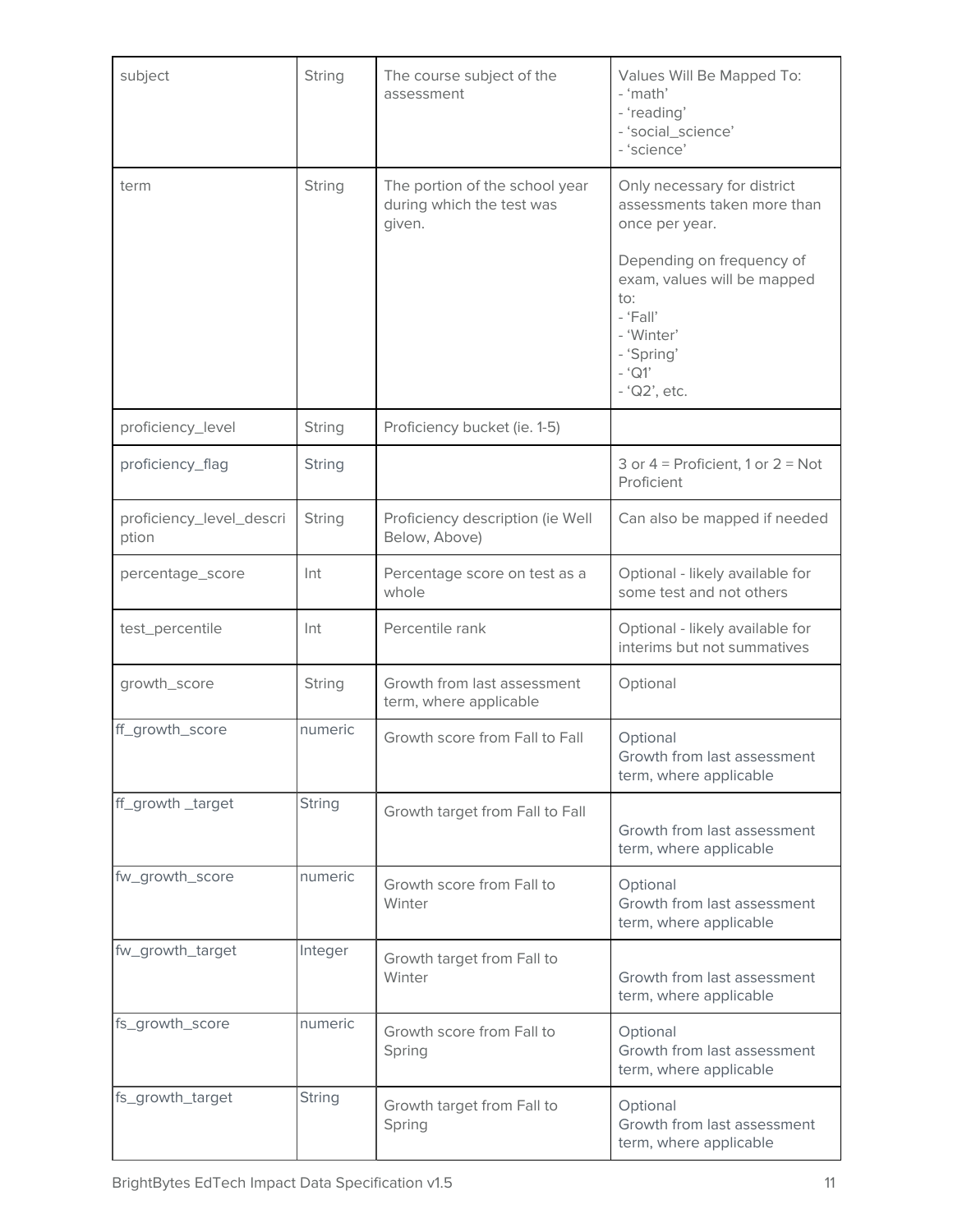| subject | String | The course subject of the assessment | Values Will Be Mapped To:<br>- 'math'<br>- 'reading'<br>- 'social_science'<br>- 'science' |
|---|---|---|---|
| term | String | The portion of the school year during which the test was given. | Only necessary for district assessments taken more than once per year.<br><br>Depending on frequency of exam, values will be mapped to:<br>- 'Fall'<br>- 'Winter'<br>- 'Spring'<br>- 'Q1'<br>- 'Q2', etc. |
| proficiency_level | String | Proficiency bucket (ie. 1-5) | |
| proficiency_flag | String | | 3 or 4 = Proficient, 1 or 2 = Not Proficient |
| proficiency_level_description | String | Proficiency description (ie Well Below, Above) | Can also be mapped if needed |
| percentage_score | Int | Percentage score on test as a whole | Optional - likely available for some test and not others |
| test_percentile | Int | Percentile rank | Optional - likely available for interims but not summatives |
| growth_score | String | Growth from last assessment term, where applicable | Optional |
| ff_growth_score | numeric | Growth score from Fall to Fall | Optional<br>Growth from last assessment term, where applicable |
| ff_growth _target | String | Growth target from Fall to Fall | Growth from last assessment term, where applicable |
| fw_growth_score | numeric | Growth score from Fall to Winter | Optional<br>Growth from last assessment term, where applicable |
| fw_growth_target | Integer | Growth target from Fall to Winter | Growth from last assessment term, where applicable |
| fs_growth_score | numeric | Growth score from Fall to Spring | Optional<br>Growth from last assessment term, where applicable |
| fs_growth_target | String | Growth target from Fall to Spring | Optional<br>Growth from last assessment term, where applicable |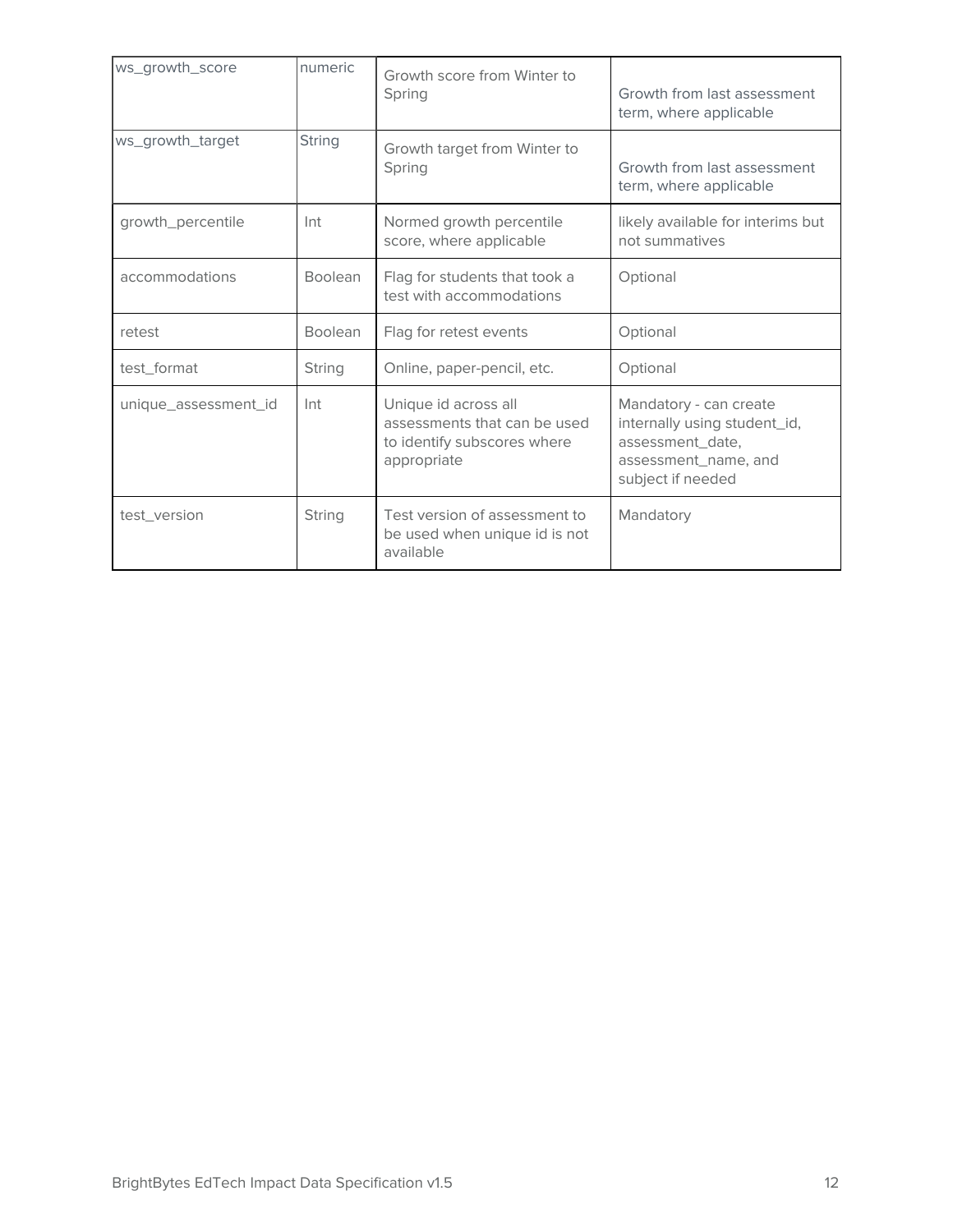| ws_growth_score | numeric | Growth score from Winter to Spring | Growth from last assessment term, where applicable |
|---|---|---|---|
| ws_growth_target | String | Growth target from Winter to Spring | Growth from last assessment term, where applicable |
| growth_percentile | Int | Normed growth percentile score, where applicable | likely available for interims but not summatives |
| accommodations | Boolean | Flag for students that took a test with accommodations | Optional |
| retest | Boolean | Flag for retest events | Optional |
| test_format | String | Online, paper-pencil, etc. | Optional |
| unique_assessment_id | Int | Unique id across all assessments that can be used to identify subscores where appropriate | Mandatory - can create internally using student_id, assessment_date, assessment_name, and subject if needed |
| test_version | String | Test version of assessment to be used when unique id is not available | Mandatory |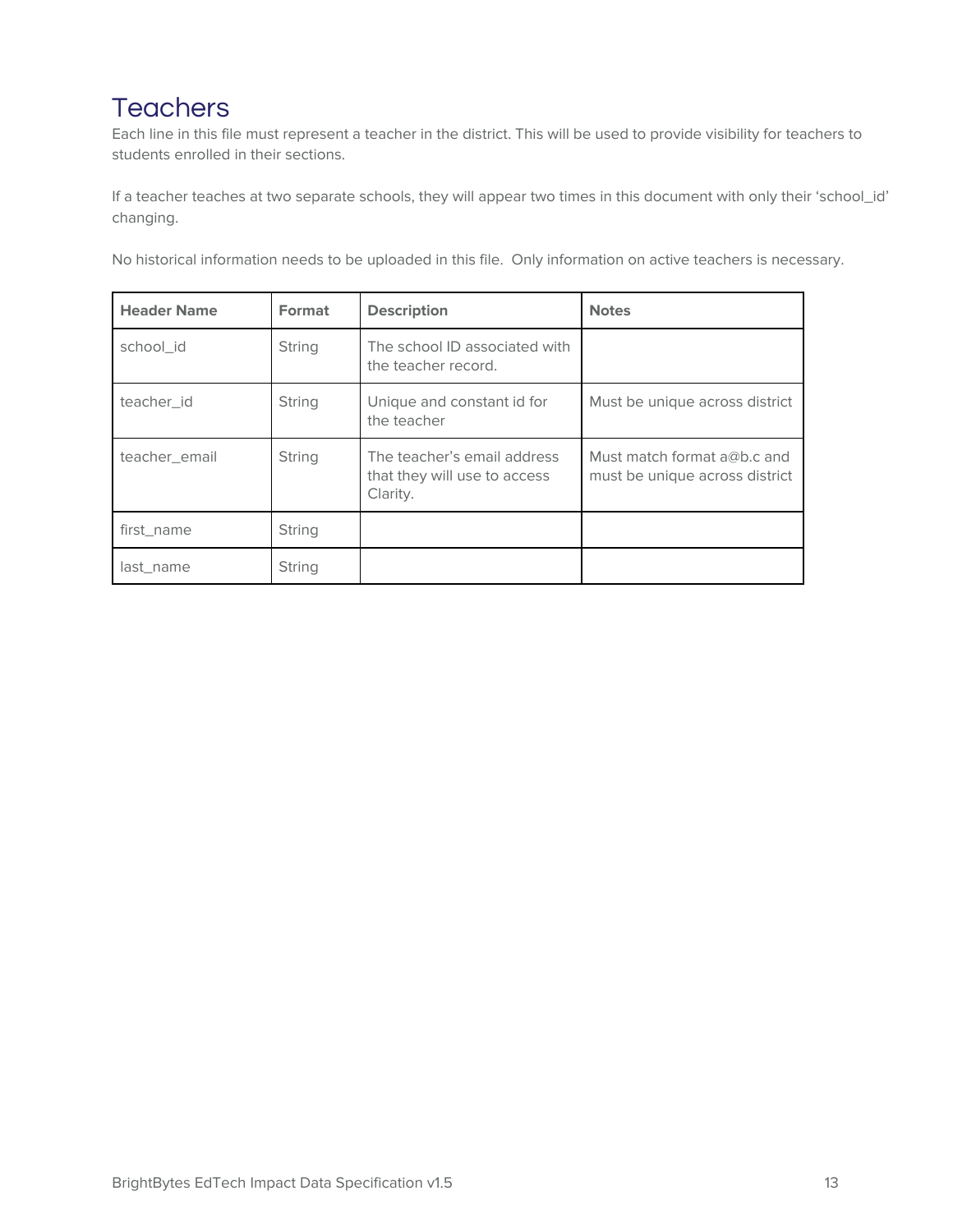# Teachers

Each line in this file must represent a teacher in the district. This will be used to provide visibility for teachers to students enrolled in their sections.

If a teacher teaches at two separate schools, they will appear two times in this document with only their 'school_id' changing.

No historical information needs to be uploaded in this file. Only information on active teachers is necessary.

| Header Name | Format | Description | Notes |
| --- | --- | --- | --- |
| school_id | String | The school ID associated with the teacher record. | |
| teacher_id | String | Unique and constant id for the teacher | Must be unique across district |
| teacher_email | String | The teacher's email address that they will use to access Clarity. | Must match format a@b.c and must be unique across district |
| first_name | String | | |
| last_name | String | | |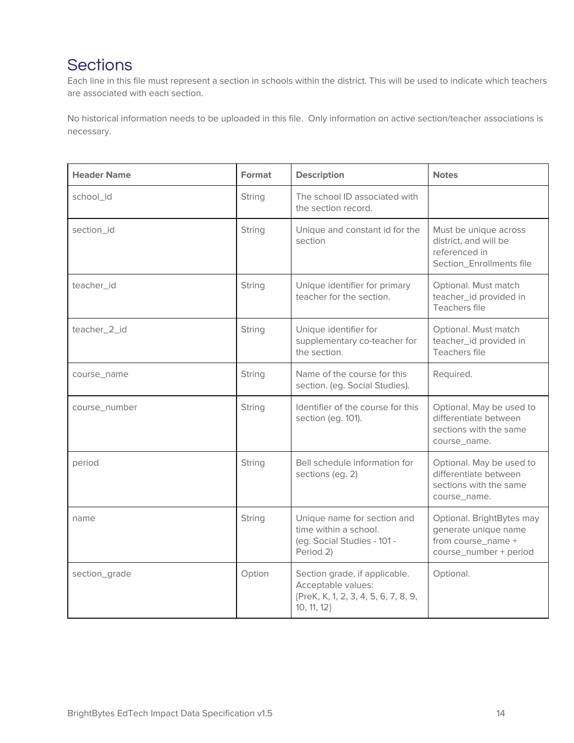## Sections

Each line in this file must represent a section in schools within the district. This will be used to indicate which teachers are associated with each section.

No historical information needs to be uploaded in this file. Only information on active section/teacher associations is necessary.

| Header Name | Format | Description | Notes |
|---|---|---|---|
| school_id | String | The school ID associated with the section record. | |
| section_id | String | Unique and constant id for the section | Must be unique across district, and will be referenced in Section_Enrollments file |
| teacher_id | String | Unique identifier for primary teacher for the section. | Optional. Must match teacher_id provided in Teachers file |
| teacher_2_id | String | Unique identifier for supplementary co-teacher for the section. | Optional. Must match teacher_id provided in Teachers file |
| course_name | String | Name of the course for this section. (eg. Social Studies). | Required. |
| course_number | String | Identifier of the course for this section (eg. 101). | Optional. May be used to differentiate between sections with the same course_name. |
| period | String | Bell schedule information for sections (eg. 2) | Optional. May be used to differentiate between sections with the same course_name. |
| name | String | Unique name for section and time within a school. (eg. Social Studies - 101 - Period 2) | Optional. BrightBytes may generate unique name from course_name + course_number + period |
| section_grade | Option | Section grade, if applicable. Acceptable values: {PreK, K, 1, 2, 3, 4, 5, 6, 7, 8, 9, 10, 11, 12} | Optional. |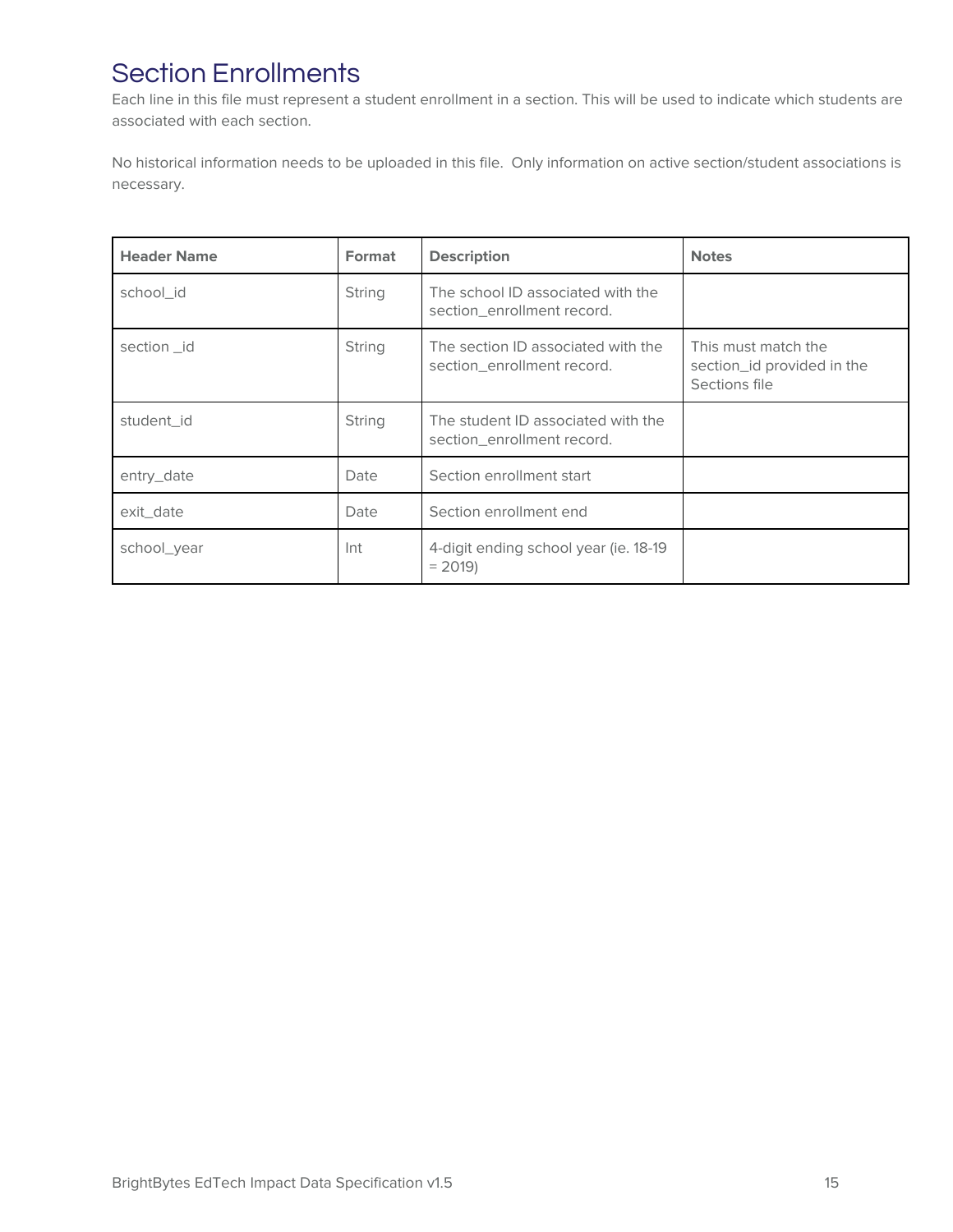## Section Enrollments

Each line in this file must represent a student enrollment in a section. This will be used to indicate which students are associated with each section.

No historical information needs to be uploaded in this file. Only information on active section/student associations is necessary.

| Header Name | Format | Description | Notes |
|---|---|---|---|
| school_id | String | The school ID associated with the section_enrollment record. | |
| section _id | String | The section ID associated with the section_enrollment record. | This must match the section_id provided in the Sections file |
| student_id | String | The student ID associated with the section_enrollment record. | |
| entry_date | Date | Section enrollment start | |
| exit_date | Date | Section enrollment end | |
| school_year | Int | 4-digit ending school year (ie. 18-19 = 2019) | |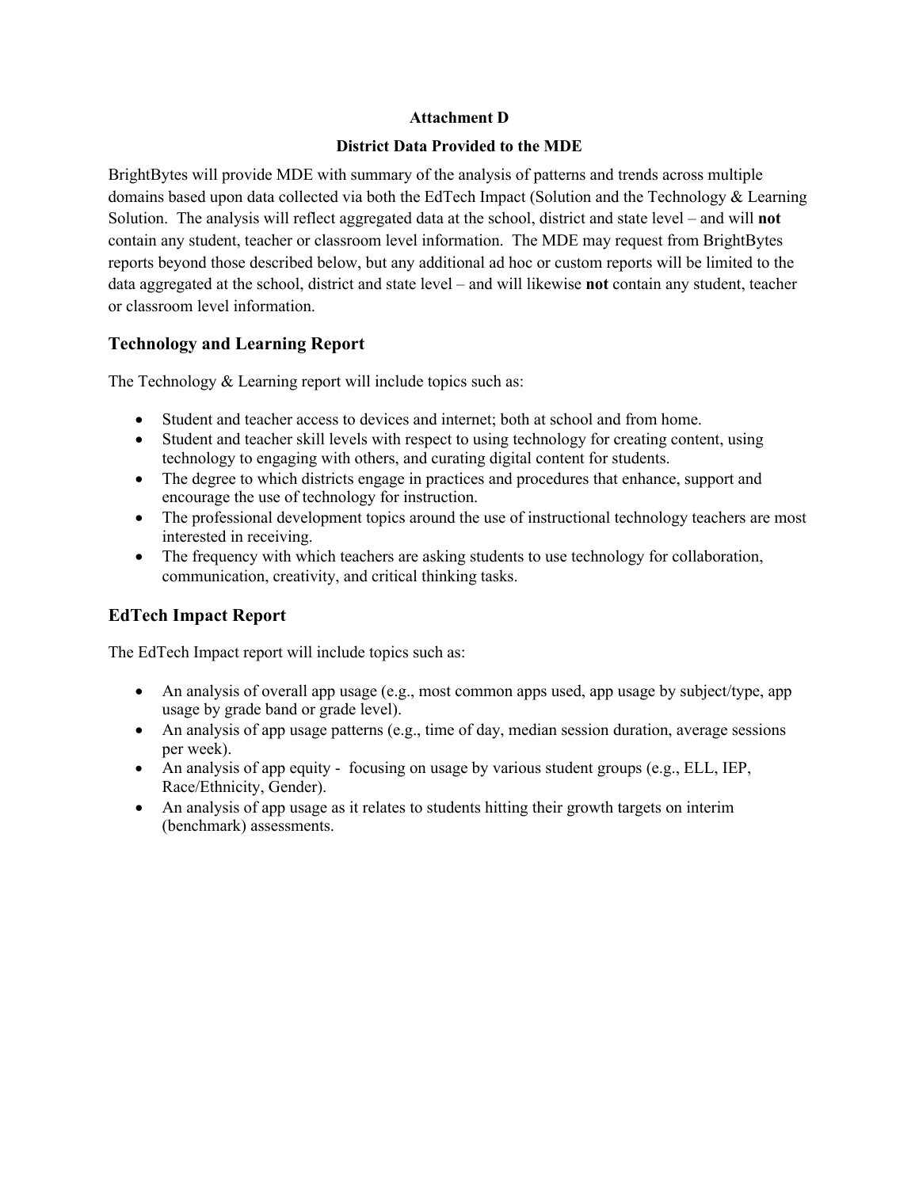**Attachment D**

**District Data Provided to the MDE**

BrightBytes will provide MDE with summary of the analysis of patterns and trends across multiple domains based upon data collected via both the EdTech Impact (Solution and the Technology & Learning Solution. The analysis will reflect aggregated data at the school, district and state level – and will **not** contain any student, teacher or classroom level information. The MDE may request from BrightBytes reports beyond those described below, but any additional ad hoc or custom reports will be limited to the data aggregated at the school, district and state level – and will likewise **not** contain any student, teacher or classroom level information.

## Technology and Learning Report

The Technology & Learning report will include topics such as:

- Student and teacher access to devices and internet; both at school and from home.
- Student and teacher skill levels with respect to using technology for creating content, using technology to engaging with others, and curating digital content for students.
- The degree to which districts engage in practices and procedures that enhance, support and encourage the use of technology for instruction.
- The professional development topics around the use of instructional technology teachers are most interested in receiving.
- The frequency with which teachers are asking students to use technology for collaboration, communication, creativity, and critical thinking tasks.

## EdTech Impact Report

The EdTech Impact report will include topics such as:

- An analysis of overall app usage (e.g., most common apps used, app usage by subject/type, app usage by grade band or grade level).
- An analysis of app usage patterns (e.g., time of day, median session duration, average sessions per week).
- An analysis of app equity - focusing on usage by various student groups (e.g., ELL, IEP, Race/Ethnicity, Gender).
- An analysis of app usage as it relates to students hitting their growth targets on interim (benchmark) assessments.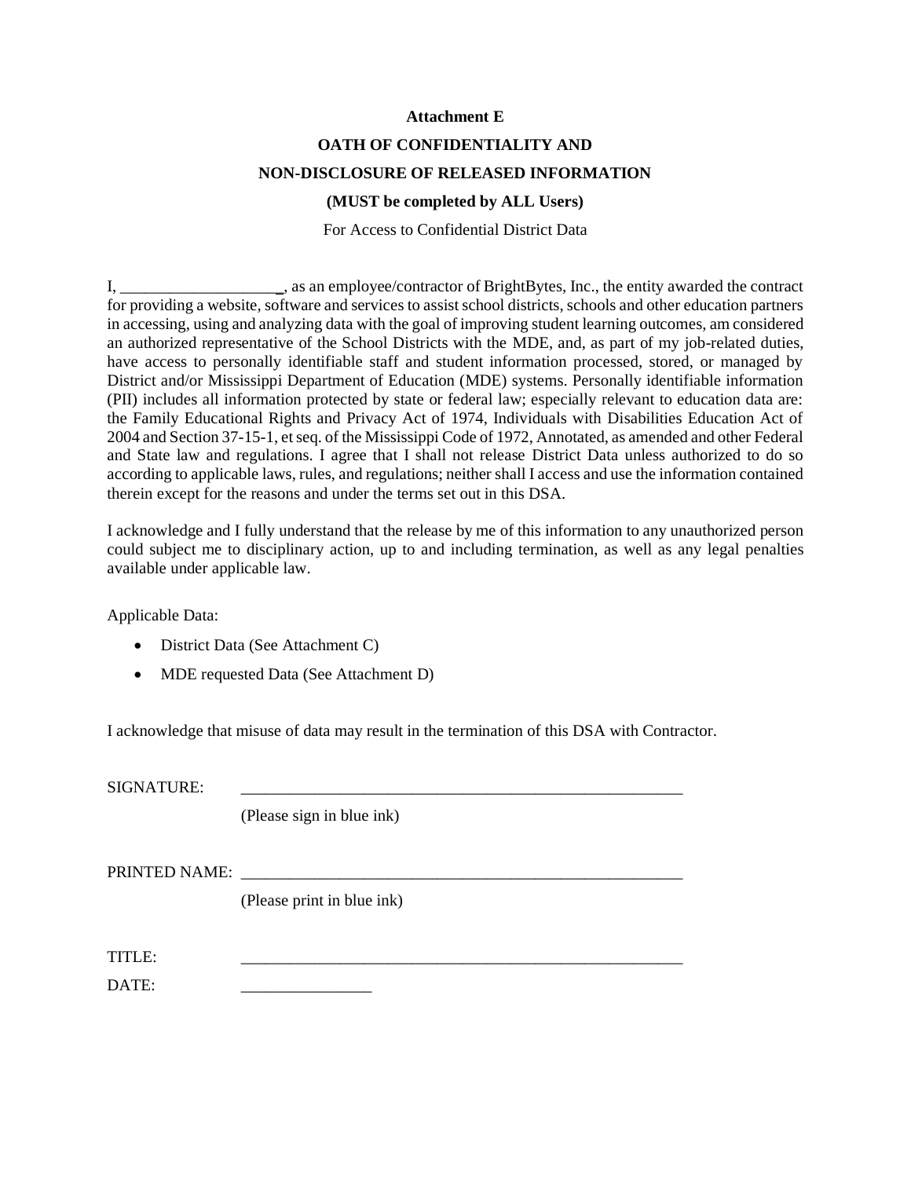**Attachment E**

**OATH OF CONFIDENTIALITY AND**

**NON-DISCLOSURE OF RELEASED INFORMATION**

**(MUST be completed by ALL Users)**

For Access to Confidential District Data

I, ____________________, as an employee/contractor of BrightBytes, Inc., the entity awarded the contract for providing a website, software and services to assist school districts, schools and other education partners in accessing, using and analyzing data with the goal of improving student learning outcomes, am considered an authorized representative of the School Districts with the MDE, and, as part of my job-related duties, have access to personally identifiable staff and student information processed, stored, or managed by District and/or Mississippi Department of Education (MDE) systems. Personally identifiable information (PII) includes all information protected by state or federal law; especially relevant to education data are: the Family Educational Rights and Privacy Act of 1974, Individuals with Disabilities Education Act of 2004 and Section 37-15-1, et seq. of the Mississippi Code of 1972, Annotated, as amended and other Federal and State law and regulations. I agree that I shall not release District Data unless authorized to do so according to applicable laws, rules, and regulations; neither shall I access and use the information contained therein except for the reasons and under the terms set out in this DSA.

I acknowledge and I fully understand that the release by me of this information to any unauthorized person could subject me to disciplinary action, up to and including termination, as well as any legal penalties available under applicable law.

Applicable Data:

- District Data (See Attachment C)
- MDE requested Data (See Attachment D)

I acknowledge that misuse of data may result in the termination of this DSA with Contractor.

SIGNATURE: ________________________________________________________

(Please sign in blue ink)

PRINTED NAME: ________________________________________________________

(Please print in blue ink)

TITLE: ________________________________________________________

DATE: ________________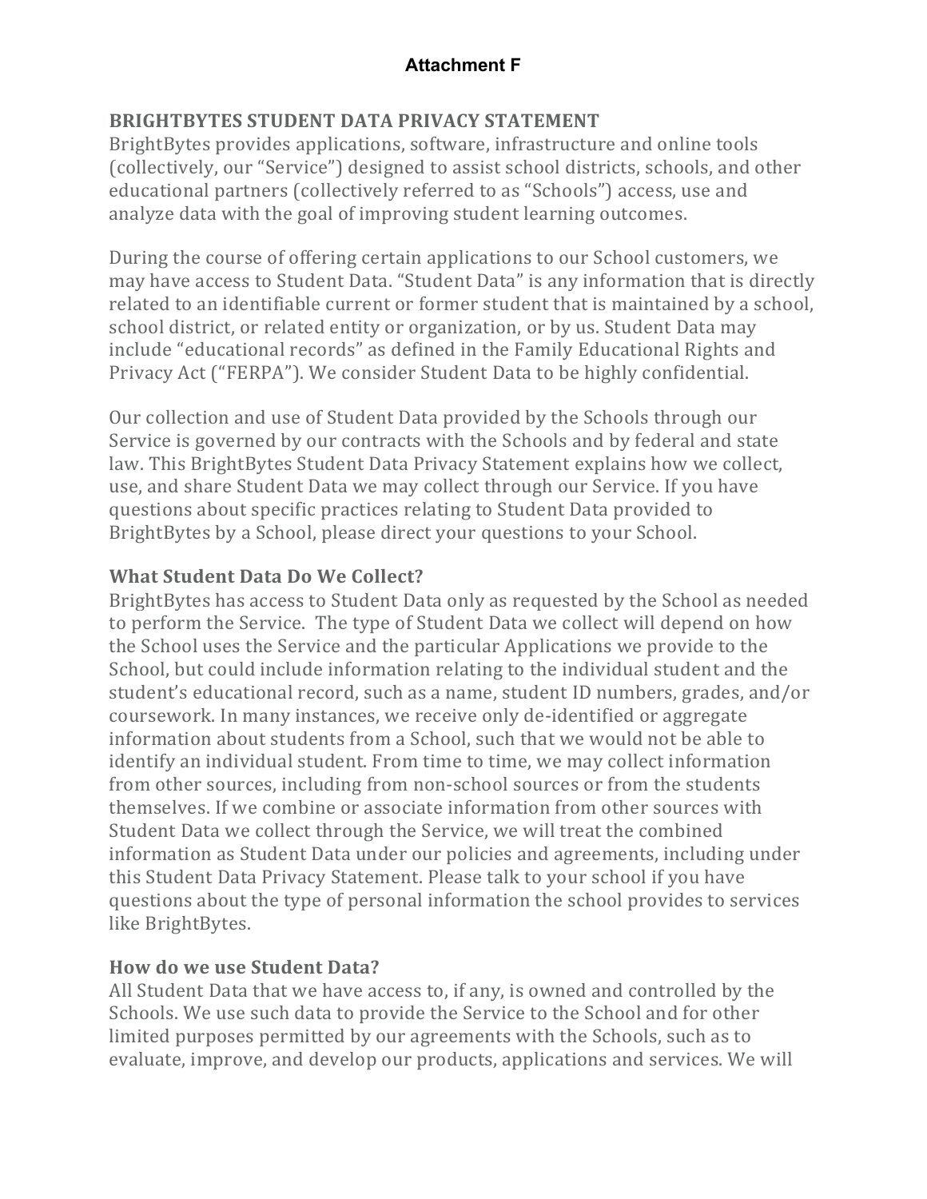**Attachment F**

## BRIGHTBYTES STUDENT DATA PRIVACY STATEMENT

BrightBytes provides applications, software, infrastructure and online tools (collectively, our "Service") designed to assist school districts, schools, and other educational partners (collectively referred to as "Schools") access, use and analyze data with the goal of improving student learning outcomes.

During the course of offering certain applications to our School customers, we may have access to Student Data. "Student Data" is any information that is directly related to an identifiable current or former student that is maintained by a school, school district, or related entity or organization, or by us. Student Data may include "educational records" as defined in the Family Educational Rights and Privacy Act ("FERPA"). We consider Student Data to be highly confidential.

Our collection and use of Student Data provided by the Schools through our Service is governed by our contracts with the Schools and by federal and state law. This BrightBytes Student Data Privacy Statement explains how we collect, use, and share Student Data we may collect through our Service. If you have questions about specific practices relating to Student Data provided to BrightBytes by a School, please direct your questions to your School.

### What Student Data Do We Collect?

BrightBytes has access to Student Data only as requested by the School as needed to perform the Service. The type of Student Data we collect will depend on how the School uses the Service and the particular Applications we provide to the School, but could include information relating to the individual student and the student's educational record, such as a name, student ID numbers, grades, and/or coursework. In many instances, we receive only de-identified or aggregate information about students from a School, such that we would not be able to identify an individual student. From time to time, we may collect information from other sources, including from non-school sources or from the students themselves. If we combine or associate information from other sources with Student Data we collect through the Service, we will treat the combined information as Student Data under our policies and agreements, including under this Student Data Privacy Statement. Please talk to your school if you have questions about the type of personal information the school provides to services like BrightBytes.

### How do we use Student Data?

All Student Data that we have access to, if any, is owned and controlled by the Schools. We use such data to provide the Service to the School and for other limited purposes permitted by our agreements with the Schools, such as to evaluate, improve, and develop our products, applications and services. We will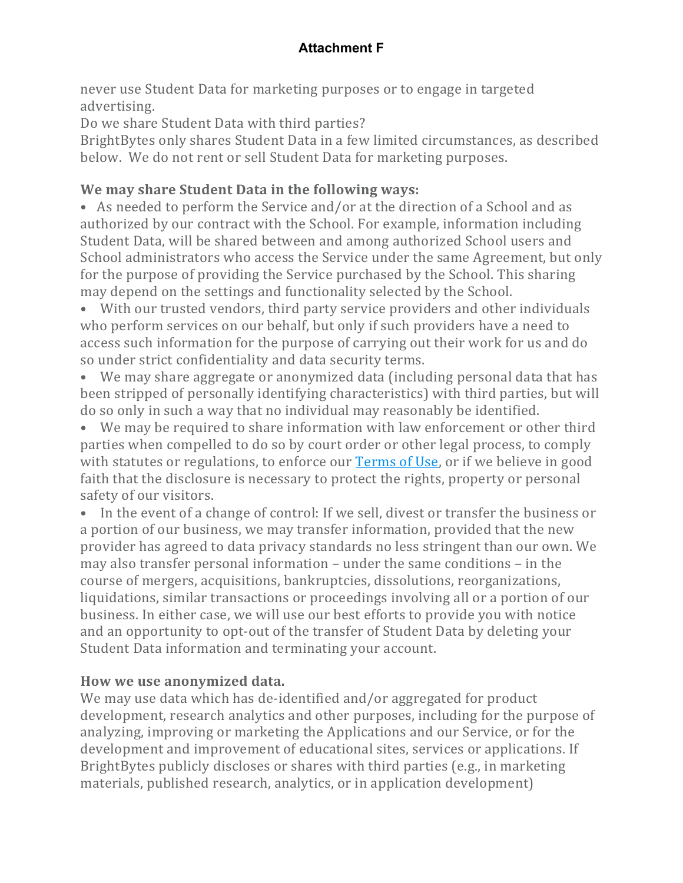never use Student Data for marketing purposes or to engage in targeted advertising.

Do we share Student Data with third parties?

BrightBytes only shares Student Data in a few limited circumstances, as described below. We do not rent or sell Student Data for marketing purposes.

**We may share Student Data in the following ways:**

- As needed to perform the Service and/or at the direction of a School and as authorized by our contract with the School. For example, information including Student Data, will be shared between and among authorized School users and School administrators who access the Service under the same Agreement, but only for the purpose of providing the Service purchased by the School. This sharing may depend on the settings and functionality selected by the School.
- With our trusted vendors, third party service providers and other individuals who perform services on our behalf, but only if such providers have a need to access such information for the purpose of carrying out their work for us and do so under strict confidentiality and data security terms.
- We may share aggregate or anonymized data (including personal data that has been stripped of personally identifying characteristics) with third parties, but will do so only in such a way that no individual may reasonably be identified.
- We may be required to share information with law enforcement or other third parties when compelled to do so by court order or other legal process, to comply with statutes or regulations, to enforce our Terms of Use, or if we believe in good faith that the disclosure is necessary to protect the rights, property or personal safety of our visitors.
- In the event of a change of control: If we sell, divest or transfer the business or a portion of our business, we may transfer information, provided that the new provider has agreed to data privacy standards no less stringent than our own. We may also transfer personal information – under the same conditions – in the course of mergers, acquisitions, bankruptcies, dissolutions, reorganizations, liquidations, similar transactions or proceedings involving all or a portion of our business. In either case, we will use our best efforts to provide you with notice and an opportunity to opt-out of the transfer of Student Data by deleting your Student Data information and terminating your account.

**How we use anonymized data.**

We may use data which has de-identified and/or aggregated for product development, research analytics and other purposes, including for the purpose of analyzing, improving or marketing the Applications and our Service, or for the development and improvement of educational sites, services or applications. If BrightBytes publicly discloses or shares with third parties (e.g., in marketing materials, published research, analytics, or in application development)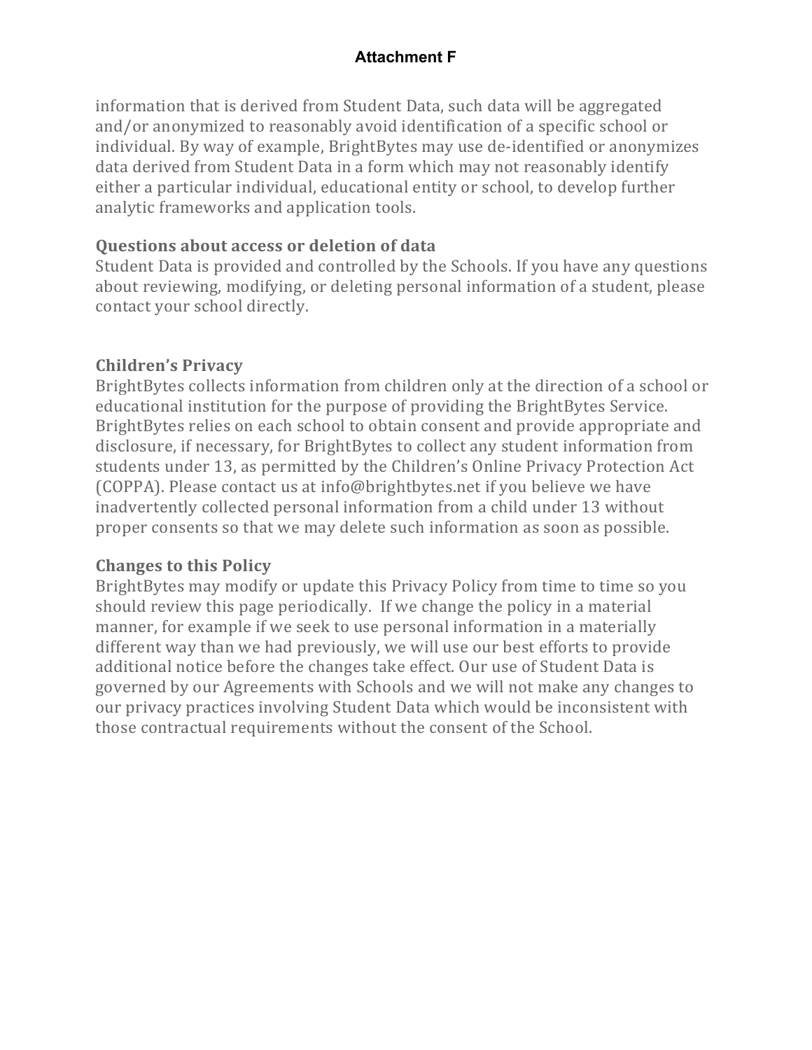information that is derived from Student Data, such data will be aggregated and/or anonymized to reasonably avoid identification of a specific school or individual. By way of example, BrightBytes may use de-identified or anonymizes data derived from Student Data in a form which may not reasonably identify either a particular individual, educational entity or school, to develop further analytic frameworks and application tools.

### Questions about access or deletion of data

Student Data is provided and controlled by the Schools. If you have any questions about reviewing, modifying, or deleting personal information of a student, please contact your school directly.

### Children's Privacy

BrightBytes collects information from children only at the direction of a school or educational institution for the purpose of providing the BrightBytes Service. BrightBytes relies on each school to obtain consent and provide appropriate and disclosure, if necessary, for BrightBytes to collect any student information from students under 13, as permitted by the Children's Online Privacy Protection Act (COPPA). Please contact us at info@brightbytes.net if you believe we have inadvertently collected personal information from a child under 13 without proper consents so that we may delete such information as soon as possible.

### Changes to this Policy

BrightBytes may modify or update this Privacy Policy from time to time so you should review this page periodically. If we change the policy in a material manner, for example if we seek to use personal information in a materially different way than we had previously, we will use our best efforts to provide additional notice before the changes take effect. Our use of Student Data is governed by our Agreements with Schools and we will not make any changes to our privacy practices involving Student Data which would be inconsistent with those contractual requirements without the consent of the School.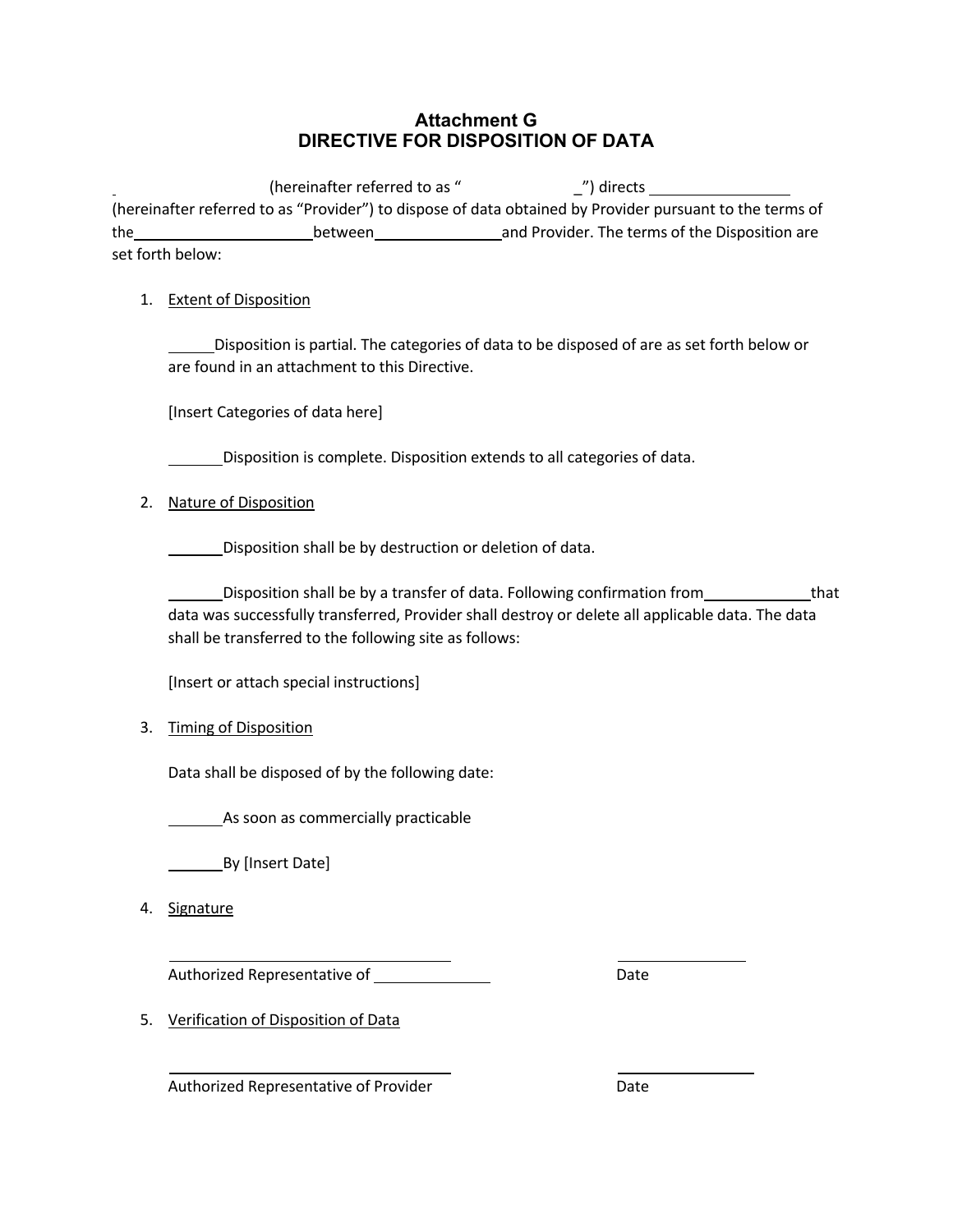# Attachment G
# DIRECTIVE FOR DISPOSITION OF DATA

_____________________ (hereinafter referred to as "_____________") directs _______________ (hereinafter referred to as "Provider") to dispose of data obtained by Provider pursuant to the terms of the _____________________ between _______________ and Provider. The terms of the Disposition are set forth below:

1. Extent of Disposition

   _____ Disposition is partial. The categories of data to be disposed of are as set forth below or are found in an attachment to this Directive.

   [Insert Categories of data here]

   _____ Disposition is complete. Disposition extends to all categories of data.

2. Nature of Disposition

   _____ Disposition shall be by destruction or deletion of data.

   _____ Disposition shall be by a transfer of data. Following confirmation from _____________ that data was successfully transferred, Provider shall destroy or delete all applicable data. The data shall be transferred to the following site as follows:

   [Insert or attach special instructions]

3. Timing of Disposition

   Data shall be disposed of by the following date:

   _____ As soon as commercially practicable

   _____ By [Insert Date]

4. Signature

   ______________________________ ______________
   Authorized Representative of _____________ Date

5. Verification of Disposition of Data

   ______________________________ ______________
   Authorized Representative of Provider Date